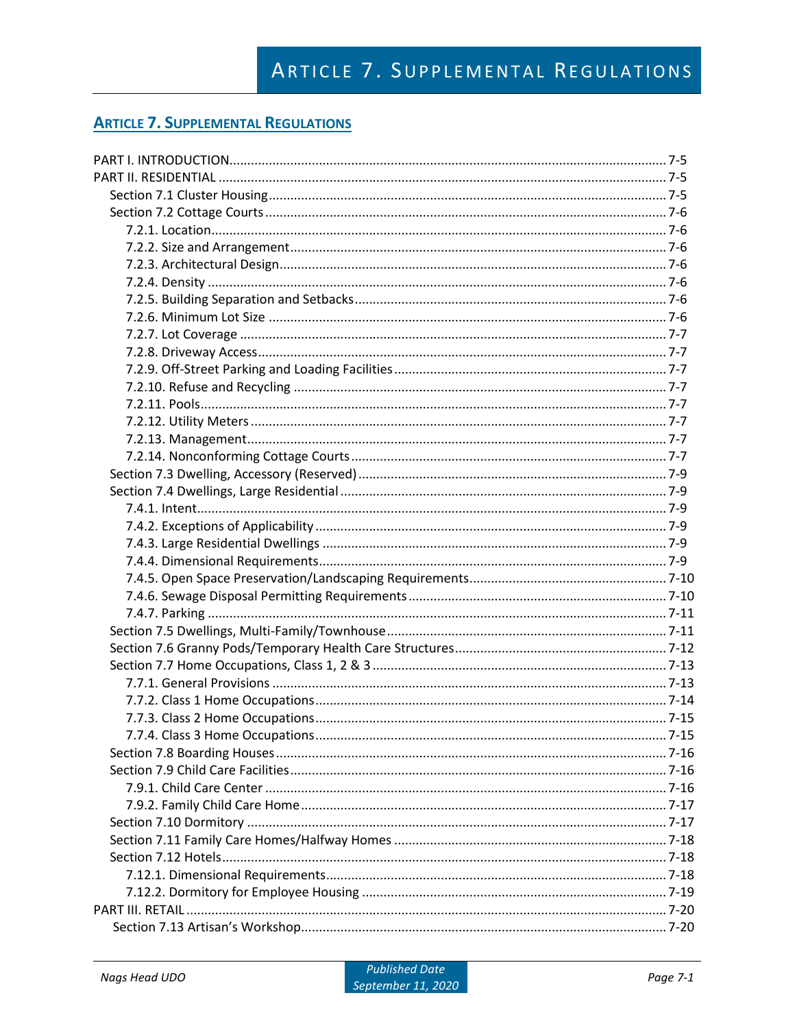# ARTICLE 7. SUPPLEMENTAL REGULATIONS

PART I. INTRODUCTION ........ 7-5
PART II. RESIDENTIAL ........ 7-5
- Section 7.1 Cluster Housing ........ 7-5
- Section 7.2 Cottage Courts ........ 7-6
  - 7.2.1. Location ........ 7-6
  - 7.2.2. Size and Arrangement ........ 7-6
  - 7.2.3. Architectural Design ........ 7-6
  - 7.2.4. Density ........ 7-6
  - 7.2.5. Building Separation and Setbacks ........ 7-6
  - 7.2.6. Minimum Lot Size ........ 7-6
  - 7.2.7. Lot Coverage ........ 7-7
  - 7.2.8. Driveway Access ........ 7-7
  - 7.2.9. Off-Street Parking and Loading Facilities ........ 7-7
  - 7.2.10. Refuse and Recycling ........ 7-7
  - 7.2.11. Pools ........ 7-7
  - 7.2.12. Utility Meters ........ 7-7
  - 7.2.13. Management ........ 7-7
  - 7.2.14. Nonconforming Cottage Courts ........ 7-7
- Section 7.3 Dwelling, Accessory (Reserved) ........ 7-9
- Section 7.4 Dwellings, Large Residential ........ 7-9
  - 7.4.1. Intent ........ 7-9
  - 7.4.2. Exceptions of Applicability ........ 7-9
  - 7.4.3. Large Residential Dwellings ........ 7-9
  - 7.4.4. Dimensional Requirements ........ 7-9
  - 7.4.5. Open Space Preservation/Landscaping Requirements ........ 7-10
  - 7.4.6. Sewage Disposal Permitting Requirements ........ 7-10
  - 7.4.7. Parking ........ 7-11
- Section 7.5 Dwellings, Multi-Family/Townhouse ........ 7-11
- Section 7.6 Granny Pods/Temporary Health Care Structures ........ 7-12
- Section 7.7 Home Occupations, Class 1, 2 & 3 ........ 7-13
  - 7.7.1. General Provisions ........ 7-13
  - 7.7.2. Class 1 Home Occupations ........ 7-14
  - 7.7.3. Class 2 Home Occupations ........ 7-15
  - 7.7.4. Class 3 Home Occupations ........ 7-15
- Section 7.8 Boarding Houses ........ 7-16
- Section 7.9 Child Care Facilities ........ 7-16
  - 7.9.1. Child Care Center ........ 7-16
  - 7.9.2. Family Child Care Home ........ 7-17
- Section 7.10 Dormitory ........ 7-17
- Section 7.11 Family Care Homes/Halfway Homes ........ 7-18
- Section 7.12 Hotels ........ 7-18
  - 7.12.1. Dimensional Requirements ........ 7-18
  - 7.12.2. Dormitory for Employee Housing ........ 7-19

PART III. RETAIL ........ 7-20
- Section 7.13 Artisan's Workshop ........ 7-20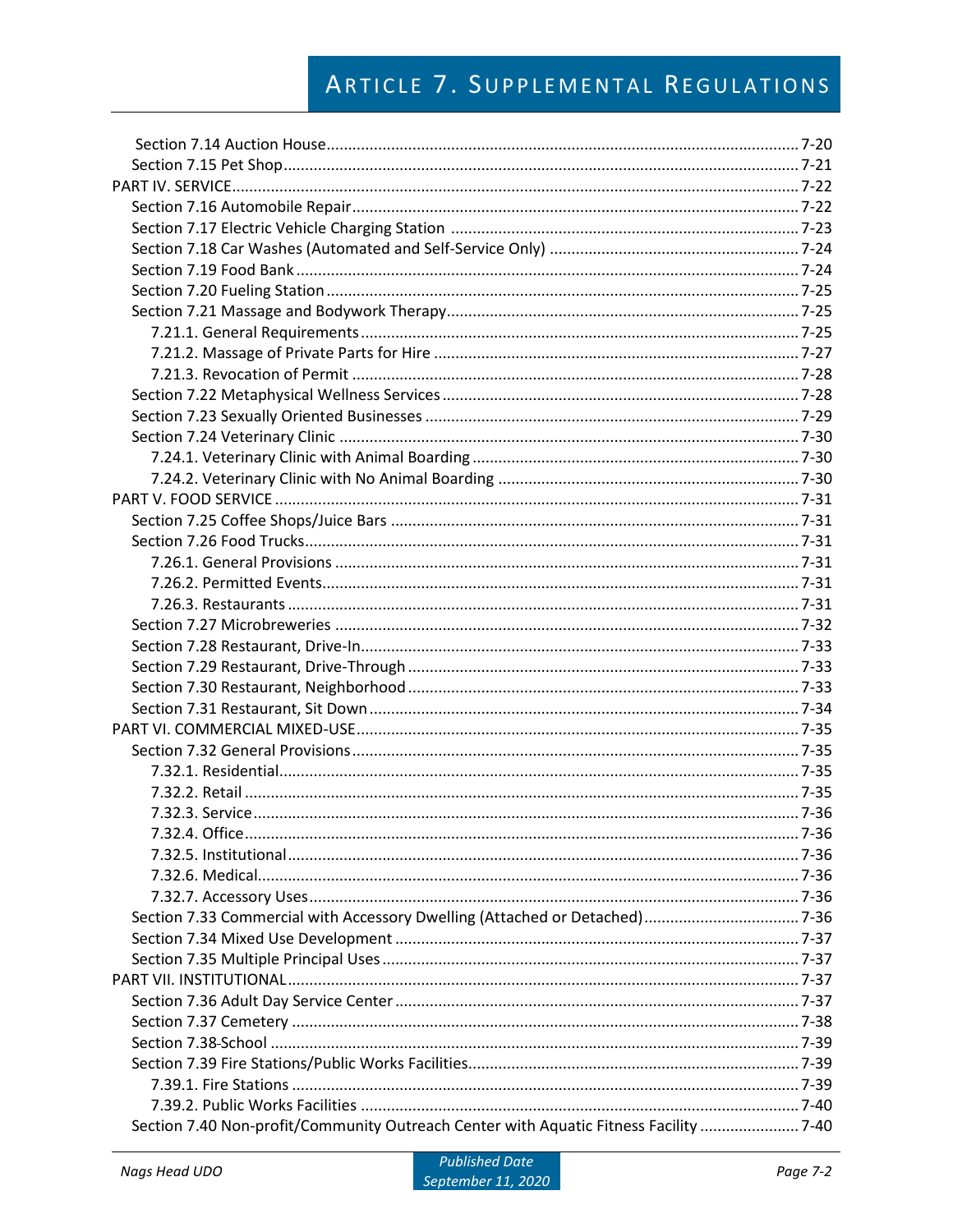Section 7.14 Auction House .......... 7-20
Section 7.15 Pet Shop .......... 7-21
PART IV. SERVICE .......... 7-22
Section 7.16 Automobile Repair .......... 7-22
Section 7.17 Electric Vehicle Charging Station .......... 7-23
Section 7.18 Car Washes (Automated and Self-Service Only) .......... 7-24
Section 7.19 Food Bank .......... 7-24
Section 7.20 Fueling Station .......... 7-25
Section 7.21 Massage and Bodywork Therapy .......... 7-25
7.21.1. General Requirements .......... 7-25
7.21.2. Massage of Private Parts for Hire .......... 7-27
7.21.3. Revocation of Permit .......... 7-28
Section 7.22 Metaphysical Wellness Services .......... 7-28
Section 7.23 Sexually Oriented Businesses .......... 7-29
Section 7.24 Veterinary Clinic .......... 7-30
7.24.1. Veterinary Clinic with Animal Boarding .......... 7-30
7.24.2. Veterinary Clinic with No Animal Boarding .......... 7-30
PART V. FOOD SERVICE .......... 7-31
Section 7.25 Coffee Shops/Juice Bars .......... 7-31
Section 7.26 Food Trucks .......... 7-31
7.26.1. General Provisions .......... 7-31
7.26.2. Permitted Events .......... 7-31
7.26.3. Restaurants .......... 7-31
Section 7.27 Microbreweries .......... 7-32
Section 7.28 Restaurant, Drive-In .......... 7-33
Section 7.29 Restaurant, Drive-Through .......... 7-33
Section 7.30 Restaurant, Neighborhood .......... 7-33
Section 7.31 Restaurant, Sit Down .......... 7-34
PART VI. COMMERCIAL MIXED-USE .......... 7-35
Section 7.32 General Provisions .......... 7-35
7.32.1. Residential .......... 7-35
7.32.2. Retail .......... 7-35
7.32.3. Service .......... 7-36
7.32.4. Office .......... 7-36
7.32.5. Institutional .......... 7-36
7.32.6. Medical .......... 7-36
7.32.7. Accessory Uses .......... 7-36
Section 7.33 Commercial with Accessory Dwelling (Attached or Detached) .......... 7-36
Section 7.34 Mixed Use Development .......... 7-37
Section 7.35 Multiple Principal Uses .......... 7-37
PART VII. INSTITUTIONAL .......... 7-37
Section 7.36 Adult Day Service Center .......... 7-37
Section 7.37 Cemetery .......... 7-38
Section 7.38 School .......... 7-39
Section 7.39 Fire Stations/Public Works Facilities .......... 7-39
7.39.1. Fire Stations .......... 7-39
7.39.2. Public Works Facilities .......... 7-40
Section 7.40 Non-profit/Community Outreach Center with Aquatic Fitness Facility .......... 7-40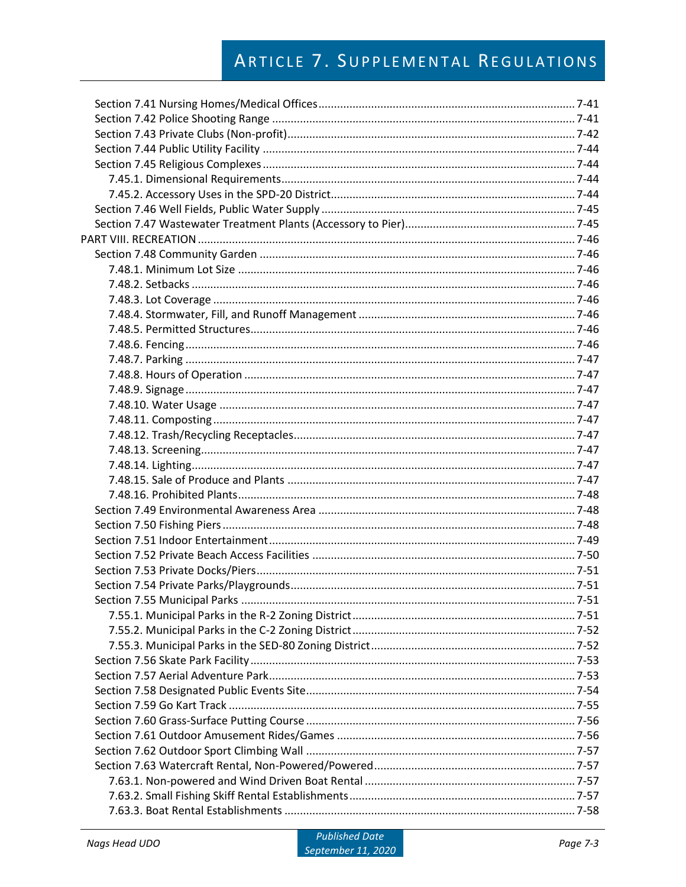Section 7.41 Nursing Homes/Medical Offices ........ 7-41
Section 7.42 Police Shooting Range ........ 7-41
Section 7.43 Private Clubs (Non-profit) ........ 7-42
Section 7.44 Public Utility Facility ........ 7-44
Section 7.45 Religious Complexes ........ 7-44
- 7.45.1. Dimensional Requirements ........ 7-44
- 7.45.2. Accessory Uses in the SPD-20 District ........ 7-44

Section 7.46 Well Fields, Public Water Supply ........ 7-45
Section 7.47 Wastewater Treatment Plants (Accessory to Pier) ........ 7-45

PART VIII. RECREATION ........ 7-46

Section 7.48 Community Garden ........ 7-46
- 7.48.1. Minimum Lot Size ........ 7-46
- 7.48.2. Setbacks ........ 7-46
- 7.48.3. Lot Coverage ........ 7-46
- 7.48.4. Stormwater, Fill, and Runoff Management ........ 7-46
- 7.48.5. Permitted Structures ........ 7-46
- 7.48.6. Fencing ........ 7-46
- 7.48.7. Parking ........ 7-47
- 7.48.8. Hours of Operation ........ 7-47
- 7.48.9. Signage ........ 7-47
- 7.48.10. Water Usage ........ 7-47
- 7.48.11. Composting ........ 7-47
- 7.48.12. Trash/Recycling Receptacles ........ 7-47
- 7.48.13. Screening ........ 7-47
- 7.48.14. Lighting ........ 7-47
- 7.48.15. Sale of Produce and Plants ........ 7-47
- 7.48.16. Prohibited Plants ........ 7-48

Section 7.49 Environmental Awareness Area ........ 7-48
Section 7.50 Fishing Piers ........ 7-48
Section 7.51 Indoor Entertainment ........ 7-49
Section 7.52 Private Beach Access Facilities ........ 7-50
Section 7.53 Private Docks/Piers ........ 7-51
Section 7.54 Private Parks/Playgrounds ........ 7-51
Section 7.55 Municipal Parks ........ 7-51
- 7.55.1. Municipal Parks in the R-2 Zoning District ........ 7-51
- 7.55.2. Municipal Parks in the C-2 Zoning District ........ 7-52
- 7.55.3. Municipal Parks in the SED-80 Zoning District ........ 7-52

Section 7.56 Skate Park Facility ........ 7-53
Section 7.57 Aerial Adventure Park ........ 7-53
Section 7.58 Designated Public Events Site ........ 7-54
Section 7.59 Go Kart Track ........ 7-55
Section 7.60 Grass-Surface Putting Course ........ 7-56
Section 7.61 Outdoor Amusement Rides/Games ........ 7-56
Section 7.62 Outdoor Sport Climbing Wall ........ 7-57
Section 7.63 Watercraft Rental, Non-Powered/Powered ........ 7-57
- 7.63.1. Non-powered and Wind Driven Boat Rental ........ 7-57
- 7.63.2. Small Fishing Skiff Rental Establishments ........ 7-57
- 7.63.3. Boat Rental Establishments ........ 7-58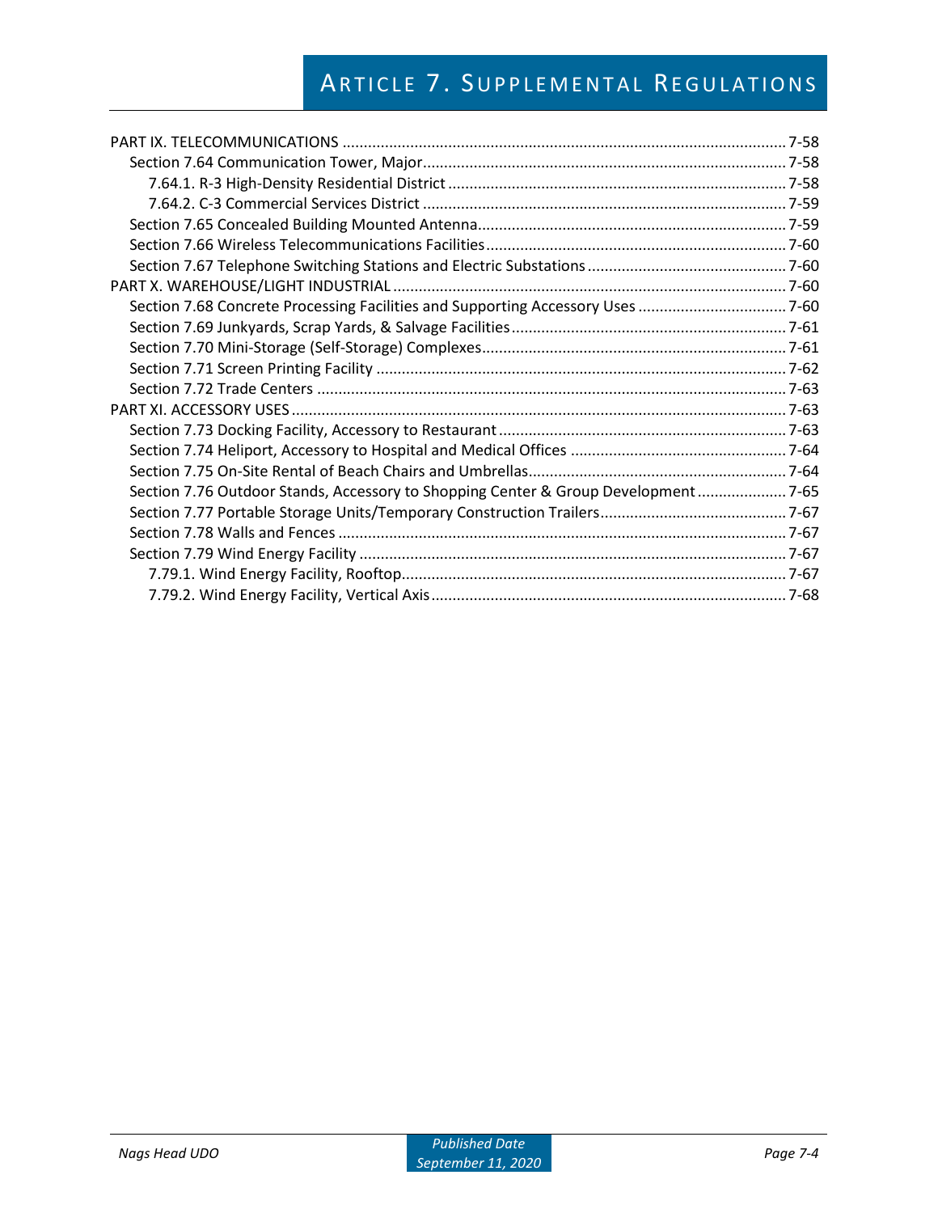PART IX. TELECOMMUNICATIONS ........................................................................................................ 7-58
- Section 7.64 Communication Tower, Major...................................................................................... 7-58
  - 7.64.1. R-3 High-Density Residential District ................................................................................ 7-58
  - 7.64.2. C-3 Commercial Services District ..................................................................................... 7-59
- Section 7.65 Concealed Building Mounted Antenna......................................................................... 7-59
- Section 7.66 Wireless Telecommunications Facilities ....................................................................... 7-60
- Section 7.67 Telephone Switching Stations and Electric Substations ................................................ 7-60

PART X. WAREHOUSE/LIGHT INDUSTRIAL ............................................................................................. 7-60
- Section 7.68 Concrete Processing Facilities and Supporting Accessory Uses ................................... 7-60
- Section 7.69 Junkyards, Scrap Yards, & Salvage Facilities................................................................. 7-61
- Section 7.70 Mini-Storage (Self-Storage) Complexes........................................................................ 7-61
- Section 7.71 Screen Printing Facility ................................................................................................. 7-62
- Section 7.72 Trade Centers ............................................................................................................... 7-63

PART XI. ACCESSORY USES..................................................................................................................... 7-63
- Section 7.73 Docking Facility, Accessory to Restaurant .................................................................... 7-63
- Section 7.74 Heliport, Accessory to Hospital and Medical Offices ................................................... 7-64
- Section 7.75 On-Site Rental of Beach Chairs and Umbrellas............................................................. 7-64
- Section 7.76 Outdoor Stands, Accessory to Shopping Center & Group Development ..................... 7-65
- Section 7.77 Portable Storage Units/Temporary Construction Trailers............................................ 7-67
- Section 7.78 Walls and Fences .......................................................................................................... 7-67
- Section 7.79 Wind Energy Facility ..................................................................................................... 7-67
  - 7.79.1. Wind Energy Facility, Rooftop........................................................................................... 7-67
  - 7.79.2. Wind Energy Facility, Vertical Axis.................................................................................... 7-68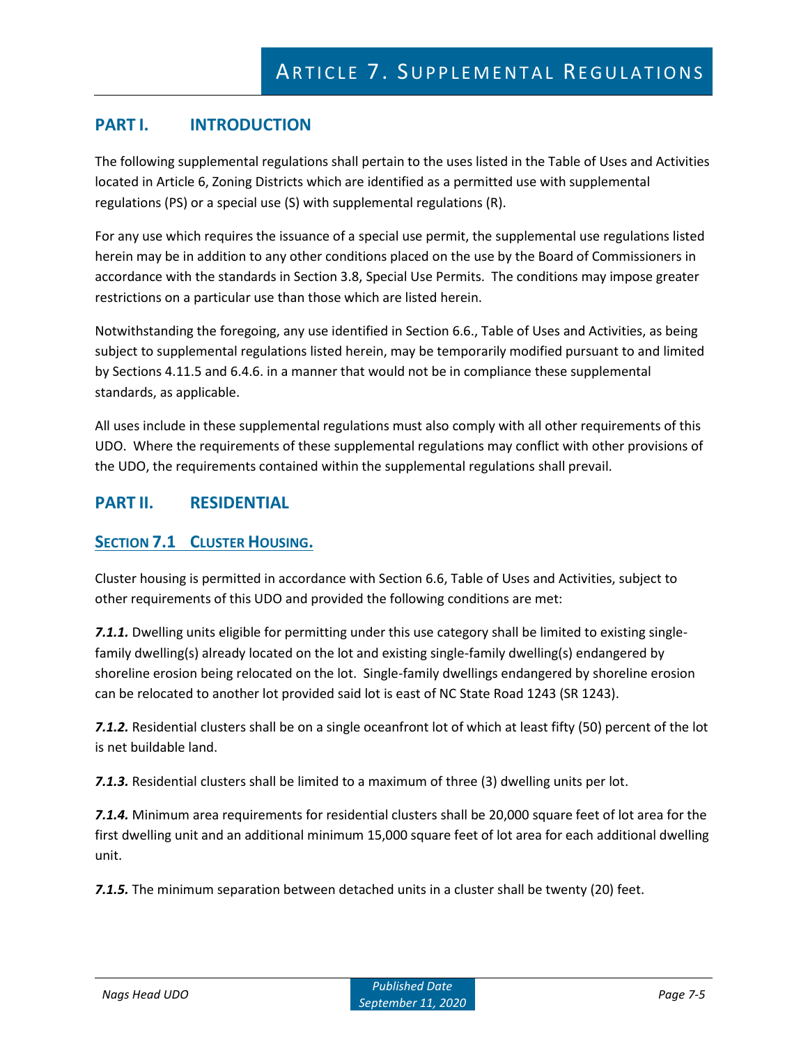# Article 7. Supplemental Regulations

## PART I. INTRODUCTION

The following supplemental regulations shall pertain to the uses listed in the Table of Uses and Activities located in Article 6, Zoning Districts which are identified as a permitted use with supplemental regulations (PS) or a special use (S) with supplemental regulations (R).

For any use which requires the issuance of a special use permit, the supplemental use regulations listed herein may be in addition to any other conditions placed on the use by the Board of Commissioners in accordance with the standards in Section 3.8, Special Use Permits. The conditions may impose greater restrictions on a particular use than those which are listed herein.

Notwithstanding the foregoing, any use identified in Section 6.6., Table of Uses and Activities, as being subject to supplemental regulations listed herein, may be temporarily modified pursuant to and limited by Sections 4.11.5 and 6.4.6. in a manner that would not be in compliance these supplemental standards, as applicable.

All uses include in these supplemental regulations must also comply with all other requirements of this UDO. Where the requirements of these supplemental regulations may conflict with other provisions of the UDO, the requirements contained within the supplemental regulations shall prevail.

## PART II. RESIDENTIAL

### Section 7.1 Cluster Housing.

Cluster housing is permitted in accordance with Section 6.6, Table of Uses and Activities, subject to other requirements of this UDO and provided the following conditions are met:

***7.1.1.*** Dwelling units eligible for permitting under this use category shall be limited to existing single-family dwelling(s) already located on the lot and existing single-family dwelling(s) endangered by shoreline erosion being relocated on the lot. Single-family dwellings endangered by shoreline erosion can be relocated to another lot provided said lot is east of NC State Road 1243 (SR 1243).

***7.1.2.*** Residential clusters shall be on a single oceanfront lot of which at least fifty (50) percent of the lot is net buildable land.

***7.1.3.*** Residential clusters shall be limited to a maximum of three (3) dwelling units per lot.

***7.1.4.*** Minimum area requirements for residential clusters shall be 20,000 square feet of lot area for the first dwelling unit and an additional minimum 15,000 square feet of lot area for each additional dwelling unit.

***7.1.5.*** The minimum separation between detached units in a cluster shall be twenty (20) feet.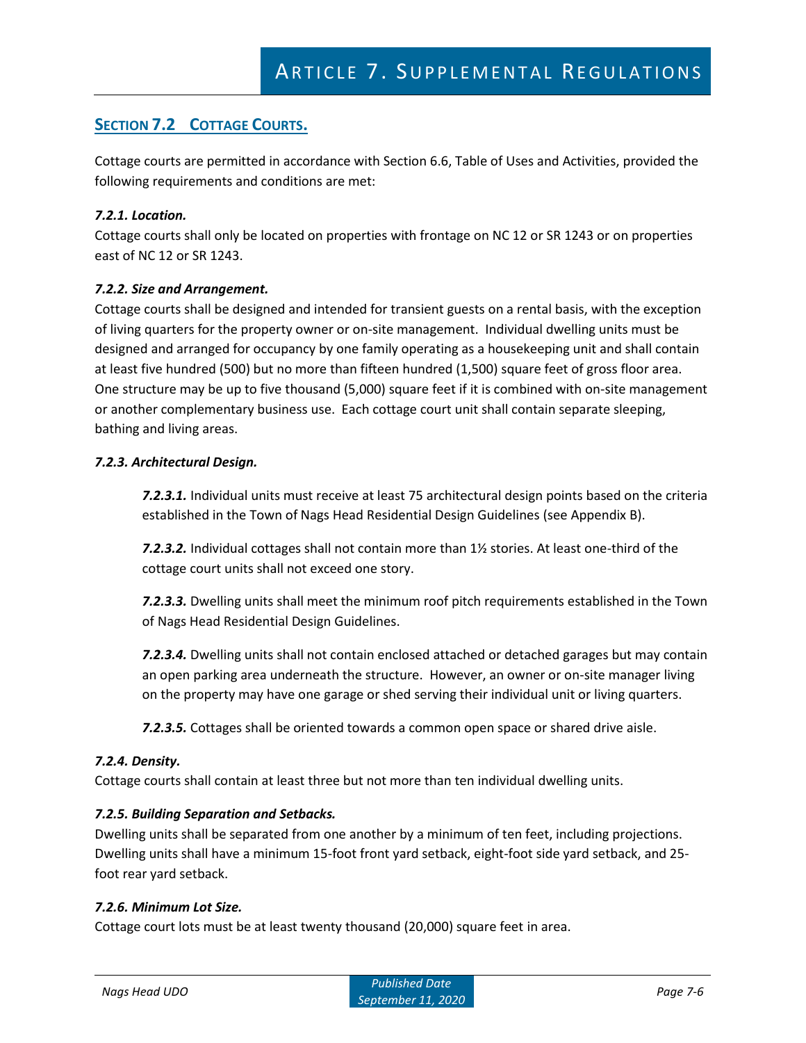## SECTION 7.2 COTTAGE COURTS.

Cottage courts are permitted in accordance with Section 6.6, Table of Uses and Activities, provided the following requirements and conditions are met:

### *7.2.1. Location.*

Cottage courts shall only be located on properties with frontage on NC 12 or SR 1243 or on properties east of NC 12 or SR 1243.

### *7.2.2. Size and Arrangement.*

Cottage courts shall be designed and intended for transient guests on a rental basis, with the exception of living quarters for the property owner or on-site management. Individual dwelling units must be designed and arranged for occupancy by one family operating as a housekeeping unit and shall contain at least five hundred (500) but no more than fifteen hundred (1,500) square feet of gross floor area. One structure may be up to five thousand (5,000) square feet if it is combined with on-site management or another complementary business use. Each cottage court unit shall contain separate sleeping, bathing and living areas.

### *7.2.3. Architectural Design.*

***7.2.3.1.*** Individual units must receive at least 75 architectural design points based on the criteria established in the Town of Nags Head Residential Design Guidelines (see Appendix B).

***7.2.3.2.*** Individual cottages shall not contain more than 1½ stories. At least one-third of the cottage court units shall not exceed one story.

***7.2.3.3.*** Dwelling units shall meet the minimum roof pitch requirements established in the Town of Nags Head Residential Design Guidelines.

***7.2.3.4.*** Dwelling units shall not contain enclosed attached or detached garages but may contain an open parking area underneath the structure. However, an owner or on-site manager living on the property may have one garage or shed serving their individual unit or living quarters.

***7.2.3.5.*** Cottages shall be oriented towards a common open space or shared drive aisle.

### *7.2.4. Density.*

Cottage courts shall contain at least three but not more than ten individual dwelling units.

### *7.2.5. Building Separation and Setbacks.*

Dwelling units shall be separated from one another by a minimum of ten feet, including projections. Dwelling units shall have a minimum 15-foot front yard setback, eight-foot side yard setback, and 25-foot rear yard setback.

### *7.2.6. Minimum Lot Size.*

Cottage court lots must be at least twenty thousand (20,000) square feet in area.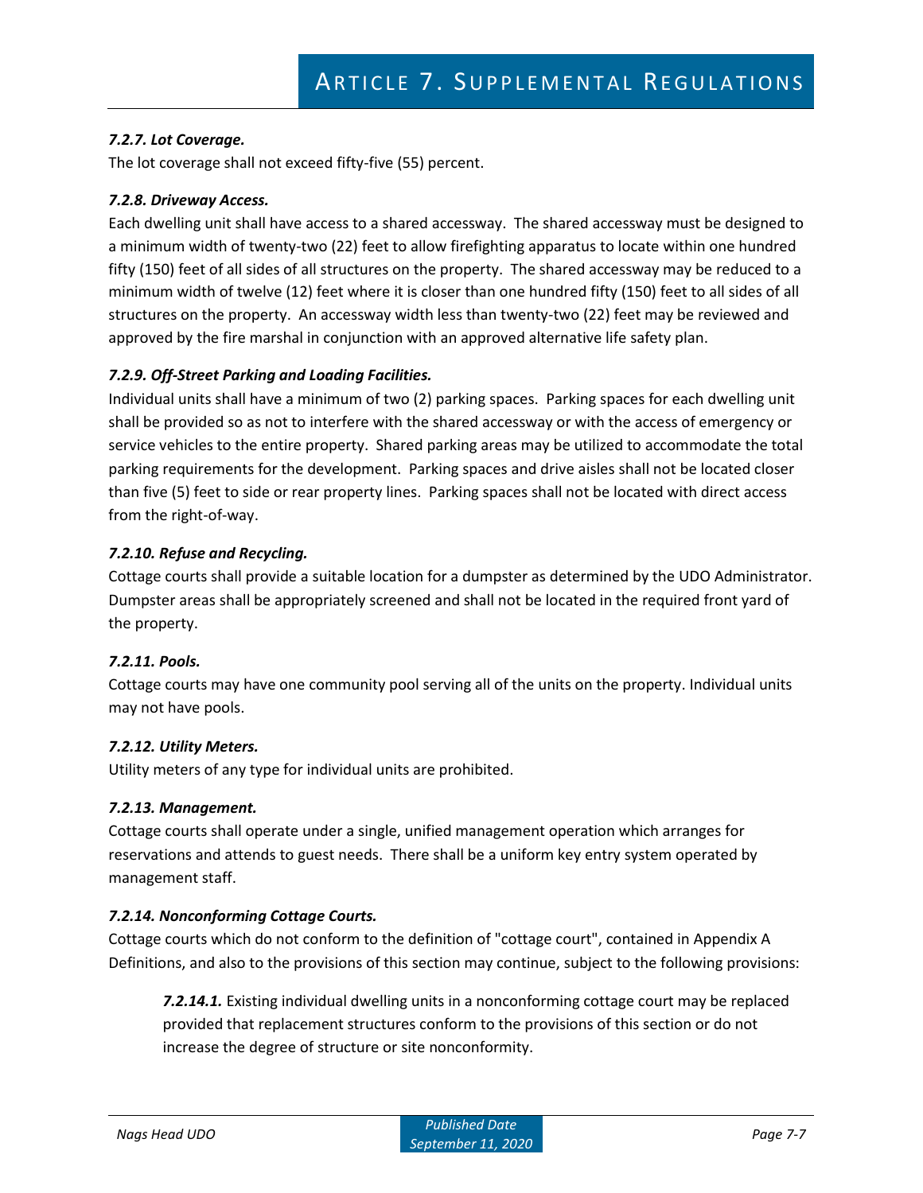#### *7.2.7. Lot Coverage.*

The lot coverage shall not exceed fifty-five (55) percent.

#### *7.2.8. Driveway Access.*

Each dwelling unit shall have access to a shared accessway. The shared accessway must be designed to a minimum width of twenty-two (22) feet to allow firefighting apparatus to locate within one hundred fifty (150) feet of all sides of all structures on the property. The shared accessway may be reduced to a minimum width of twelve (12) feet where it is closer than one hundred fifty (150) feet to all sides of all structures on the property. An accessway width less than twenty-two (22) feet may be reviewed and approved by the fire marshal in conjunction with an approved alternative life safety plan.

#### *7.2.9. Off-Street Parking and Loading Facilities.*

Individual units shall have a minimum of two (2) parking spaces. Parking spaces for each dwelling unit shall be provided so as not to interfere with the shared accessway or with the access of emergency or service vehicles to the entire property. Shared parking areas may be utilized to accommodate the total parking requirements for the development. Parking spaces and drive aisles shall not be located closer than five (5) feet to side or rear property lines. Parking spaces shall not be located with direct access from the right-of-way.

#### *7.2.10. Refuse and Recycling.*

Cottage courts shall provide a suitable location for a dumpster as determined by the UDO Administrator. Dumpster areas shall be appropriately screened and shall not be located in the required front yard of the property.

#### *7.2.11. Pools.*

Cottage courts may have one community pool serving all of the units on the property. Individual units may not have pools.

#### *7.2.12. Utility Meters.*

Utility meters of any type for individual units are prohibited.

#### *7.2.13. Management.*

Cottage courts shall operate under a single, unified management operation which arranges for reservations and attends to guest needs. There shall be a uniform key entry system operated by management staff.

#### *7.2.14. Nonconforming Cottage Courts.*

Cottage courts which do not conform to the definition of "cottage court", contained in Appendix A Definitions, and also to the provisions of this section may continue, subject to the following provisions:

> ***7.2.14.1.*** Existing individual dwelling units in a nonconforming cottage court may be replaced provided that replacement structures conform to the provisions of this section or do not increase the degree of structure or site nonconformity.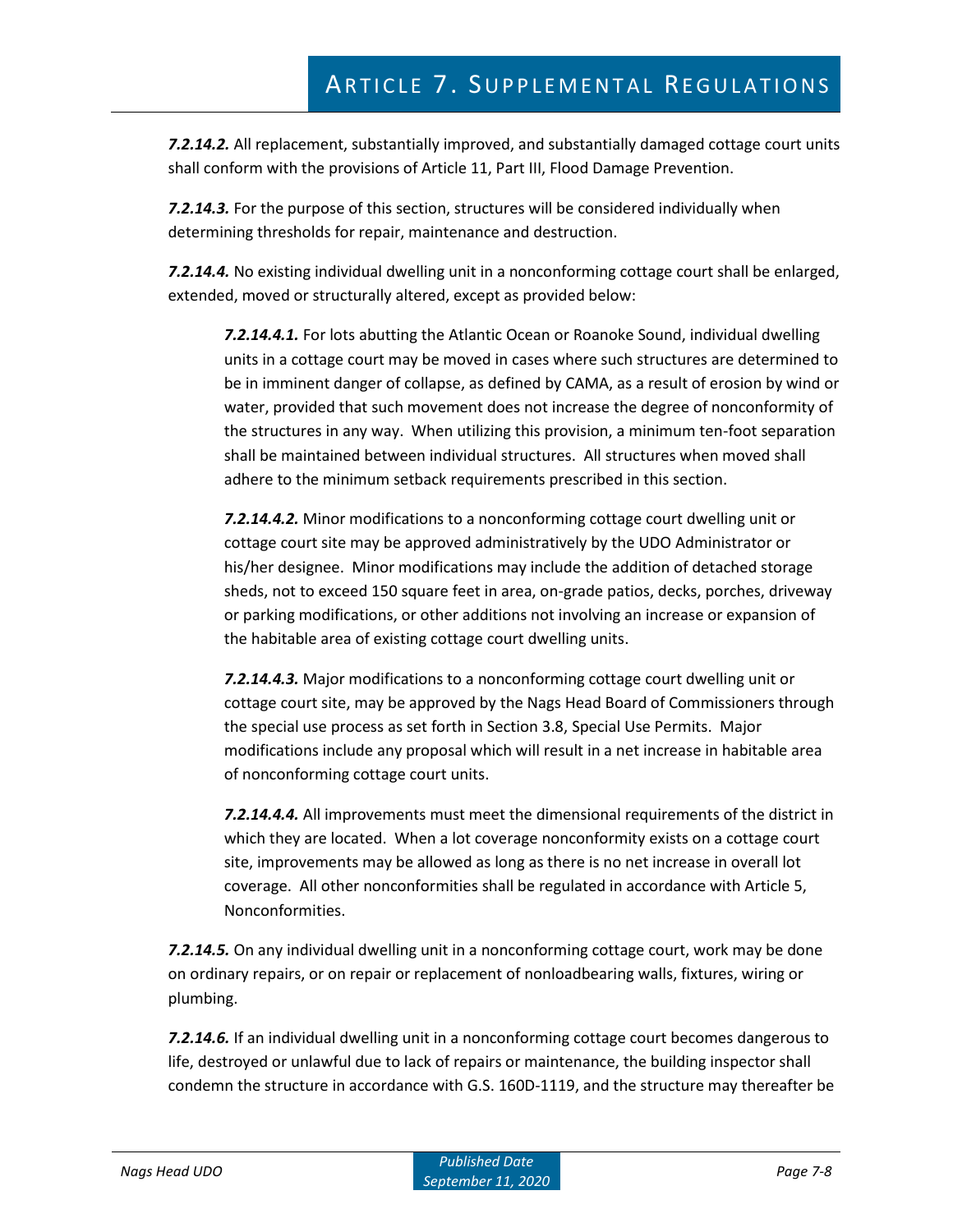***7.2.14.2.*** All replacement, substantially improved, and substantially damaged cottage court units shall conform with the provisions of Article 11, Part III, Flood Damage Prevention.

***7.2.14.3.*** For the purpose of this section, structures will be considered individually when determining thresholds for repair, maintenance and destruction.

***7.2.14.4.*** No existing individual dwelling unit in a nonconforming cottage court shall be enlarged, extended, moved or structurally altered, except as provided below:

> ***7.2.14.4.1.*** For lots abutting the Atlantic Ocean or Roanoke Sound, individual dwelling units in a cottage court may be moved in cases where such structures are determined to be in imminent danger of collapse, as defined by CAMA, as a result of erosion by wind or water, provided that such movement does not increase the degree of nonconformity of the structures in any way. When utilizing this provision, a minimum ten-foot separation shall be maintained between individual structures. All structures when moved shall adhere to the minimum setback requirements prescribed in this section.
>
> ***7.2.14.4.2.*** Minor modifications to a nonconforming cottage court dwelling unit or cottage court site may be approved administratively by the UDO Administrator or his/her designee. Minor modifications may include the addition of detached storage sheds, not to exceed 150 square feet in area, on-grade patios, decks, porches, driveway or parking modifications, or other additions not involving an increase or expansion of the habitable area of existing cottage court dwelling units.
>
> ***7.2.14.4.3.*** Major modifications to a nonconforming cottage court dwelling unit or cottage court site, may be approved by the Nags Head Board of Commissioners through the special use process as set forth in Section 3.8, Special Use Permits. Major modifications include any proposal which will result in a net increase in habitable area of nonconforming cottage court units.
>
> ***7.2.14.4.4.*** All improvements must meet the dimensional requirements of the district in which they are located. When a lot coverage nonconformity exists on a cottage court site, improvements may be allowed as long as there is no net increase in overall lot coverage. All other nonconformities shall be regulated in accordance with Article 5, Nonconformities.

***7.2.14.5.*** On any individual dwelling unit in a nonconforming cottage court, work may be done on ordinary repairs, or on repair or replacement of nonloadbearing walls, fixtures, wiring or plumbing.

***7.2.14.6.*** If an individual dwelling unit in a nonconforming cottage court becomes dangerous to life, destroyed or unlawful due to lack of repairs or maintenance, the building inspector shall condemn the structure in accordance with G.S. 160D-1119, and the structure may thereafter be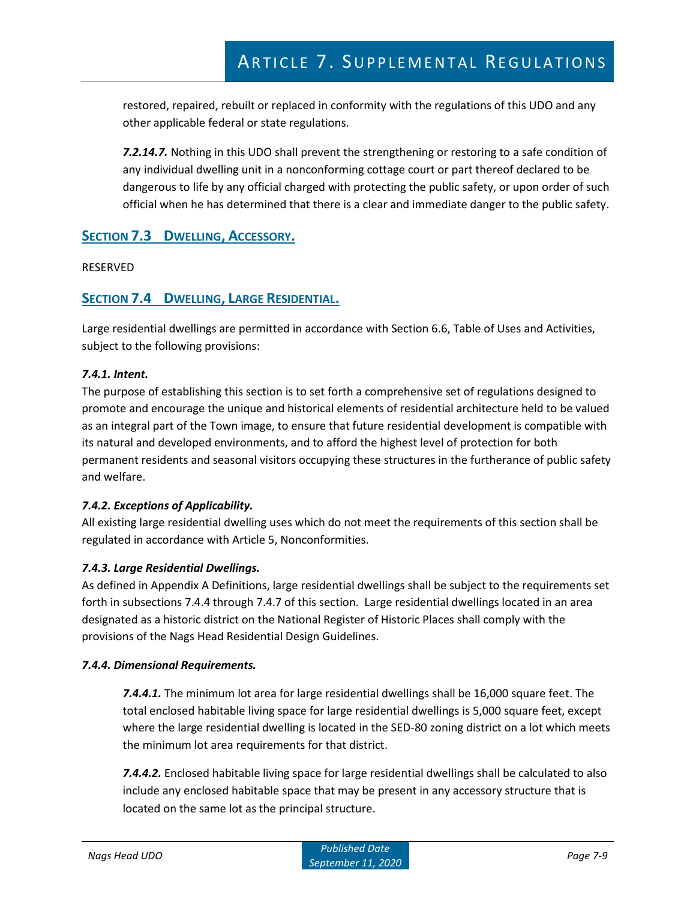restored, repaired, rebuilt or replaced in conformity with the regulations of this UDO and any other applicable federal or state regulations.

***7.2.14.7.*** Nothing in this UDO shall prevent the strengthening or restoring to a safe condition of any individual dwelling unit in a nonconforming cottage court or part thereof declared to be dangerous to life by any official charged with protecting the public safety, or upon order of such official when he has determined that there is a clear and immediate danger to the public safety.

## SECTION 7.3 DWELLING, ACCESSORY.

RESERVED

## SECTION 7.4 DWELLING, LARGE RESIDENTIAL.

Large residential dwellings are permitted in accordance with Section 6.6, Table of Uses and Activities, subject to the following provisions:

### *7.4.1. Intent.*

The purpose of establishing this section is to set forth a comprehensive set of regulations designed to promote and encourage the unique and historical elements of residential architecture held to be valued as an integral part of the Town image, to ensure that future residential development is compatible with its natural and developed environments, and to afford the highest level of protection for both permanent residents and seasonal visitors occupying these structures in the furtherance of public safety and welfare.

### *7.4.2. Exceptions of Applicability.*

All existing large residential dwelling uses which do not meet the requirements of this section shall be regulated in accordance with Article 5, Nonconformities.

### *7.4.3. Large Residential Dwellings.*

As defined in Appendix A Definitions, large residential dwellings shall be subject to the requirements set forth in subsections 7.4.4 through 7.4.7 of this section. Large residential dwellings located in an area designated as a historic district on the National Register of Historic Places shall comply with the provisions of the Nags Head Residential Design Guidelines.

### *7.4.4. Dimensional Requirements.*

***7.4.4.1.*** The minimum lot area for large residential dwellings shall be 16,000 square feet. The total enclosed habitable living space for large residential dwellings is 5,000 square feet, except where the large residential dwelling is located in the SED-80 zoning district on a lot which meets the minimum lot area requirements for that district.

***7.4.4.2.*** Enclosed habitable living space for large residential dwellings shall be calculated to also include any enclosed habitable space that may be present in any accessory structure that is located on the same lot as the principal structure.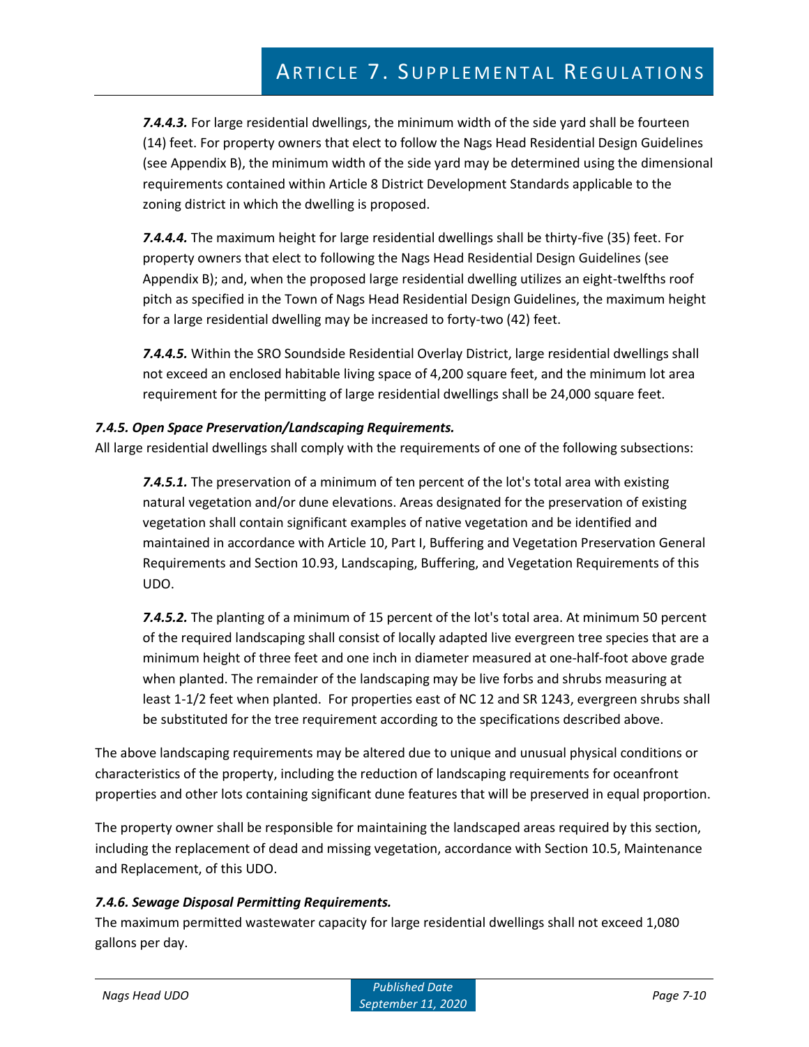***7.4.4.3.*** For large residential dwellings, the minimum width of the side yard shall be fourteen (14) feet. For property owners that elect to follow the Nags Head Residential Design Guidelines (see Appendix B), the minimum width of the side yard may be determined using the dimensional requirements contained within Article 8 District Development Standards applicable to the zoning district in which the dwelling is proposed.

***7.4.4.4.*** The maximum height for large residential dwellings shall be thirty-five (35) feet. For property owners that elect to following the Nags Head Residential Design Guidelines (see Appendix B); and, when the proposed large residential dwelling utilizes an eight-twelfths roof pitch as specified in the Town of Nags Head Residential Design Guidelines, the maximum height for a large residential dwelling may be increased to forty-two (42) feet.

***7.4.4.5.*** Within the SRO Soundside Residential Overlay District, large residential dwellings shall not exceed an enclosed habitable living space of 4,200 square feet, and the minimum lot area requirement for the permitting of large residential dwellings shall be 24,000 square feet.

### *7.4.5. Open Space Preservation/Landscaping Requirements.*

All large residential dwellings shall comply with the requirements of one of the following subsections:

***7.4.5.1.*** The preservation of a minimum of ten percent of the lot's total area with existing natural vegetation and/or dune elevations. Areas designated for the preservation of existing vegetation shall contain significant examples of native vegetation and be identified and maintained in accordance with Article 10, Part I, Buffering and Vegetation Preservation General Requirements and Section 10.93, Landscaping, Buffering, and Vegetation Requirements of this UDO.

***7.4.5.2.*** The planting of a minimum of 15 percent of the lot's total area. At minimum 50 percent of the required landscaping shall consist of locally adapted live evergreen tree species that are a minimum height of three feet and one inch in diameter measured at one-half-foot above grade when planted. The remainder of the landscaping may be live forbs and shrubs measuring at least 1-1/2 feet when planted. For properties east of NC 12 and SR 1243, evergreen shrubs shall be substituted for the tree requirement according to the specifications described above.

The above landscaping requirements may be altered due to unique and unusual physical conditions or characteristics of the property, including the reduction of landscaping requirements for oceanfront properties and other lots containing significant dune features that will be preserved in equal proportion.

The property owner shall be responsible for maintaining the landscaped areas required by this section, including the replacement of dead and missing vegetation, accordance with Section 10.5, Maintenance and Replacement, of this UDO.

### *7.4.6. Sewage Disposal Permitting Requirements.*

The maximum permitted wastewater capacity for large residential dwellings shall not exceed 1,080 gallons per day.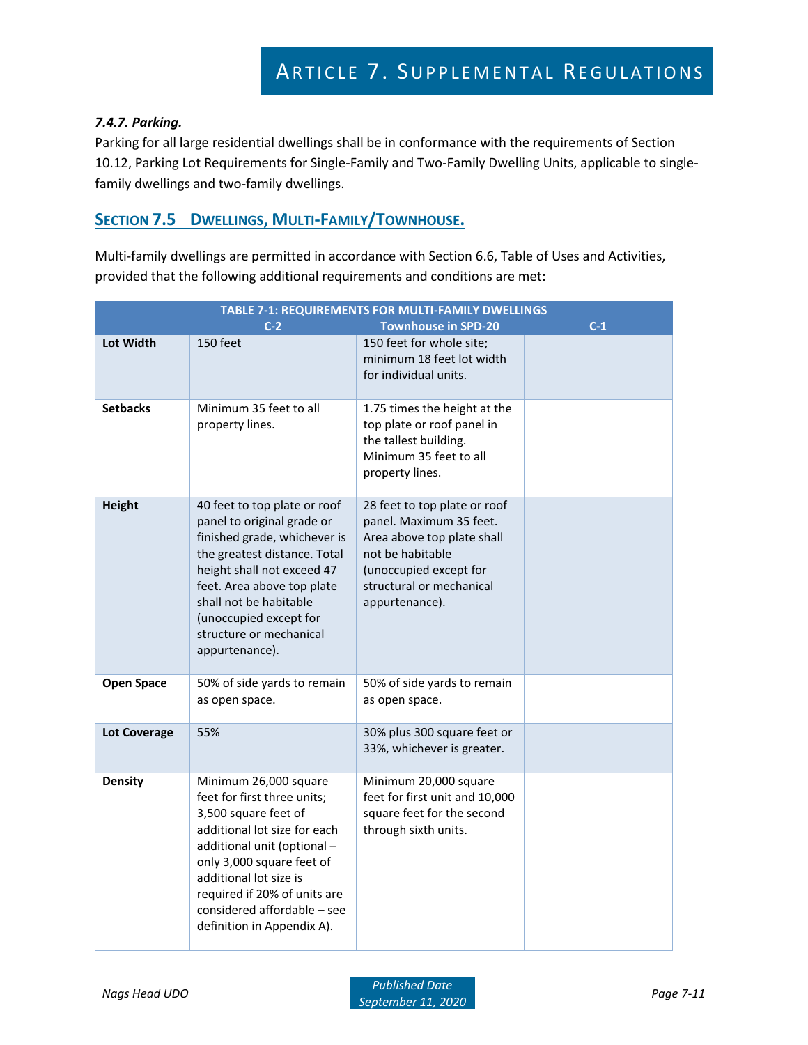#### *7.4.7. Parking.*

Parking for all large residential dwellings shall be in conformance with the requirements of Section 10.12, Parking Lot Requirements for Single-Family and Two-Family Dwelling Units, applicable to single-family dwellings and two-family dwellings.

## SECTION 7.5 DWELLINGS, MULTI-FAMILY/TOWNHOUSE.

Multi-family dwellings are permitted in accordance with Section 6.6, Table of Uses and Activities, provided that the following additional requirements and conditions are met:

**TABLE 7-1: REQUIREMENTS FOR MULTI-FAMILY DWELLINGS**

| | C-2 | Townhouse in SPD-20 | C-1 |
|---|---|---|---|
| **Lot Width** | 150 feet | 150 feet for whole site; minimum 18 feet lot width for individual units. | |
| **Setbacks** | Minimum 35 feet to all property lines. | 1.75 times the height at the top plate or roof panel in the tallest building. Minimum 35 feet to all property lines. | |
| **Height** | 40 feet to top plate or roof panel to original grade or finished grade, whichever is the greatest distance. Total height shall not exceed 47 feet. Area above top plate shall not be habitable (unoccupied except for structure or mechanical appurtenance). | 28 feet to top plate or roof panel. Maximum 35 feet. Area above top plate shall not be habitable (unoccupied except for structural or mechanical appurtenance). | |
| **Open Space** | 50% of side yards to remain as open space. | 50% of side yards to remain as open space. | |
| **Lot Coverage** | 55% | 30% plus 300 square feet or 33%, whichever is greater. | |
| **Density** | Minimum 26,000 square feet for first three units; 3,500 square feet of additional lot size for each additional unit (optional – only 3,000 square feet of additional lot size is required if 20% of units are considered affordable – see definition in Appendix A). | Minimum 20,000 square feet for first unit and 10,000 square feet for the second through sixth units. | |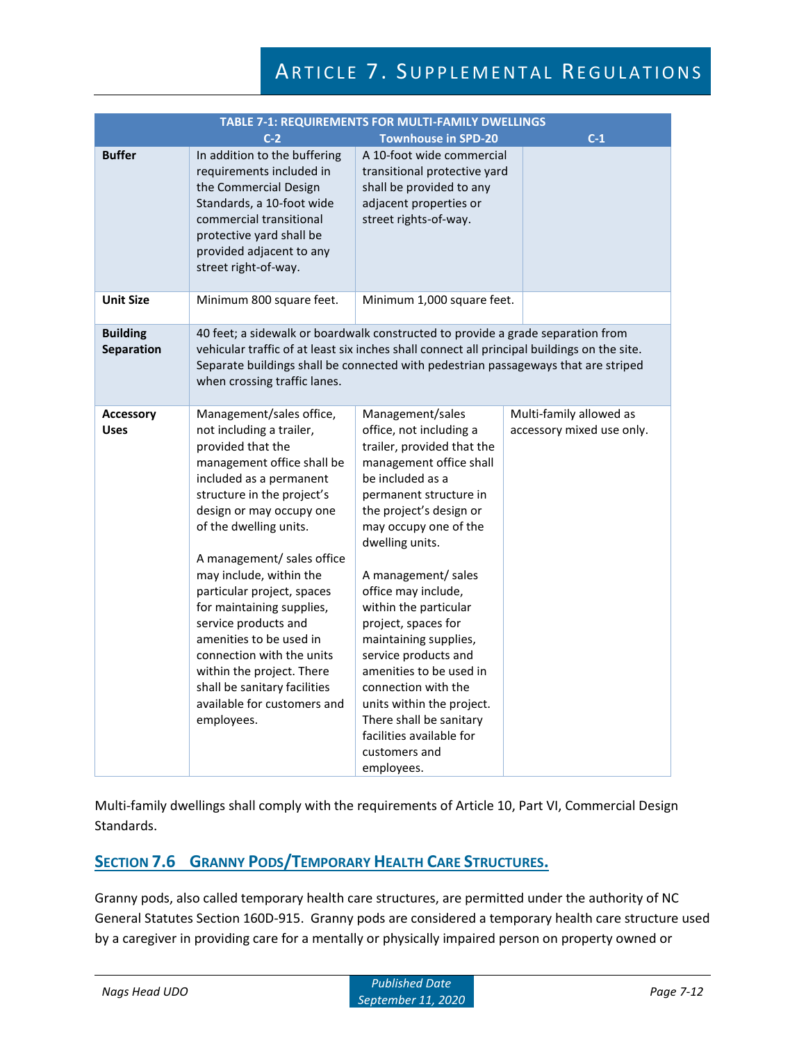| TABLE 7-1: REQUIREMENTS FOR MULTI-FAMILY DWELLINGS | | | |
|---|---|---|---|
| | C-2 | Townhouse in SPD-20 | C-1 |
| **Buffer** | In addition to the buffering requirements included in the Commercial Design Standards, a 10-foot wide commercial transitional protective yard shall be provided adjacent to any street right-of-way. | A 10-foot wide commercial transitional protective yard shall be provided to any adjacent properties or street rights-of-way. | |
| **Unit Size** | Minimum 800 square feet. | Minimum 1,000 square feet. | |
| **Building Separation** | 40 feet; a sidewalk or boardwalk constructed to provide a grade separation from vehicular traffic of at least six inches shall connect all principal buildings on the site. Separate buildings shall be connected with pedestrian passageways that are striped when crossing traffic lanes. | | |
| **Accessory Uses** | Management/sales office, not including a trailer, provided that the management office shall be included as a permanent structure in the project's design or may occupy one of the dwelling units. A management/ sales office may include, within the particular project, spaces for maintaining supplies, service products and amenities to be used in connection with the units within the project. There shall be sanitary facilities available for customers and employees. | Management/sales office, not including a trailer, provided that the management office shall be included as a permanent structure in the project's design or may occupy one of the dwelling units. A management/ sales office may include, within the particular project, spaces for maintaining supplies, service products and amenities to be used in connection with the units within the project. There shall be sanitary facilities available for customers and employees. | Multi-family allowed as accessory mixed use only. |

Multi-family dwellings shall comply with the requirements of Article 10, Part VI, Commercial Design Standards.

## Section 7.6 Granny Pods/Temporary Health Care Structures.

Granny pods, also called temporary health care structures, are permitted under the authority of NC General Statutes Section 160D-915. Granny pods are considered a temporary health care structure used by a caregiver in providing care for a mentally or physically impaired person on property owned or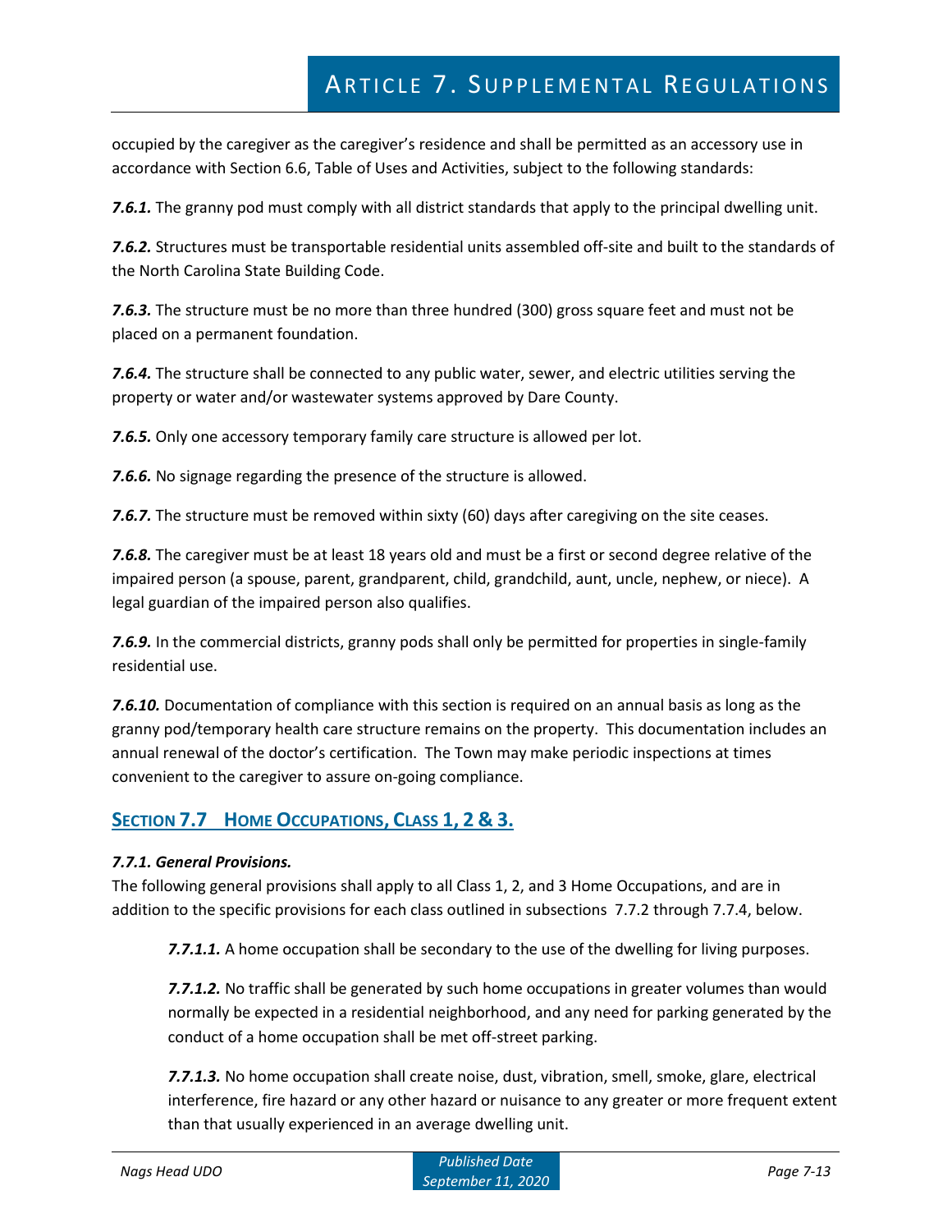occupied by the caregiver as the caregiver's residence and shall be permitted as an accessory use in accordance with Section 6.6, Table of Uses and Activities, subject to the following standards:

***7.6.1.*** The granny pod must comply with all district standards that apply to the principal dwelling unit.

***7.6.2.*** Structures must be transportable residential units assembled off-site and built to the standards of the North Carolina State Building Code.

***7.6.3.*** The structure must be no more than three hundred (300) gross square feet and must not be placed on a permanent foundation.

***7.6.4.*** The structure shall be connected to any public water, sewer, and electric utilities serving the property or water and/or wastewater systems approved by Dare County.

***7.6.5.*** Only one accessory temporary family care structure is allowed per lot.

***7.6.6.*** No signage regarding the presence of the structure is allowed.

***7.6.7.*** The structure must be removed within sixty (60) days after caregiving on the site ceases.

***7.6.8.*** The caregiver must be at least 18 years old and must be a first or second degree relative of the impaired person (a spouse, parent, grandparent, child, grandchild, aunt, uncle, nephew, or niece). A legal guardian of the impaired person also qualifies.

***7.6.9.*** In the commercial districts, granny pods shall only be permitted for properties in single-family residential use.

***7.6.10.*** Documentation of compliance with this section is required on an annual basis as long as the granny pod/temporary health care structure remains on the property. This documentation includes an annual renewal of the doctor's certification. The Town may make periodic inspections at times convenient to the caregiver to assure on-going compliance.

## SECTION 7.7 HOME OCCUPATIONS, CLASS 1, 2 & 3.

***7.7.1. General Provisions.***

The following general provisions shall apply to all Class 1, 2, and 3 Home Occupations, and are in addition to the specific provisions for each class outlined in subsections 7.7.2 through 7.7.4, below.

***7.7.1.1.*** A home occupation shall be secondary to the use of the dwelling for living purposes.

***7.7.1.2.*** No traffic shall be generated by such home occupations in greater volumes than would normally be expected in a residential neighborhood, and any need for parking generated by the conduct of a home occupation shall be met off-street parking.

***7.7.1.3.*** No home occupation shall create noise, dust, vibration, smell, smoke, glare, electrical interference, fire hazard or any other hazard or nuisance to any greater or more frequent extent than that usually experienced in an average dwelling unit.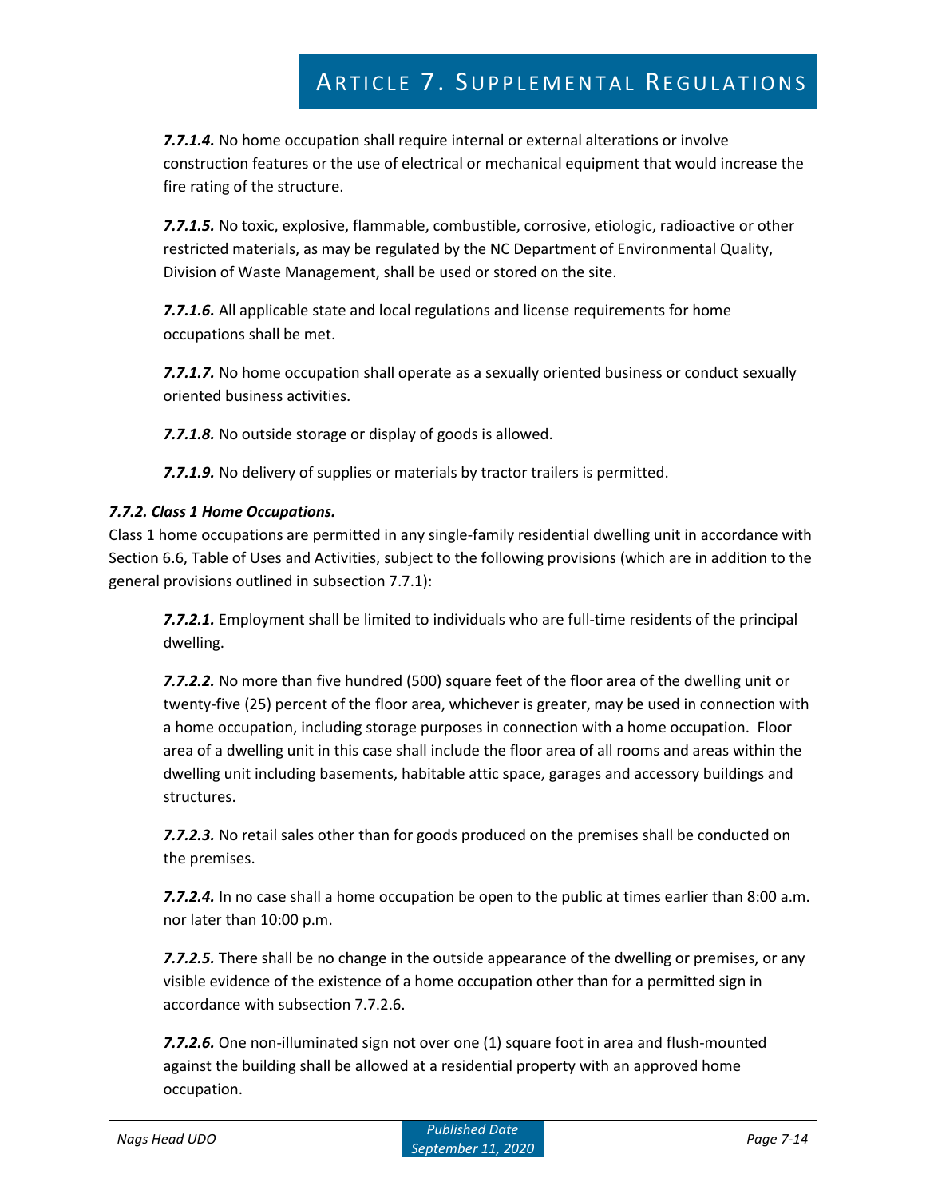***7.7.1.4.*** No home occupation shall require internal or external alterations or involve construction features or the use of electrical or mechanical equipment that would increase the fire rating of the structure.

***7.7.1.5.*** No toxic, explosive, flammable, combustible, corrosive, etiologic, radioactive or other restricted materials, as may be regulated by the NC Department of Environmental Quality, Division of Waste Management, shall be used or stored on the site.

***7.7.1.6.*** All applicable state and local regulations and license requirements for home occupations shall be met.

***7.7.1.7.*** No home occupation shall operate as a sexually oriented business or conduct sexually oriented business activities.

***7.7.1.8.*** No outside storage or display of goods is allowed.

***7.7.1.9.*** No delivery of supplies or materials by tractor trailers is permitted.

***7.7.2. Class 1 Home Occupations.***

Class 1 home occupations are permitted in any single-family residential dwelling unit in accordance with Section 6.6, Table of Uses and Activities, subject to the following provisions (which are in addition to the general provisions outlined in subsection 7.7.1):

***7.7.2.1.*** Employment shall be limited to individuals who are full-time residents of the principal dwelling.

***7.7.2.2.*** No more than five hundred (500) square feet of the floor area of the dwelling unit or twenty-five (25) percent of the floor area, whichever is greater, may be used in connection with a home occupation, including storage purposes in connection with a home occupation. Floor area of a dwelling unit in this case shall include the floor area of all rooms and areas within the dwelling unit including basements, habitable attic space, garages and accessory buildings and structures.

***7.7.2.3.*** No retail sales other than for goods produced on the premises shall be conducted on the premises.

***7.7.2.4.*** In no case shall a home occupation be open to the public at times earlier than 8:00 a.m. nor later than 10:00 p.m.

***7.7.2.5.*** There shall be no change in the outside appearance of the dwelling or premises, or any visible evidence of the existence of a home occupation other than for a permitted sign in accordance with subsection 7.7.2.6.

***7.7.2.6.*** One non-illuminated sign not over one (1) square foot in area and flush-mounted against the building shall be allowed at a residential property with an approved home occupation.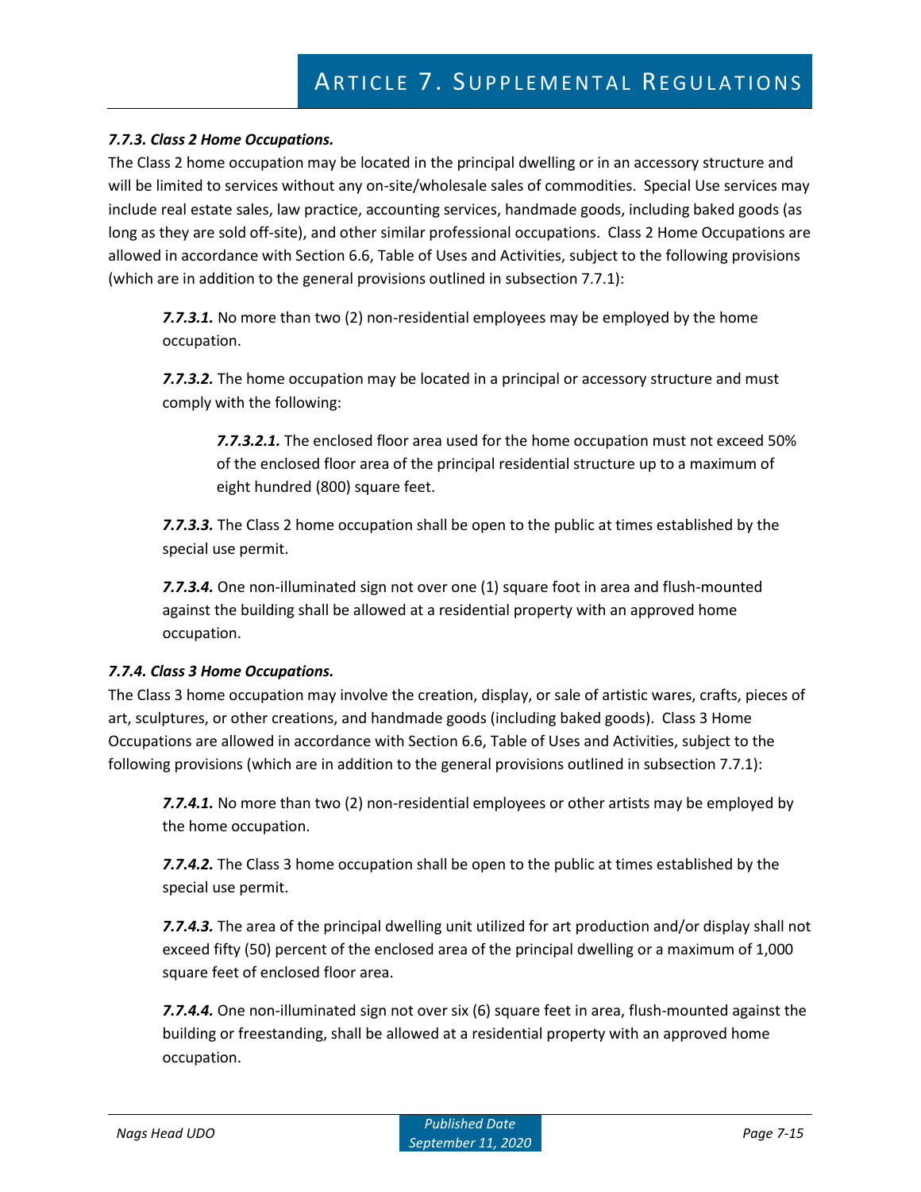***7.7.3. Class 2 Home Occupations.***

The Class 2 home occupation may be located in the principal dwelling or in an accessory structure and will be limited to services without any on-site/wholesale sales of commodities. Special Use services may include real estate sales, law practice, accounting services, handmade goods, including baked goods (as long as they are sold off-site), and other similar professional occupations. Class 2 Home Occupations are allowed in accordance with Section 6.6, Table of Uses and Activities, subject to the following provisions (which are in addition to the general provisions outlined in subsection 7.7.1):

> ***7.7.3.1.*** No more than two (2) non-residential employees may be employed by the home occupation.
>
> ***7.7.3.2.*** The home occupation may be located in a principal or accessory structure and must comply with the following:
>
> > ***7.7.3.2.1.*** The enclosed floor area used for the home occupation must not exceed 50% of the enclosed floor area of the principal residential structure up to a maximum of eight hundred (800) square feet.
>
> ***7.7.3.3.*** The Class 2 home occupation shall be open to the public at times established by the special use permit.
>
> ***7.7.3.4.*** One non-illuminated sign not over one (1) square foot in area and flush-mounted against the building shall be allowed at a residential property with an approved home occupation.

***7.7.4. Class 3 Home Occupations.***

The Class 3 home occupation may involve the creation, display, or sale of artistic wares, crafts, pieces of art, sculptures, or other creations, and handmade goods (including baked goods). Class 3 Home Occupations are allowed in accordance with Section 6.6, Table of Uses and Activities, subject to the following provisions (which are in addition to the general provisions outlined in subsection 7.7.1):

> ***7.7.4.1.*** No more than two (2) non-residential employees or other artists may be employed by the home occupation.
>
> ***7.7.4.2.*** The Class 3 home occupation shall be open to the public at times established by the special use permit.
>
> ***7.7.4.3.*** The area of the principal dwelling unit utilized for art production and/or display shall not exceed fifty (50) percent of the enclosed area of the principal dwelling or a maximum of 1,000 square feet of enclosed floor area.
>
> ***7.7.4.4.*** One non-illuminated sign not over six (6) square feet in area, flush-mounted against the building or freestanding, shall be allowed at a residential property with an approved home occupation.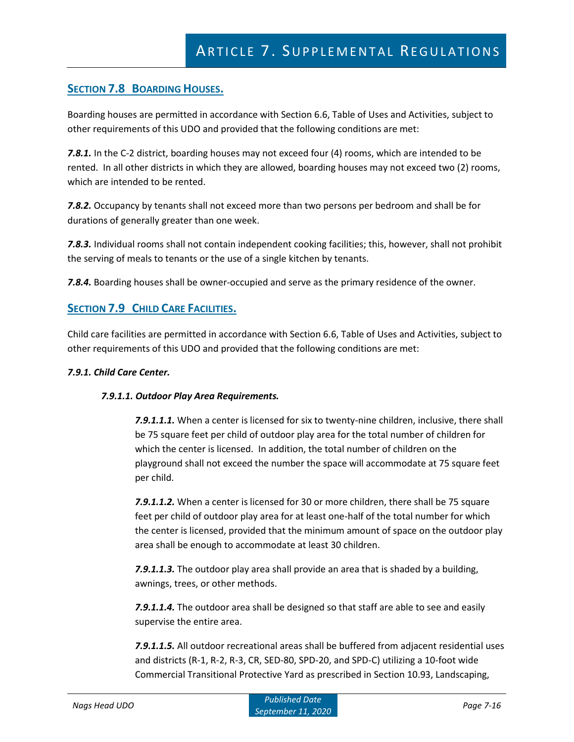## Section 7.8 Boarding Houses.

Boarding houses are permitted in accordance with Section 6.6, Table of Uses and Activities, subject to other requirements of this UDO and provided that the following conditions are met:

***7.8.1.*** In the C-2 district, boarding houses may not exceed four (4) rooms, which are intended to be rented. In all other districts in which they are allowed, boarding houses may not exceed two (2) rooms, which are intended to be rented.

***7.8.2.*** Occupancy by tenants shall not exceed more than two persons per bedroom and shall be for durations of generally greater than one week.

***7.8.3.*** Individual rooms shall not contain independent cooking facilities; this, however, shall not prohibit the serving of meals to tenants or the use of a single kitchen by tenants.

***7.8.4.*** Boarding houses shall be owner-occupied and serve as the primary residence of the owner.

## Section 7.9 Child Care Facilities.

Child care facilities are permitted in accordance with Section 6.6, Table of Uses and Activities, subject to other requirements of this UDO and provided that the following conditions are met:

***7.9.1. Child Care Center.***

***7.9.1.1. Outdoor Play Area Requirements.***

***7.9.1.1.1.*** When a center is licensed for six to twenty-nine children, inclusive, there shall be 75 square feet per child of outdoor play area for the total number of children for which the center is licensed. In addition, the total number of children on the playground shall not exceed the number the space will accommodate at 75 square feet per child.

***7.9.1.1.2.*** When a center is licensed for 30 or more children, there shall be 75 square feet per child of outdoor play area for at least one-half of the total number for which the center is licensed, provided that the minimum amount of space on the outdoor play area shall be enough to accommodate at least 30 children.

***7.9.1.1.3.*** The outdoor play area shall provide an area that is shaded by a building, awnings, trees, or other methods.

***7.9.1.1.4.*** The outdoor area shall be designed so that staff are able to see and easily supervise the entire area.

***7.9.1.1.5.*** All outdoor recreational areas shall be buffered from adjacent residential uses and districts (R-1, R-2, R-3, CR, SED-80, SPD-20, and SPD-C) utilizing a 10-foot wide Commercial Transitional Protective Yard as prescribed in Section 10.93, Landscaping,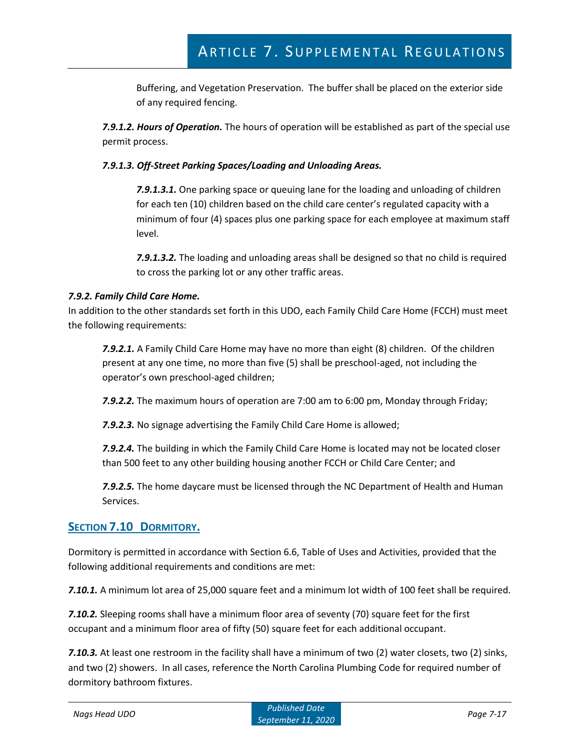Buffering, and Vegetation Preservation. The buffer shall be placed on the exterior side of any required fencing.

***7.9.1.2. Hours of Operation.*** The hours of operation will be established as part of the special use permit process.

***7.9.1.3. Off-Street Parking Spaces/Loading and Unloading Areas.***

***7.9.1.3.1.*** One parking space or queuing lane for the loading and unloading of children for each ten (10) children based on the child care center's regulated capacity with a minimum of four (4) spaces plus one parking space for each employee at maximum staff level.

***7.9.1.3.2.*** The loading and unloading areas shall be designed so that no child is required to cross the parking lot or any other traffic areas.

***7.9.2. Family Child Care Home.***

In addition to the other standards set forth in this UDO, each Family Child Care Home (FCCH) must meet the following requirements:

***7.9.2.1.*** A Family Child Care Home may have no more than eight (8) children. Of the children present at any one time, no more than five (5) shall be preschool-aged, not including the operator's own preschool-aged children;

***7.9.2.2.*** The maximum hours of operation are 7:00 am to 6:00 pm, Monday through Friday;

***7.9.2.3.*** No signage advertising the Family Child Care Home is allowed;

***7.9.2.4.*** The building in which the Family Child Care Home is located may not be located closer than 500 feet to any other building housing another FCCH or Child Care Center; and

***7.9.2.5.*** The home daycare must be licensed through the NC Department of Health and Human Services.

## SECTION 7.10 DORMITORY.

Dormitory is permitted in accordance with Section 6.6, Table of Uses and Activities, provided that the following additional requirements and conditions are met:

***7.10.1.*** A minimum lot area of 25,000 square feet and a minimum lot width of 100 feet shall be required.

***7.10.2.*** Sleeping rooms shall have a minimum floor area of seventy (70) square feet for the first occupant and a minimum floor area of fifty (50) square feet for each additional occupant.

***7.10.3.*** At least one restroom in the facility shall have a minimum of two (2) water closets, two (2) sinks, and two (2) showers. In all cases, reference the North Carolina Plumbing Code for required number of dormitory bathroom fixtures.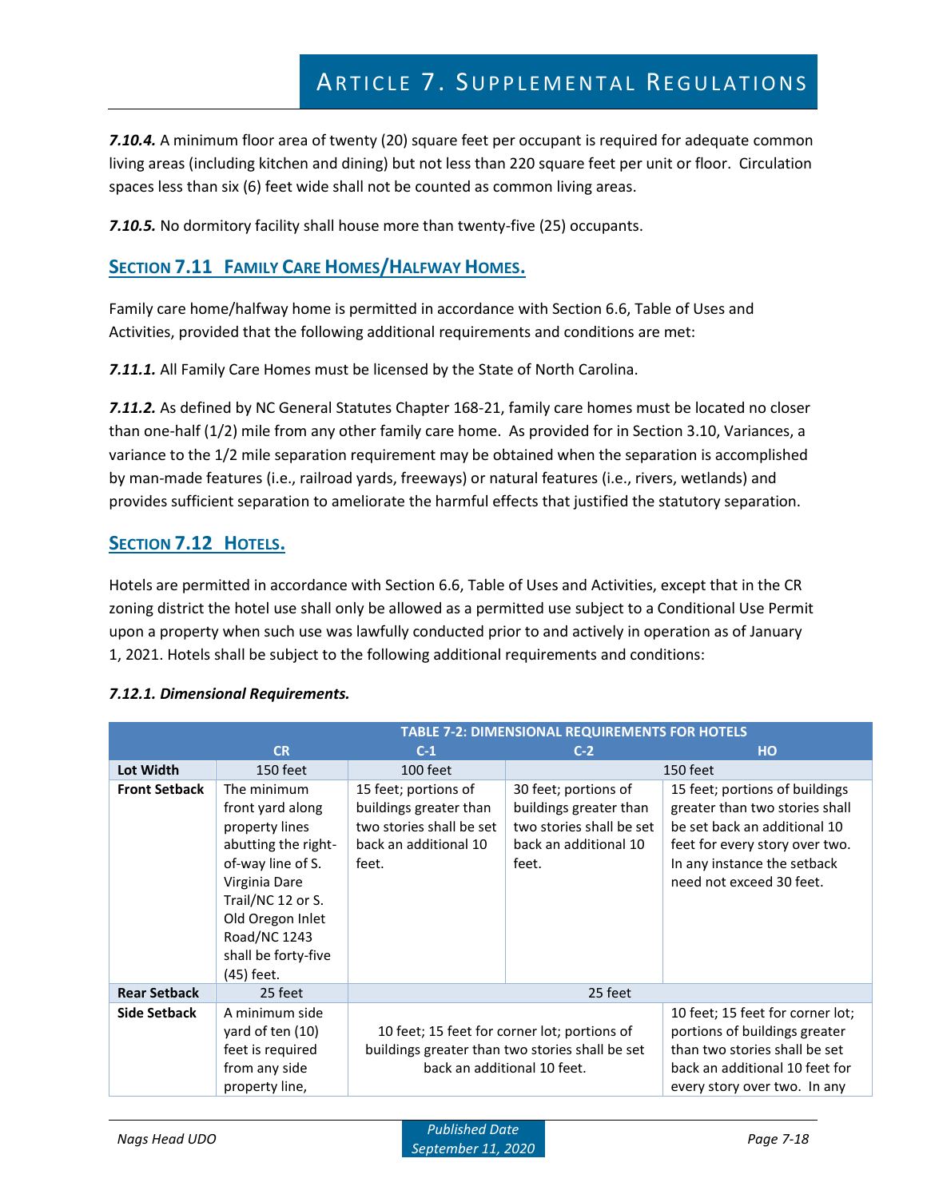**7.10.4.** A minimum floor area of twenty (20) square feet per occupant is required for adequate common living areas (including kitchen and dining) but not less than 220 square feet per unit or floor. Circulation spaces less than six (6) feet wide shall not be counted as common living areas.

**7.10.5.** No dormitory facility shall house more than twenty-five (25) occupants.

## Section 7.11 Family Care Homes/Halfway Homes.

Family care home/halfway home is permitted in accordance with Section 6.6, Table of Uses and Activities, provided that the following additional requirements and conditions are met:

**7.11.1.** All Family Care Homes must be licensed by the State of North Carolina.

**7.11.2.** As defined by NC General Statutes Chapter 168-21, family care homes must be located no closer than one-half (1/2) mile from any other family care home. As provided for in Section 3.10, Variances, a variance to the 1/2 mile separation requirement may be obtained when the separation is accomplished by man-made features (i.e., railroad yards, freeways) or natural features (i.e., rivers, wetlands) and provides sufficient separation to ameliorate the harmful effects that justified the statutory separation.

## Section 7.12 Hotels.

Hotels are permitted in accordance with Section 6.6, Table of Uses and Activities, except that in the CR zoning district the hotel use shall only be allowed as a permitted use subject to a Conditional Use Permit upon a property when such use was lawfully conducted prior to and actively in operation as of January 1, 2021. Hotels shall be subject to the following additional requirements and conditions:

***7.12.1. Dimensional Requirements.***

| TABLE 7-2: DIMENSIONAL REQUIREMENTS FOR HOTELS | | | | |
|---|---|---|---|---|
| | CR | C-1 | C-2 | HO |
| Lot Width | 150 feet | 100 feet | 150 feet | |
| Front Setback | The minimum front yard along property lines abutting the right-of-way line of S. Virginia Dare Trail/NC 12 or S. Old Oregon Inlet Road/NC 1243 shall be forty-five (45) feet. | 15 feet; portions of buildings greater than two stories shall be set back an additional 10 feet. | 30 feet; portions of buildings greater than two stories shall be set back an additional 10 feet. | 15 feet; portions of buildings greater than two stories shall be set back an additional 10 feet for every story over two. In any instance the setback need not exceed 30 feet. |
| Rear Setback | 25 feet | 25 feet | | |
| Side Setback | A minimum side yard of ten (10) feet is required from any side property line, | 10 feet; 15 feet for corner lot; portions of buildings greater than two stories shall be set back an additional 10 feet. | | 10 feet; 15 feet for corner lot; portions of buildings greater than two stories shall be set back an additional 10 feet for every story over two. In any |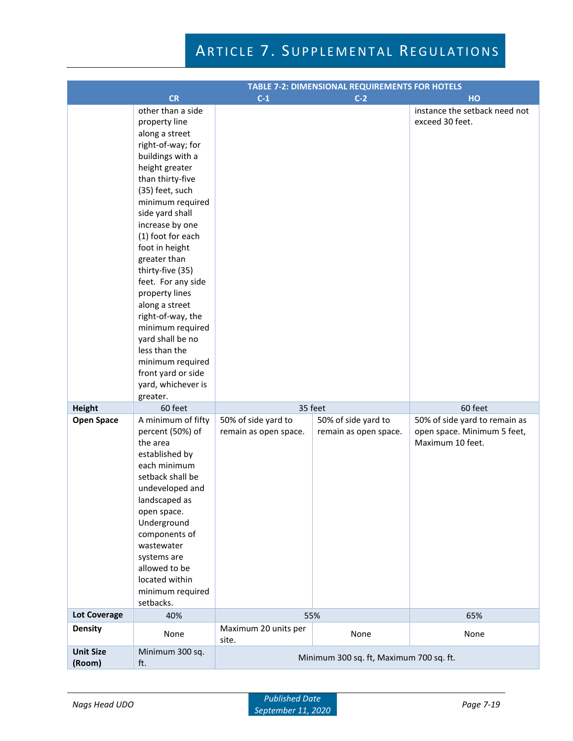| TABLE 7-2: DIMENSIONAL REQUIREMENTS FOR HOTELS | | | | |
|---|---|---|---|---|
| | CR | C-1 | C-2 | HO |
| | other than a side property line along a street right-of-way; for buildings with a height greater than thirty-five (35) feet, such minimum required side yard shall increase by one (1) foot for each foot in height greater than thirty-five (35) feet. For any side property lines along a street right-of-way, the minimum required yard shall be no less than the minimum required front yard or side yard, whichever is greater. | | | instance the setback need not exceed 30 feet. |
| **Height** | 60 feet | 35 feet | | 60 feet |
| **Open Space** | A minimum of fifty percent (50%) of the area established by each minimum setback shall be undeveloped and landscaped as open space. Underground components of wastewater systems are allowed to be located within minimum required setbacks. | 50% of side yard to remain as open space. | 50% of side yard to remain as open space. | 50% of side yard to remain as open space. Minimum 5 feet, Maximum 10 feet. |
| **Lot Coverage** | 40% | 55% | | 65% |
| **Density** | None | Maximum 20 units per site. | None | None |
| **Unit Size (Room)** | Minimum 300 sq. ft. | Minimum 300 sq. ft, Maximum 700 sq. ft. | | |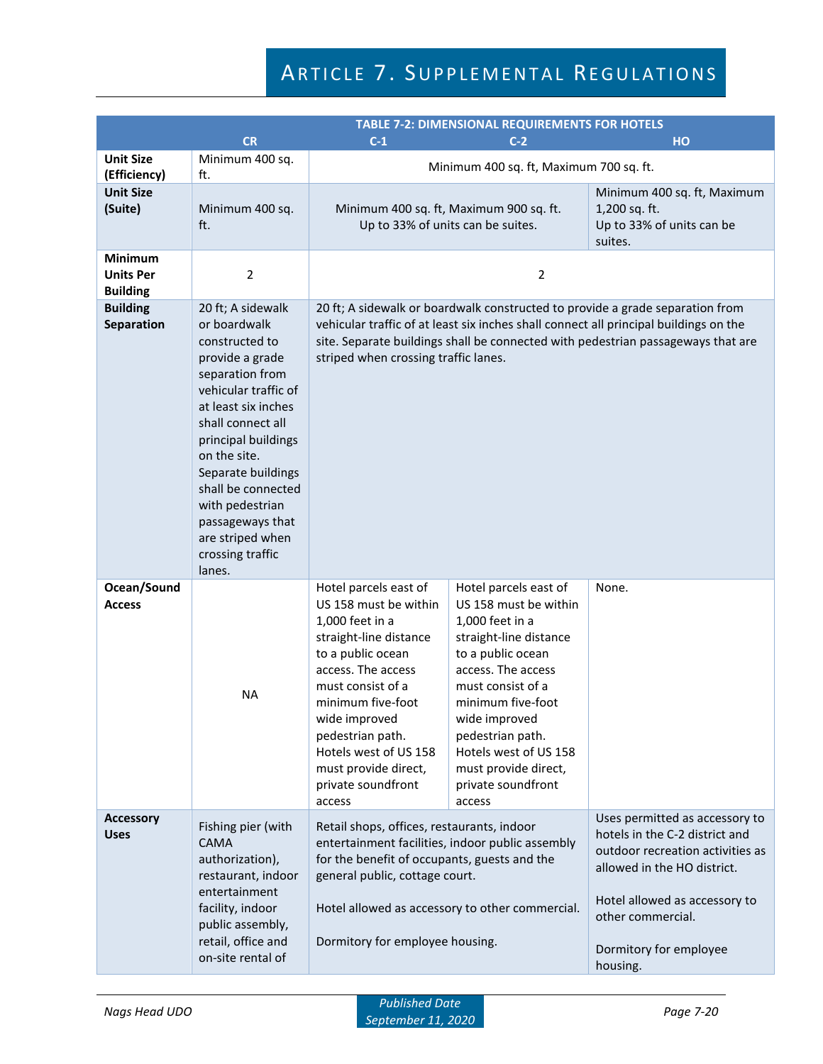| TABLE 7-2: DIMENSIONAL REQUIREMENTS FOR HOTELS | | | | |
|---|---|---|---|---|
| | CR | C-1 | C-2 | HO |
| **Unit Size (Efficiency)** | Minimum 400 sq. ft. | Minimum 400 sq. ft, Maximum 700 sq. ft. | | |
| **Unit Size (Suite)** | Minimum 400 sq. ft. | Minimum 400 sq. ft, Maximum 900 sq. ft. Up to 33% of units can be suites. | | Minimum 400 sq. ft, Maximum 1,200 sq. ft. Up to 33% of units can be suites. |
| **Minimum Units Per Building** | 2 | 2 | | |
| **Building Separation** | 20 ft; A sidewalk or boardwalk constructed to provide a grade separation from vehicular traffic of at least six inches shall connect all principal buildings on the site. Separate buildings shall be connected with pedestrian passageways that are striped when crossing traffic lanes. | 20 ft; A sidewalk or boardwalk constructed to provide a grade separation from vehicular traffic of at least six inches shall connect all principal buildings on the site. Separate buildings shall be connected with pedestrian passageways that are striped when crossing traffic lanes. | | |
| **Ocean/Sound Access** | NA | Hotel parcels east of US 158 must be within 1,000 feet in a straight-line distance to a public ocean access. The access must consist of a minimum five-foot wide improved pedestrian path. Hotels west of US 158 must provide direct, private soundfront access | Hotel parcels east of US 158 must be within 1,000 feet in a straight-line distance to a public ocean access. The access must consist of a minimum five-foot wide improved pedestrian path. Hotels west of US 158 must provide direct, private soundfront access | None. |
| **Accessory Uses** | Fishing pier (with CAMA authorization), restaurant, indoor entertainment facility, indoor public assembly, retail, office and on-site rental of | Retail shops, offices, restaurants, indoor entertainment facilities, indoor public assembly for the benefit of occupants, guests and the general public, cottage court.<br><br>Hotel allowed as accessory to other commercial.<br><br>Dormitory for employee housing. | | Uses permitted as accessory to hotels in the C-2 district and outdoor recreation activities as allowed in the HO district.<br><br>Hotel allowed as accessory to other commercial.<br><br>Dormitory for employee housing. |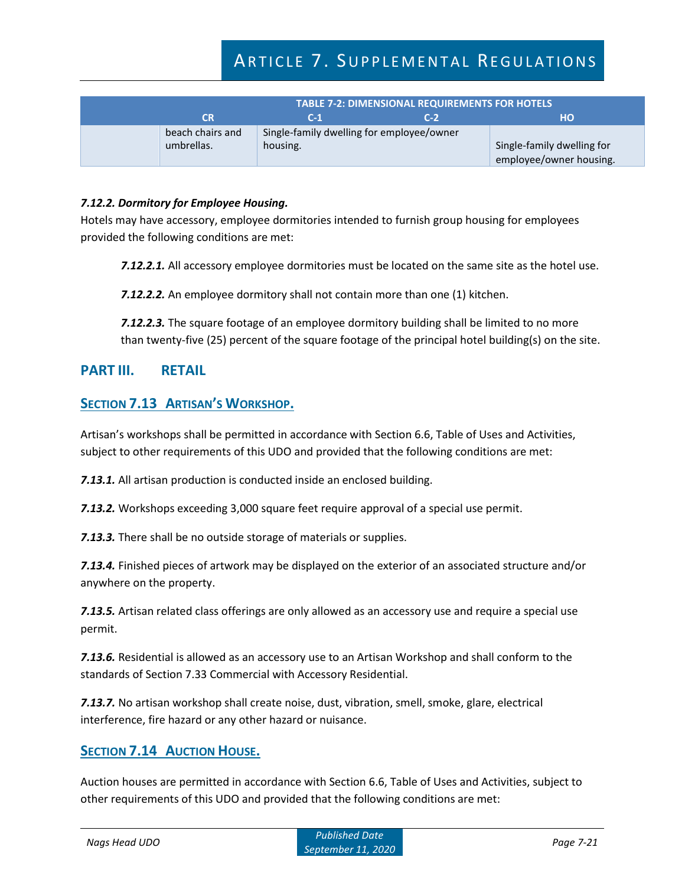| TABLE 7-2: DIMENSIONAL REQUIREMENTS FOR HOTELS | | | | |
|---|---|---|---|---|
| | CR | C-1 | C-2 | HO |
| | beach chairs and umbrellas. | Single-family dwelling for employee/owner housing. | | Single-family dwelling for employee/owner housing. |

***7.12.2. Dormitory for Employee Housing.***

Hotels may have accessory, employee dormitories intended to furnish group housing for employees provided the following conditions are met:

> ***7.12.2.1.*** All accessory employee dormitories must be located on the same site as the hotel use.
>
> ***7.12.2.2.*** An employee dormitory shall not contain more than one (1) kitchen.
>
> ***7.12.2.3.*** The square footage of an employee dormitory building shall be limited to no more than twenty-five (25) percent of the square footage of the principal hotel building(s) on the site.

## PART III. RETAIL

### SECTION 7.13 ARTISAN'S WORKSHOP.

Artisan's workshops shall be permitted in accordance with Section 6.6, Table of Uses and Activities, subject to other requirements of this UDO and provided that the following conditions are met:

***7.13.1.*** All artisan production is conducted inside an enclosed building.

***7.13.2.*** Workshops exceeding 3,000 square feet require approval of a special use permit.

***7.13.3.*** There shall be no outside storage of materials or supplies.

***7.13.4.*** Finished pieces of artwork may be displayed on the exterior of an associated structure and/or anywhere on the property.

***7.13.5.*** Artisan related class offerings are only allowed as an accessory use and require a special use permit.

***7.13.6.*** Residential is allowed as an accessory use to an Artisan Workshop and shall conform to the standards of Section 7.33 Commercial with Accessory Residential.

***7.13.7.*** No artisan workshop shall create noise, dust, vibration, smell, smoke, glare, electrical interference, fire hazard or any other hazard or nuisance.

### SECTION 7.14 AUCTION HOUSE.

Auction houses are permitted in accordance with Section 6.6, Table of Uses and Activities, subject to other requirements of this UDO and provided that the following conditions are met: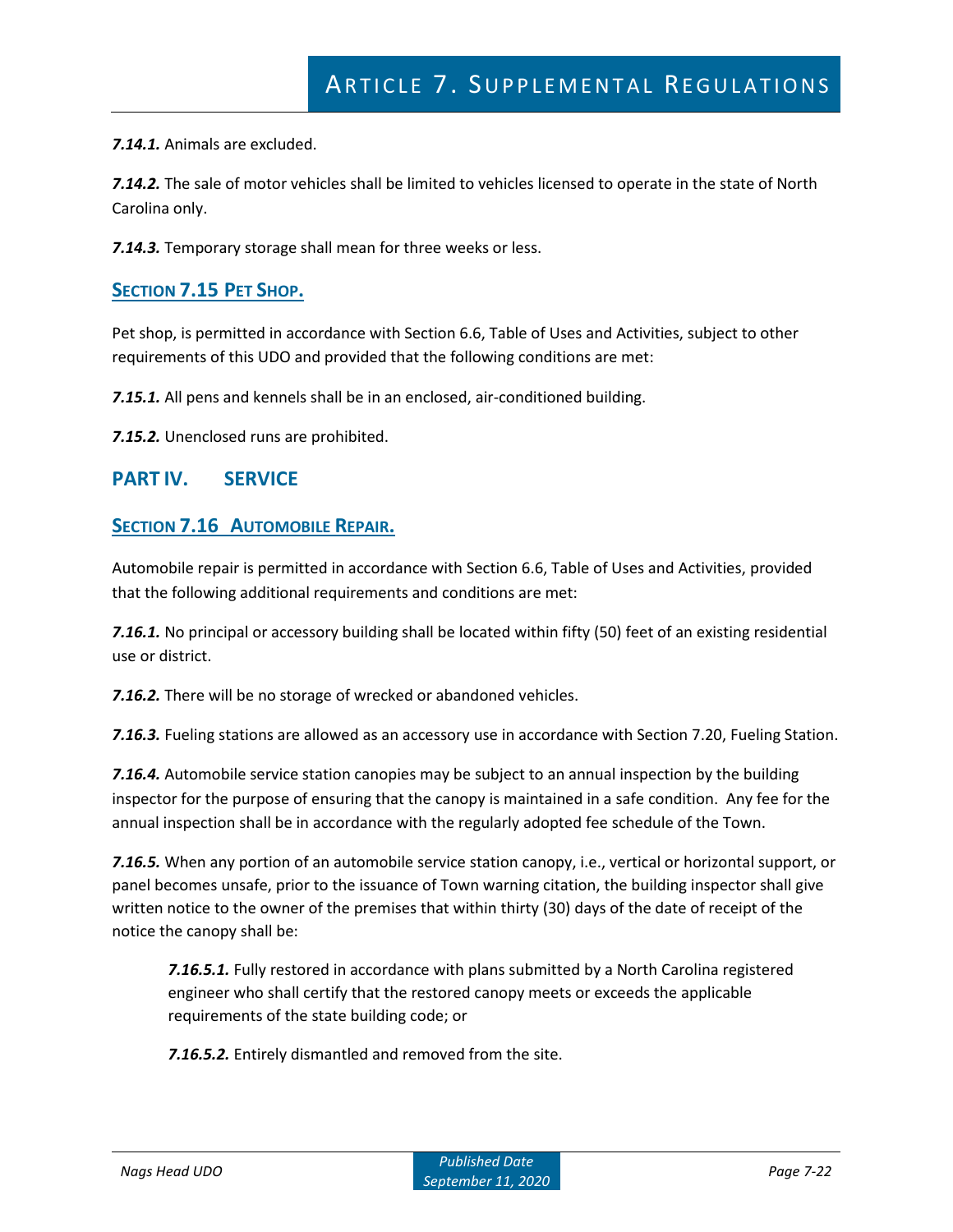***7.14.1.*** Animals are excluded.

***7.14.2.*** The sale of motor vehicles shall be limited to vehicles licensed to operate in the state of North Carolina only.

***7.14.3.*** Temporary storage shall mean for three weeks or less.

## SECTION 7.15 PET SHOP.

Pet shop, is permitted in accordance with Section 6.6, Table of Uses and Activities, subject to other requirements of this UDO and provided that the following conditions are met:

***7.15.1.*** All pens and kennels shall be in an enclosed, air-conditioned building.

***7.15.2.*** Unenclosed runs are prohibited.

# PART IV. SERVICE

## SECTION 7.16 AUTOMOBILE REPAIR.

Automobile repair is permitted in accordance with Section 6.6, Table of Uses and Activities, provided that the following additional requirements and conditions are met:

***7.16.1.*** No principal or accessory building shall be located within fifty (50) feet of an existing residential use or district.

***7.16.2.*** There will be no storage of wrecked or abandoned vehicles.

***7.16.3.*** Fueling stations are allowed as an accessory use in accordance with Section 7.20, Fueling Station.

***7.16.4.*** Automobile service station canopies may be subject to an annual inspection by the building inspector for the purpose of ensuring that the canopy is maintained in a safe condition. Any fee for the annual inspection shall be in accordance with the regularly adopted fee schedule of the Town.

***7.16.5.*** When any portion of an automobile service station canopy, i.e., vertical or horizontal support, or panel becomes unsafe, prior to the issuance of Town warning citation, the building inspector shall give written notice to the owner of the premises that within thirty (30) days of the date of receipt of the notice the canopy shall be:

> ***7.16.5.1.*** Fully restored in accordance with plans submitted by a North Carolina registered engineer who shall certify that the restored canopy meets or exceeds the applicable requirements of the state building code; or
>
> ***7.16.5.2.*** Entirely dismantled and removed from the site.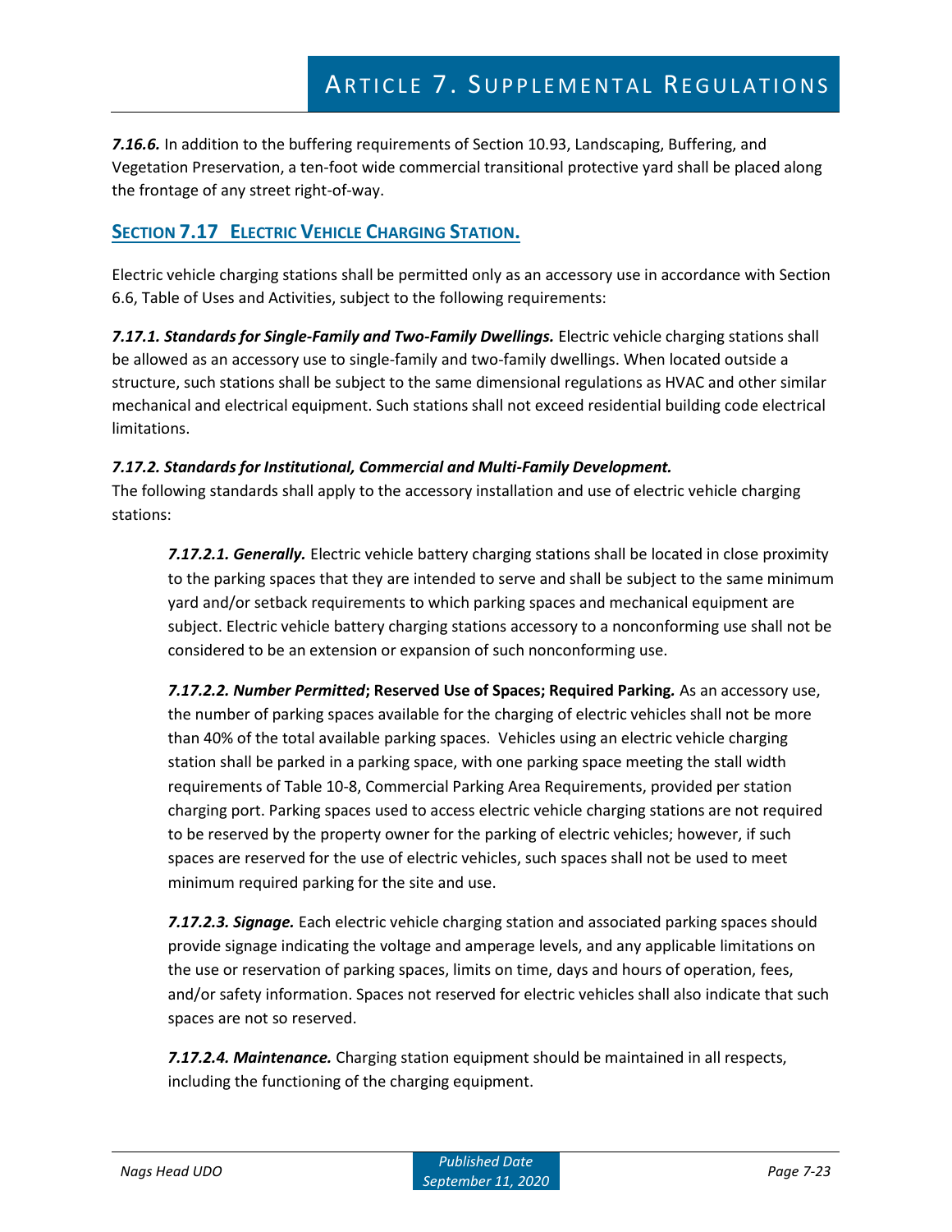***7.16.6.*** In addition to the buffering requirements of Section 10.93, Landscaping, Buffering, and Vegetation Preservation, a ten-foot wide commercial transitional protective yard shall be placed along the frontage of any street right-of-way.

## SECTION 7.17 ELECTRIC VEHICLE CHARGING STATION.

Electric vehicle charging stations shall be permitted only as an accessory use in accordance with Section 6.6, Table of Uses and Activities, subject to the following requirements:

***7.17.1. Standards for Single-Family and Two-Family Dwellings.*** Electric vehicle charging stations shall be allowed as an accessory use to single-family and two-family dwellings. When located outside a structure, such stations shall be subject to the same dimensional regulations as HVAC and other similar mechanical and electrical equipment. Such stations shall not exceed residential building code electrical limitations.

***7.17.2. Standards for Institutional, Commercial and Multi-Family Development.***
The following standards shall apply to the accessory installation and use of electric vehicle charging stations:

***7.17.2.1. Generally.*** Electric vehicle battery charging stations shall be located in close proximity to the parking spaces that they are intended to serve and shall be subject to the same minimum yard and/or setback requirements to which parking spaces and mechanical equipment are subject. Electric vehicle battery charging stations accessory to a nonconforming use shall not be considered to be an extension or expansion of such nonconforming use.

***7.17.2.2. Number Permitted*; Reserved Use of Spaces; Required Parking.** As an accessory use, the number of parking spaces available for the charging of electric vehicles shall not be more than 40% of the total available parking spaces. Vehicles using an electric vehicle charging station shall be parked in a parking space, with one parking space meeting the stall width requirements of Table 10-8, Commercial Parking Area Requirements, provided per station charging port. Parking spaces used to access electric vehicle charging stations are not required to be reserved by the property owner for the parking of electric vehicles; however, if such spaces are reserved for the use of electric vehicles, such spaces shall not be used to meet minimum required parking for the site and use.

***7.17.2.3. Signage.*** Each electric vehicle charging station and associated parking spaces should provide signage indicating the voltage and amperage levels, and any applicable limitations on the use or reservation of parking spaces, limits on time, days and hours of operation, fees, and/or safety information. Spaces not reserved for electric vehicles shall also indicate that such spaces are not so reserved.

***7.17.2.4. Maintenance.*** Charging station equipment should be maintained in all respects, including the functioning of the charging equipment.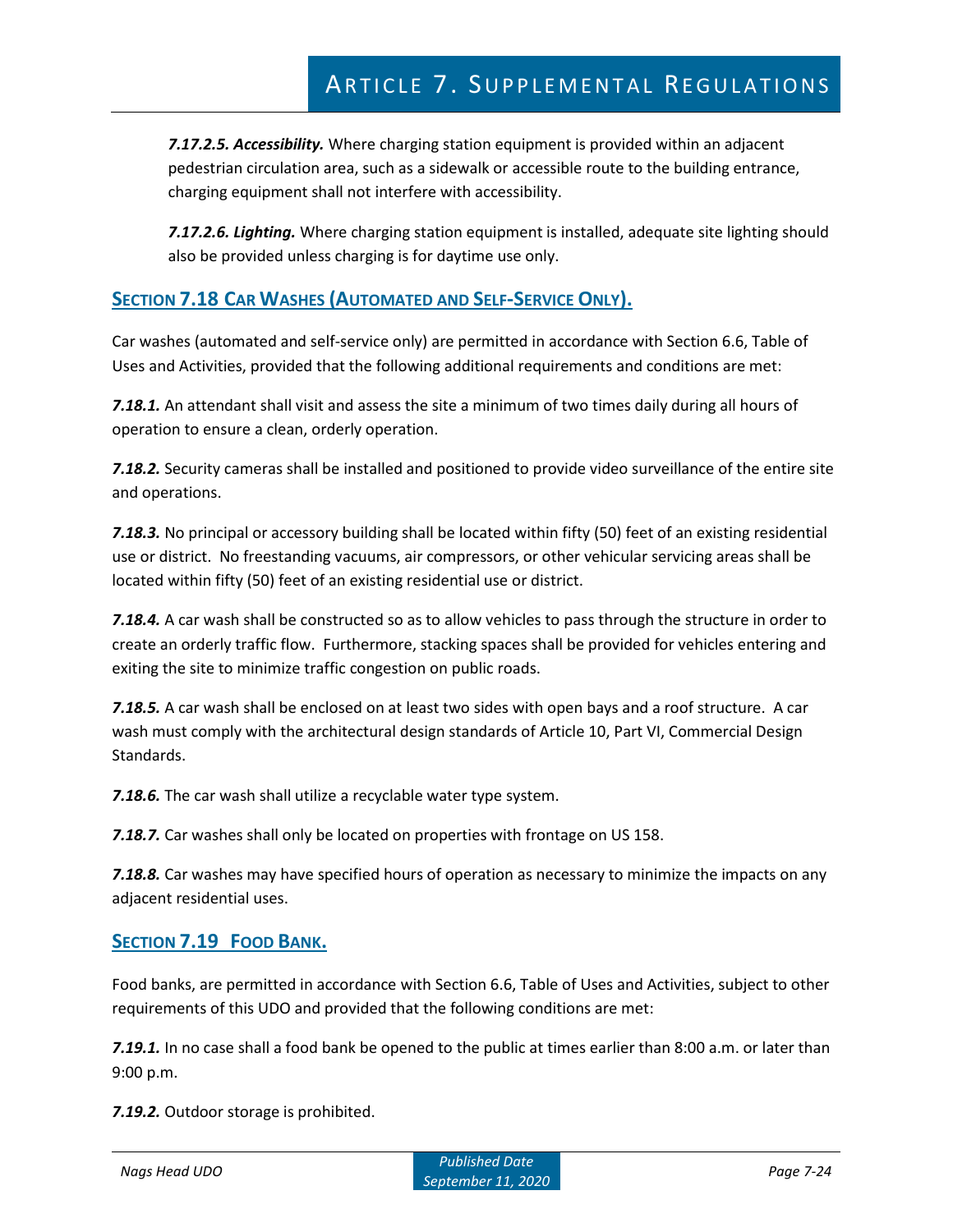***7.17.2.5. Accessibility.*** Where charging station equipment is provided within an adjacent pedestrian circulation area, such as a sidewalk or accessible route to the building entrance, charging equipment shall not interfere with accessibility.

***7.17.2.6. Lighting.*** Where charging station equipment is installed, adequate site lighting should also be provided unless charging is for daytime use only.

## Section 7.18 Car Washes (Automated and Self-Service Only).

Car washes (automated and self-service only) are permitted in accordance with Section 6.6, Table of Uses and Activities, provided that the following additional requirements and conditions are met:

***7.18.1.*** An attendant shall visit and assess the site a minimum of two times daily during all hours of operation to ensure a clean, orderly operation.

***7.18.2.*** Security cameras shall be installed and positioned to provide video surveillance of the entire site and operations.

***7.18.3.*** No principal or accessory building shall be located within fifty (50) feet of an existing residential use or district. No freestanding vacuums, air compressors, or other vehicular servicing areas shall be located within fifty (50) feet of an existing residential use or district.

***7.18.4.*** A car wash shall be constructed so as to allow vehicles to pass through the structure in order to create an orderly traffic flow. Furthermore, stacking spaces shall be provided for vehicles entering and exiting the site to minimize traffic congestion on public roads.

***7.18.5.*** A car wash shall be enclosed on at least two sides with open bays and a roof structure. A car wash must comply with the architectural design standards of Article 10, Part VI, Commercial Design Standards.

***7.18.6.*** The car wash shall utilize a recyclable water type system.

***7.18.7.*** Car washes shall only be located on properties with frontage on US 158.

***7.18.8.*** Car washes may have specified hours of operation as necessary to minimize the impacts on any adjacent residential uses.

## Section 7.19 Food Bank.

Food banks, are permitted in accordance with Section 6.6, Table of Uses and Activities, subject to other requirements of this UDO and provided that the following conditions are met:

***7.19.1.*** In no case shall a food bank be opened to the public at times earlier than 8:00 a.m. or later than 9:00 p.m.

***7.19.2.*** Outdoor storage is prohibited.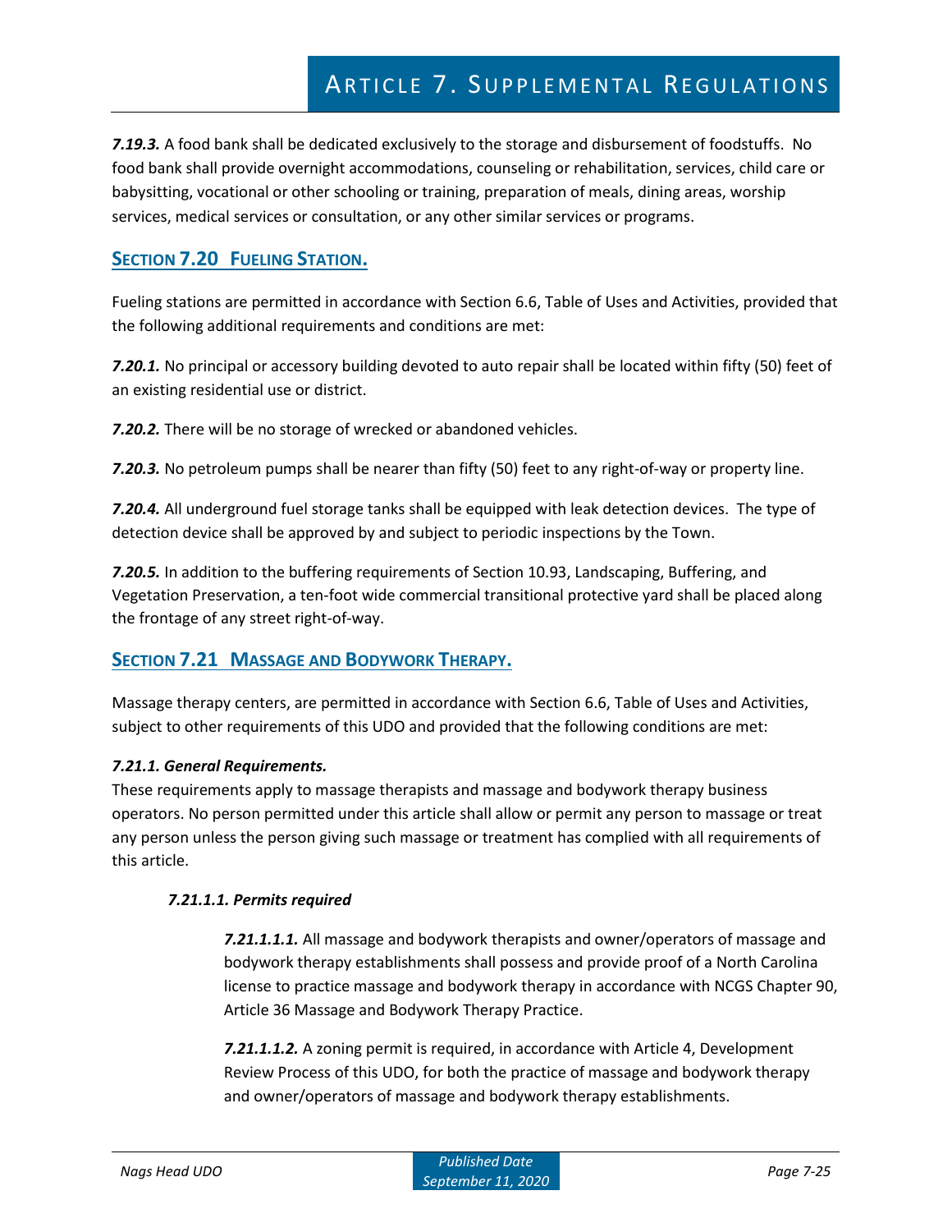***7.19.3.*** A food bank shall be dedicated exclusively to the storage and disbursement of foodstuffs. No food bank shall provide overnight accommodations, counseling or rehabilitation, services, child care or babysitting, vocational or other schooling or training, preparation of meals, dining areas, worship services, medical services or consultation, or any other similar services or programs.

## SECTION 7.20 FUELING STATION.

Fueling stations are permitted in accordance with Section 6.6, Table of Uses and Activities, provided that the following additional requirements and conditions are met:

***7.20.1.*** No principal or accessory building devoted to auto repair shall be located within fifty (50) feet of an existing residential use or district.

***7.20.2.*** There will be no storage of wrecked or abandoned vehicles.

***7.20.3.*** No petroleum pumps shall be nearer than fifty (50) feet to any right-of-way or property line.

***7.20.4.*** All underground fuel storage tanks shall be equipped with leak detection devices. The type of detection device shall be approved by and subject to periodic inspections by the Town.

***7.20.5.*** In addition to the buffering requirements of Section 10.93, Landscaping, Buffering, and Vegetation Preservation, a ten-foot wide commercial transitional protective yard shall be placed along the frontage of any street right-of-way.

## SECTION 7.21 MASSAGE AND BODYWORK THERAPY.

Massage therapy centers, are permitted in accordance with Section 6.6, Table of Uses and Activities, subject to other requirements of this UDO and provided that the following conditions are met:

***7.21.1. General Requirements.***

These requirements apply to massage therapists and massage and bodywork therapy business operators. No person permitted under this article shall allow or permit any person to massage or treat any person unless the person giving such massage or treatment has complied with all requirements of this article.

***7.21.1.1. Permits required***

***7.21.1.1.1.*** All massage and bodywork therapists and owner/operators of massage and bodywork therapy establishments shall possess and provide proof of a North Carolina license to practice massage and bodywork therapy in accordance with NCGS Chapter 90, Article 36 Massage and Bodywork Therapy Practice.

***7.21.1.1.2.*** A zoning permit is required, in accordance with Article 4, Development Review Process of this UDO, for both the practice of massage and bodywork therapy and owner/operators of massage and bodywork therapy establishments.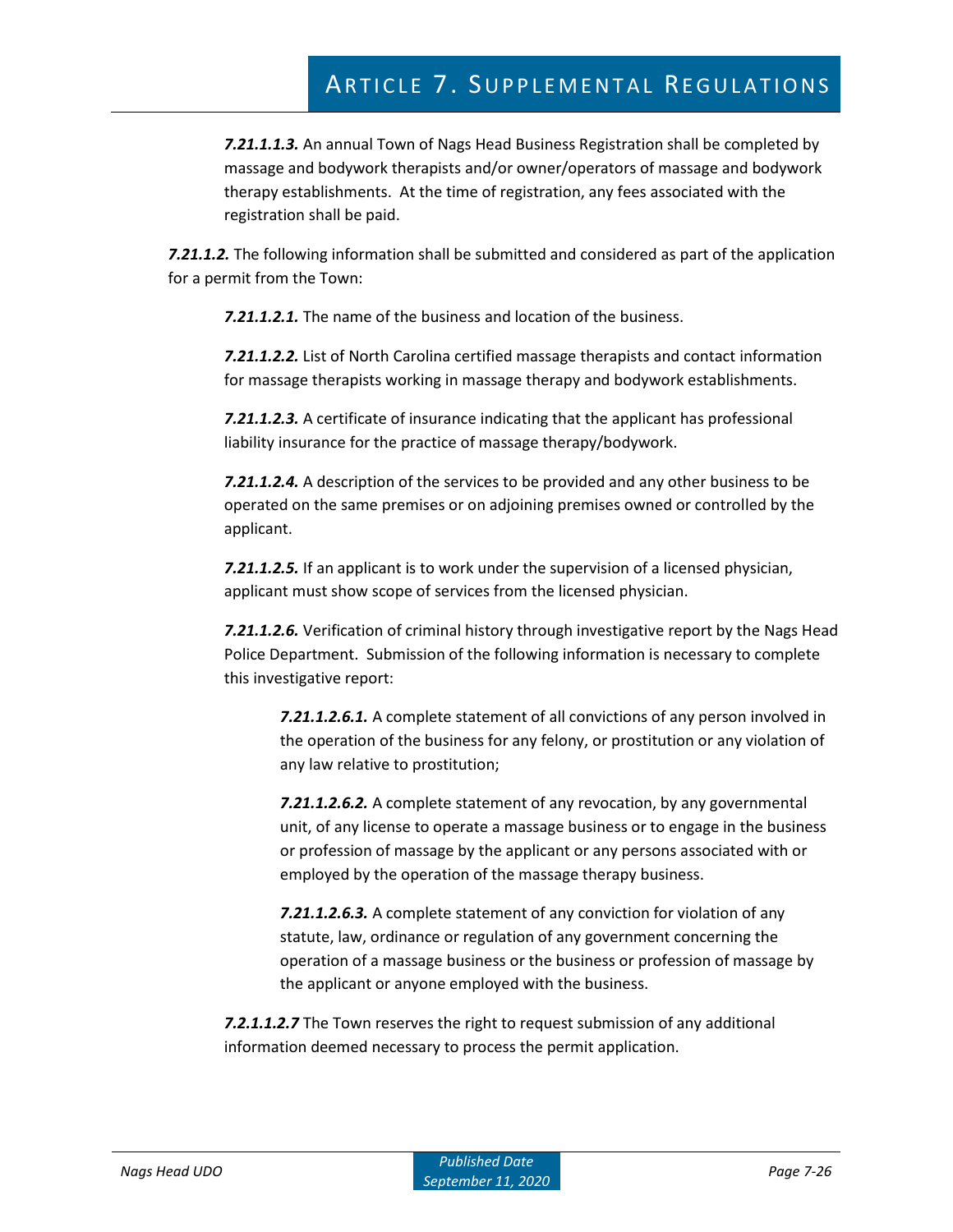***7.21.1.1.3.*** An annual Town of Nags Head Business Registration shall be completed by massage and bodywork therapists and/or owner/operators of massage and bodywork therapy establishments. At the time of registration, any fees associated with the registration shall be paid.

***7.21.1.2.*** The following information shall be submitted and considered as part of the application for a permit from the Town:

***7.21.1.2.1.*** The name of the business and location of the business.

***7.21.1.2.2.*** List of North Carolina certified massage therapists and contact information for massage therapists working in massage therapy and bodywork establishments.

***7.21.1.2.3.*** A certificate of insurance indicating that the applicant has professional liability insurance for the practice of massage therapy/bodywork.

***7.21.1.2.4.*** A description of the services to be provided and any other business to be operated on the same premises or on adjoining premises owned or controlled by the applicant.

***7.21.1.2.5.*** If an applicant is to work under the supervision of a licensed physician, applicant must show scope of services from the licensed physician.

***7.21.1.2.6.*** Verification of criminal history through investigative report by the Nags Head Police Department. Submission of the following information is necessary to complete this investigative report:

***7.21.1.2.6.1.*** A complete statement of all convictions of any person involved in the operation of the business for any felony, or prostitution or any violation of any law relative to prostitution;

***7.21.1.2.6.2.*** A complete statement of any revocation, by any governmental unit, of any license to operate a massage business or to engage in the business or profession of massage by the applicant or any persons associated with or employed by the operation of the massage therapy business.

***7.21.1.2.6.3.*** A complete statement of any conviction for violation of any statute, law, ordinance or regulation of any government concerning the operation of a massage business or the business or profession of massage by the applicant or anyone employed with the business.

***7.2.1.1.2.7*** The Town reserves the right to request submission of any additional information deemed necessary to process the permit application.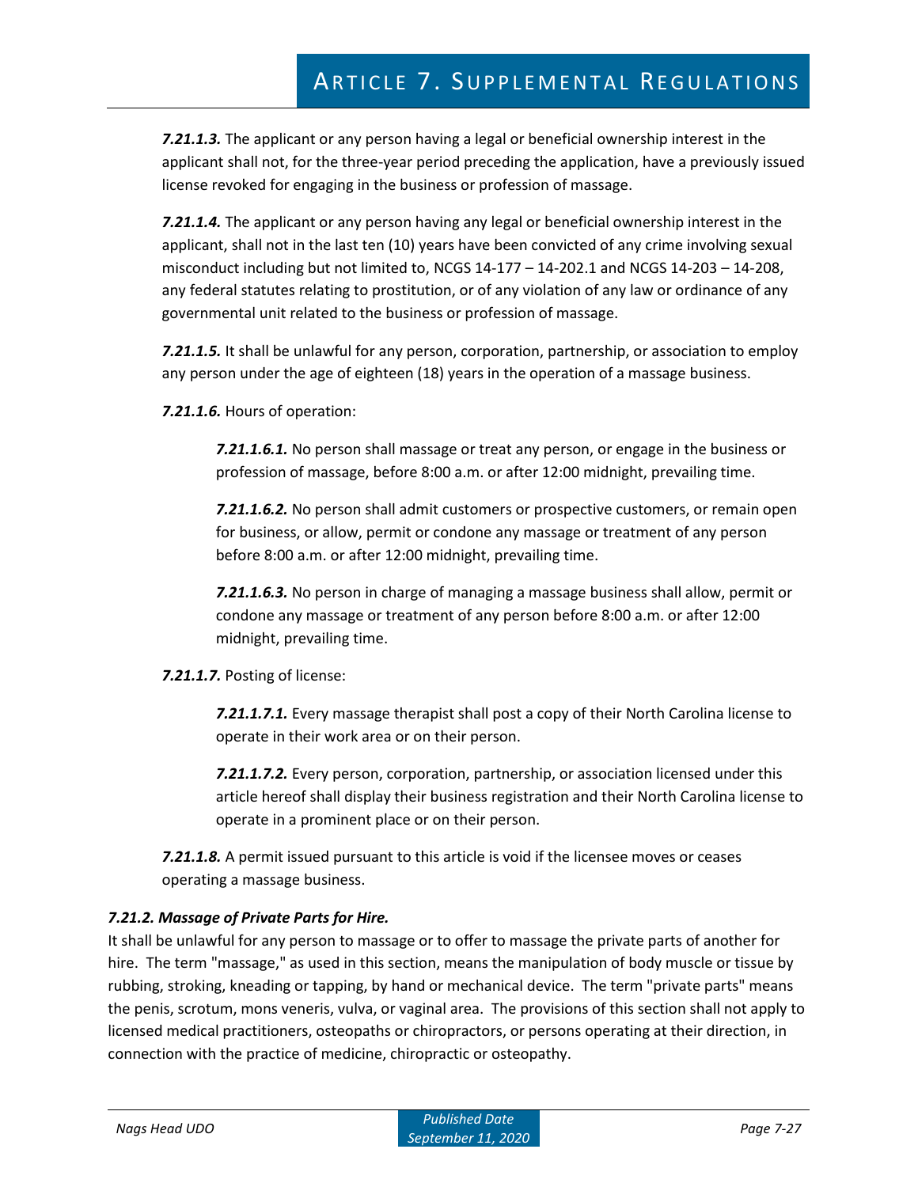***7.21.1.3.*** The applicant or any person having a legal or beneficial ownership interest in the applicant shall not, for the three-year period preceding the application, have a previously issued license revoked for engaging in the business or profession of massage.

***7.21.1.4.*** The applicant or any person having any legal or beneficial ownership interest in the applicant, shall not in the last ten (10) years have been convicted of any crime involving sexual misconduct including but not limited to, NCGS 14-177 – 14-202.1 and NCGS 14-203 – 14-208, any federal statutes relating to prostitution, or of any violation of any law or ordinance of any governmental unit related to the business or profession of massage.

***7.21.1.5.*** It shall be unlawful for any person, corporation, partnership, or association to employ any person under the age of eighteen (18) years in the operation of a massage business.

***7.21.1.6.*** Hours of operation:

> ***7.21.1.6.1.*** No person shall massage or treat any person, or engage in the business or profession of massage, before 8:00 a.m. or after 12:00 midnight, prevailing time.
>
> ***7.21.1.6.2.*** No person shall admit customers or prospective customers, or remain open for business, or allow, permit or condone any massage or treatment of any person before 8:00 a.m. or after 12:00 midnight, prevailing time.
>
> ***7.21.1.6.3.*** No person in charge of managing a massage business shall allow, permit or condone any massage or treatment of any person before 8:00 a.m. or after 12:00 midnight, prevailing time.

***7.21.1.7.*** Posting of license:

> ***7.21.1.7.1.*** Every massage therapist shall post a copy of their North Carolina license to operate in their work area or on their person.
>
> ***7.21.1.7.2.*** Every person, corporation, partnership, or association licensed under this article hereof shall display their business registration and their North Carolina license to operate in a prominent place or on their person.

***7.21.1.8.*** A permit issued pursuant to this article is void if the licensee moves or ceases operating a massage business.

### *7.21.2. Massage of Private Parts for Hire.*

It shall be unlawful for any person to massage or to offer to massage the private parts of another for hire. The term "massage," as used in this section, means the manipulation of body muscle or tissue by rubbing, stroking, kneading or tapping, by hand or mechanical device. The term "private parts" means the penis, scrotum, mons veneris, vulva, or vaginal area. The provisions of this section shall not apply to licensed medical practitioners, osteopaths or chiropractors, or persons operating at their direction, in connection with the practice of medicine, chiropractic or osteopathy.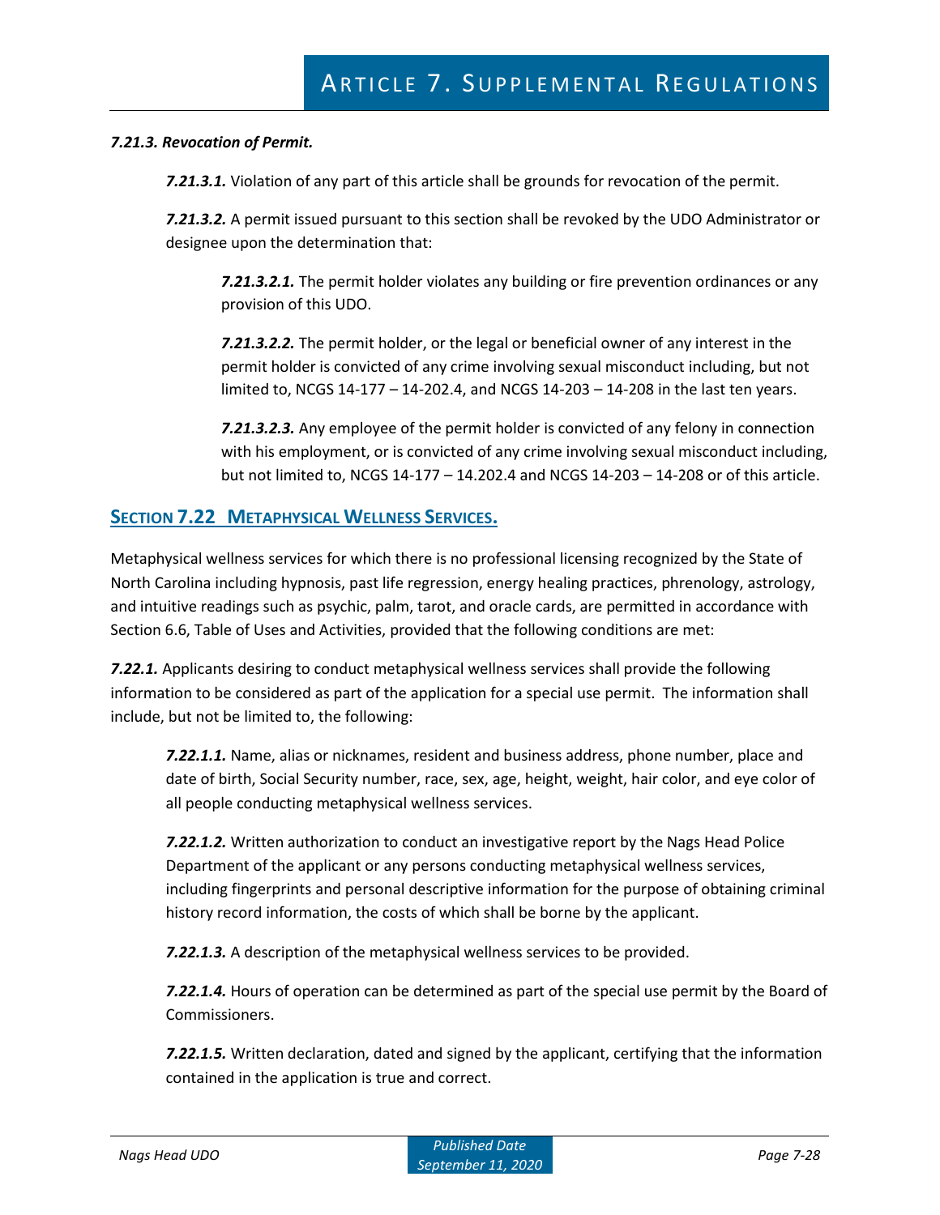***7.21.3. Revocation of Permit.***

***7.21.3.1.*** Violation of any part of this article shall be grounds for revocation of the permit.

***7.21.3.2.*** A permit issued pursuant to this section shall be revoked by the UDO Administrator or designee upon the determination that:

***7.21.3.2.1.*** The permit holder violates any building or fire prevention ordinances or any provision of this UDO.

***7.21.3.2.2.*** The permit holder, or the legal or beneficial owner of any interest in the permit holder is convicted of any crime involving sexual misconduct including, but not limited to, NCGS 14-177 – 14-202.4, and NCGS 14-203 – 14-208 in the last ten years.

***7.21.3.2.3.*** Any employee of the permit holder is convicted of any felony in connection with his employment, or is convicted of any crime involving sexual misconduct including, but not limited to, NCGS 14-177 – 14.202.4 and NCGS 14-203 – 14-208 or of this article.

## SECTION 7.22 METAPHYSICAL WELLNESS SERVICES.

Metaphysical wellness services for which there is no professional licensing recognized by the State of North Carolina including hypnosis, past life regression, energy healing practices, phrenology, astrology, and intuitive readings such as psychic, palm, tarot, and oracle cards, are permitted in accordance with Section 6.6, Table of Uses and Activities, provided that the following conditions are met:

***7.22.1.*** Applicants desiring to conduct metaphysical wellness services shall provide the following information to be considered as part of the application for a special use permit. The information shall include, but not be limited to, the following:

***7.22.1.1.*** Name, alias or nicknames, resident and business address, phone number, place and date of birth, Social Security number, race, sex, age, height, weight, hair color, and eye color of all people conducting metaphysical wellness services.

***7.22.1.2.*** Written authorization to conduct an investigative report by the Nags Head Police Department of the applicant or any persons conducting metaphysical wellness services, including fingerprints and personal descriptive information for the purpose of obtaining criminal history record information, the costs of which shall be borne by the applicant.

***7.22.1.3.*** A description of the metaphysical wellness services to be provided.

***7.22.1.4.*** Hours of operation can be determined as part of the special use permit by the Board of Commissioners.

***7.22.1.5.*** Written declaration, dated and signed by the applicant, certifying that the information contained in the application is true and correct.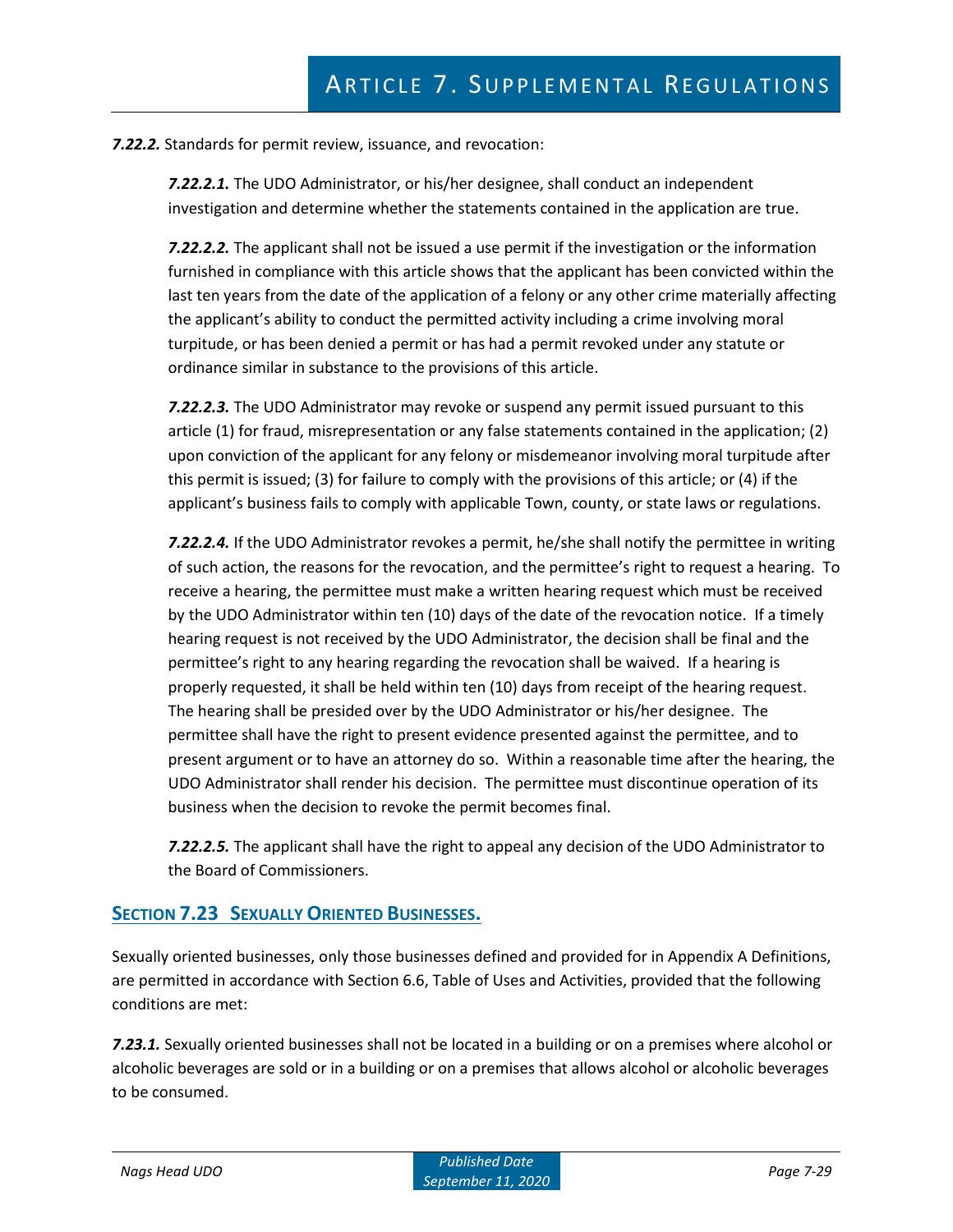***7.22.2.*** Standards for permit review, issuance, and revocation:

***7.22.2.1.*** The UDO Administrator, or his/her designee, shall conduct an independent investigation and determine whether the statements contained in the application are true.

***7.22.2.2.*** The applicant shall not be issued a use permit if the investigation or the information furnished in compliance with this article shows that the applicant has been convicted within the last ten years from the date of the application of a felony or any other crime materially affecting the applicant's ability to conduct the permitted activity including a crime involving moral turpitude, or has been denied a permit or has had a permit revoked under any statute or ordinance similar in substance to the provisions of this article.

***7.22.2.3.*** The UDO Administrator may revoke or suspend any permit issued pursuant to this article (1) for fraud, misrepresentation or any false statements contained in the application; (2) upon conviction of the applicant for any felony or misdemeanor involving moral turpitude after this permit is issued; (3) for failure to comply with the provisions of this article; or (4) if the applicant's business fails to comply with applicable Town, county, or state laws or regulations.

***7.22.2.4.*** If the UDO Administrator revokes a permit, he/she shall notify the permittee in writing of such action, the reasons for the revocation, and the permittee's right to request a hearing. To receive a hearing, the permittee must make a written hearing request which must be received by the UDO Administrator within ten (10) days of the date of the revocation notice. If a timely hearing request is not received by the UDO Administrator, the decision shall be final and the permittee's right to any hearing regarding the revocation shall be waived. If a hearing is properly requested, it shall be held within ten (10) days from receipt of the hearing request. The hearing shall be presided over by the UDO Administrator or his/her designee. The permittee shall have the right to present evidence presented against the permittee, and to present argument or to have an attorney do so. Within a reasonable time after the hearing, the UDO Administrator shall render his decision. The permittee must discontinue operation of its business when the decision to revoke the permit becomes final.

***7.22.2.5.*** The applicant shall have the right to appeal any decision of the UDO Administrator to the Board of Commissioners.

## SECTION 7.23 SEXUALLY ORIENTED BUSINESSES.

Sexually oriented businesses, only those businesses defined and provided for in Appendix A Definitions, are permitted in accordance with Section 6.6, Table of Uses and Activities, provided that the following conditions are met:

***7.23.1.*** Sexually oriented businesses shall not be located in a building or on a premises where alcohol or alcoholic beverages are sold or in a building or on a premises that allows alcohol or alcoholic beverages to be consumed.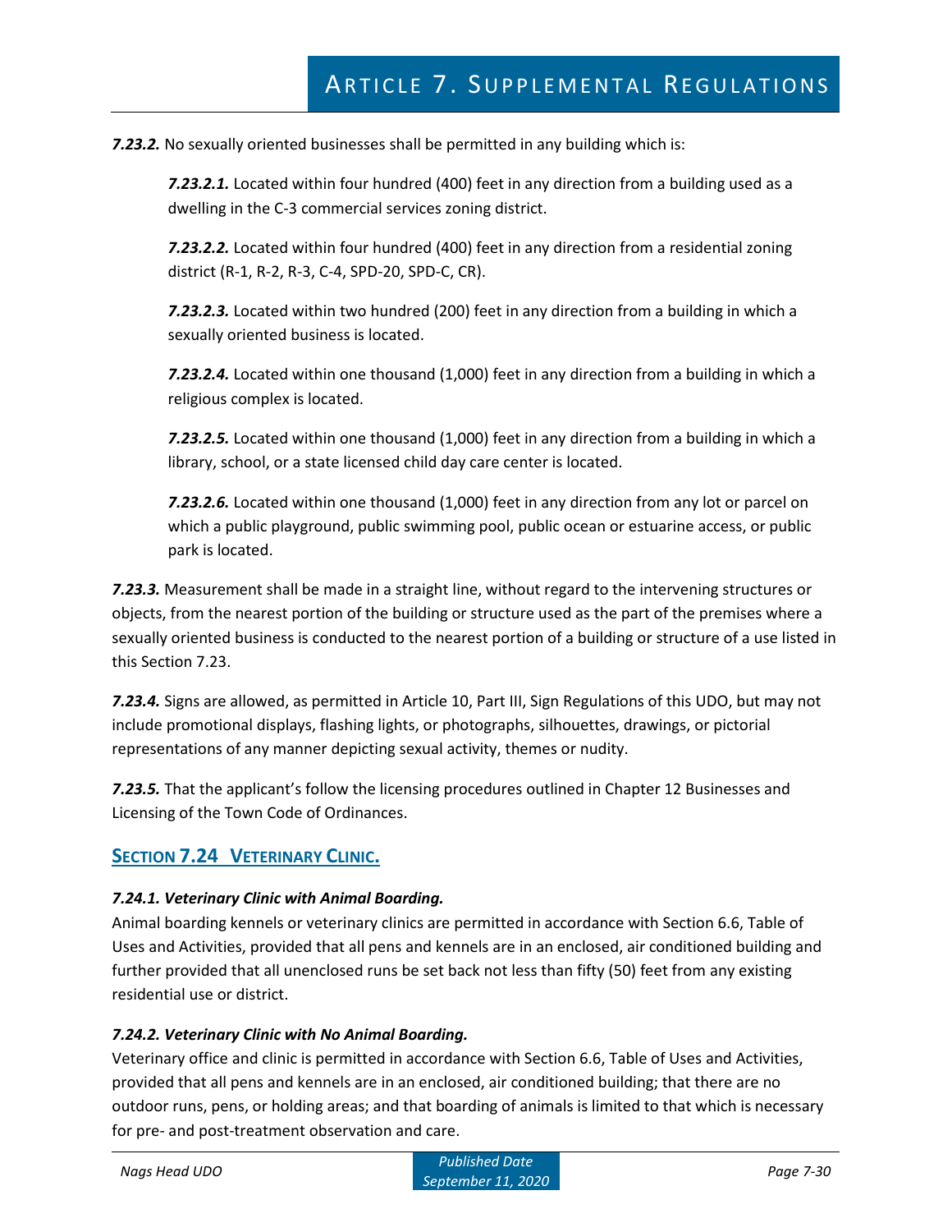***7.23.2.*** No sexually oriented businesses shall be permitted in any building which is:

> ***7.23.2.1.*** Located within four hundred (400) feet in any direction from a building used as a dwelling in the C-3 commercial services zoning district.
>
> ***7.23.2.2.*** Located within four hundred (400) feet in any direction from a residential zoning district (R-1, R-2, R-3, C-4, SPD-20, SPD-C, CR).
>
> ***7.23.2.3.*** Located within two hundred (200) feet in any direction from a building in which a sexually oriented business is located.
>
> ***7.23.2.4.*** Located within one thousand (1,000) feet in any direction from a building in which a religious complex is located.
>
> ***7.23.2.5.*** Located within one thousand (1,000) feet in any direction from a building in which a library, school, or a state licensed child day care center is located.
>
> ***7.23.2.6.*** Located within one thousand (1,000) feet in any direction from any lot or parcel on which a public playground, public swimming pool, public ocean or estuarine access, or public park is located.

***7.23.3.*** Measurement shall be made in a straight line, without regard to the intervening structures or objects, from the nearest portion of the building or structure used as the part of the premises where a sexually oriented business is conducted to the nearest portion of a building or structure of a use listed in this Section 7.23.

***7.23.4.*** Signs are allowed, as permitted in Article 10, Part III, Sign Regulations of this UDO, but may not include promotional displays, flashing lights, or photographs, silhouettes, drawings, or pictorial representations of any manner depicting sexual activity, themes or nudity.

***7.23.5.*** That the applicant's follow the licensing procedures outlined in Chapter 12 Businesses and Licensing of the Town Code of Ordinances.

## SECTION 7.24 VETERINARY CLINIC.

***7.24.1. Veterinary Clinic with Animal Boarding.***
Animal boarding kennels or veterinary clinics are permitted in accordance with Section 6.6, Table of Uses and Activities, provided that all pens and kennels are in an enclosed, air conditioned building and further provided that all unenclosed runs be set back not less than fifty (50) feet from any existing residential use or district.

***7.24.2. Veterinary Clinic with No Animal Boarding.***
Veterinary office and clinic is permitted in accordance with Section 6.6, Table of Uses and Activities, provided that all pens and kennels are in an enclosed, air conditioned building; that there are no outdoor runs, pens, or holding areas; and that boarding of animals is limited to that which is necessary for pre- and post-treatment observation and care.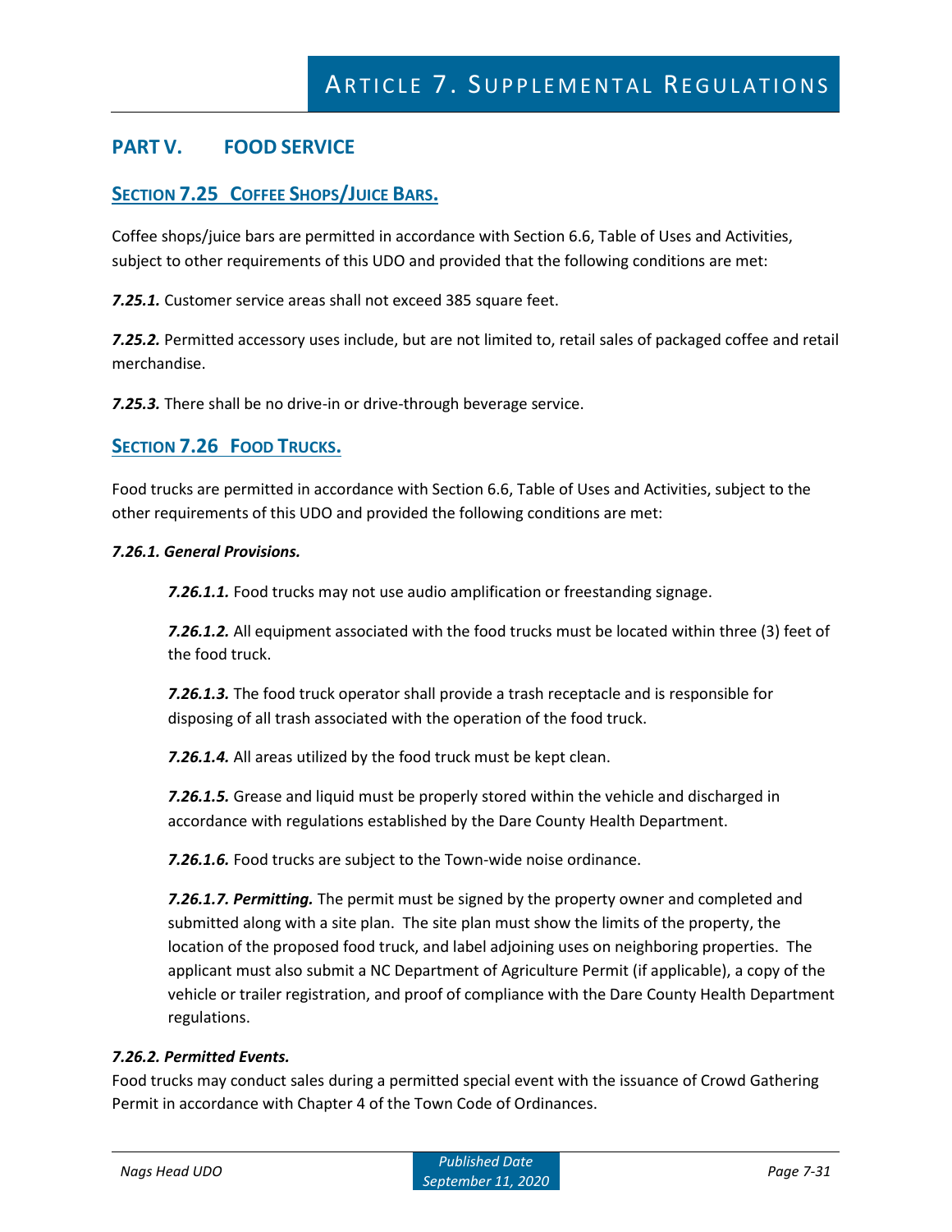## PART V. FOOD SERVICE

### SECTION 7.25 COFFEE SHOPS/JUICE BARS.

Coffee shops/juice bars are permitted in accordance with Section 6.6, Table of Uses and Activities, subject to other requirements of this UDO and provided that the following conditions are met:

***7.25.1.*** Customer service areas shall not exceed 385 square feet.

***7.25.2.*** Permitted accessory uses include, but are not limited to, retail sales of packaged coffee and retail merchandise.

***7.25.3.*** There shall be no drive-in or drive-through beverage service.

### SECTION 7.26 FOOD TRUCKS.

Food trucks are permitted in accordance with Section 6.6, Table of Uses and Activities, subject to the other requirements of this UDO and provided the following conditions are met:

***7.26.1. General Provisions.***

***7.26.1.1.*** Food trucks may not use audio amplification or freestanding signage.

***7.26.1.2.*** All equipment associated with the food trucks must be located within three (3) feet of the food truck.

***7.26.1.3.*** The food truck operator shall provide a trash receptacle and is responsible for disposing of all trash associated with the operation of the food truck.

***7.26.1.4.*** All areas utilized by the food truck must be kept clean.

***7.26.1.5.*** Grease and liquid must be properly stored within the vehicle and discharged in accordance with regulations established by the Dare County Health Department.

***7.26.1.6.*** Food trucks are subject to the Town-wide noise ordinance.

***7.26.1.7. Permitting.*** The permit must be signed by the property owner and completed and submitted along with a site plan. The site plan must show the limits of the property, the location of the proposed food truck, and label adjoining uses on neighboring properties. The applicant must also submit a NC Department of Agriculture Permit (if applicable), a copy of the vehicle or trailer registration, and proof of compliance with the Dare County Health Department regulations.

***7.26.2. Permitted Events.***

Food trucks may conduct sales during a permitted special event with the issuance of Crowd Gathering Permit in accordance with Chapter 4 of the Town Code of Ordinances.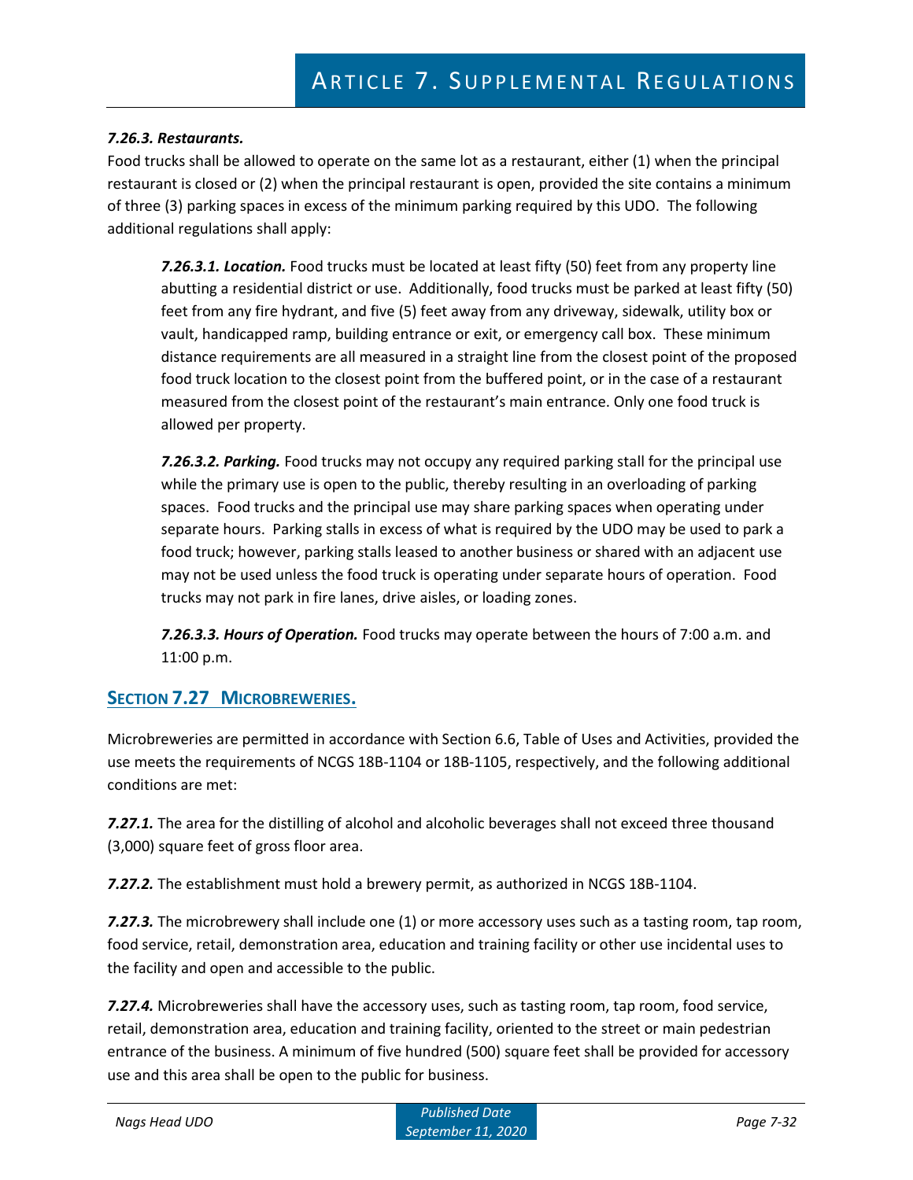***7.26.3. Restaurants.***

Food trucks shall be allowed to operate on the same lot as a restaurant, either (1) when the principal restaurant is closed or (2) when the principal restaurant is open, provided the site contains a minimum of three (3) parking spaces in excess of the minimum parking required by this UDO. The following additional regulations shall apply:

> ***7.26.3.1. Location.*** Food trucks must be located at least fifty (50) feet from any property line abutting a residential district or use. Additionally, food trucks must be parked at least fifty (50) feet from any fire hydrant, and five (5) feet away from any driveway, sidewalk, utility box or vault, handicapped ramp, building entrance or exit, or emergency call box. These minimum distance requirements are all measured in a straight line from the closest point of the proposed food truck location to the closest point from the buffered point, or in the case of a restaurant measured from the closest point of the restaurant's main entrance. Only one food truck is allowed per property.
>
> ***7.26.3.2. Parking.*** Food trucks may not occupy any required parking stall for the principal use while the primary use is open to the public, thereby resulting in an overloading of parking spaces. Food trucks and the principal use may share parking spaces when operating under separate hours. Parking stalls in excess of what is required by the UDO may be used to park a food truck; however, parking stalls leased to another business or shared with an adjacent use may not be used unless the food truck is operating under separate hours of operation. Food trucks may not park in fire lanes, drive aisles, or loading zones.
>
> ***7.26.3.3. Hours of Operation.*** Food trucks may operate between the hours of 7:00 a.m. and 11:00 p.m.

## SECTION 7.27 MICROBREWERIES.

Microbreweries are permitted in accordance with Section 6.6, Table of Uses and Activities, provided the use meets the requirements of NCGS 18B-1104 or 18B-1105, respectively, and the following additional conditions are met:

***7.27.1.*** The area for the distilling of alcohol and alcoholic beverages shall not exceed three thousand (3,000) square feet of gross floor area.

***7.27.2.*** The establishment must hold a brewery permit, as authorized in NCGS 18B-1104.

***7.27.3.*** The microbrewery shall include one (1) or more accessory uses such as a tasting room, tap room, food service, retail, demonstration area, education and training facility or other use incidental uses to the facility and open and accessible to the public.

***7.27.4.*** Microbreweries shall have the accessory uses, such as tasting room, tap room, food service, retail, demonstration area, education and training facility, oriented to the street or main pedestrian entrance of the business. A minimum of five hundred (500) square feet shall be provided for accessory use and this area shall be open to the public for business.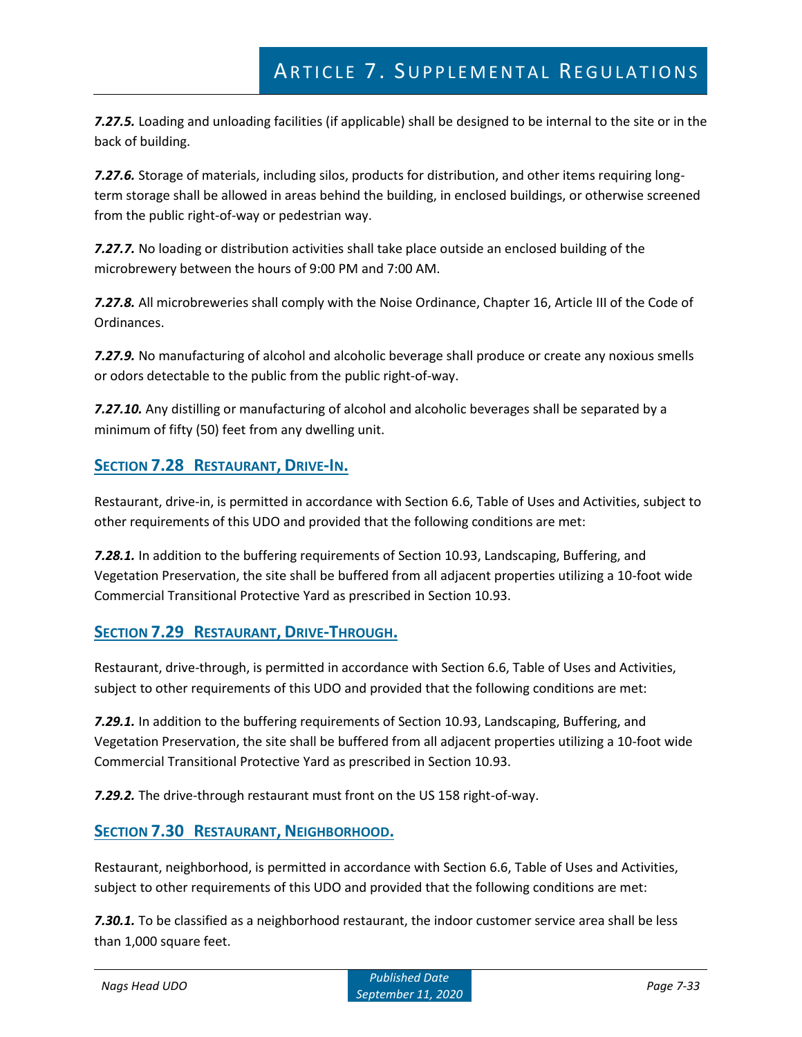***7.27.5.*** Loading and unloading facilities (if applicable) shall be designed to be internal to the site or in the back of building.

***7.27.6.*** Storage of materials, including silos, products for distribution, and other items requiring long-term storage shall be allowed in areas behind the building, in enclosed buildings, or otherwise screened from the public right-of-way or pedestrian way.

***7.27.7.*** No loading or distribution activities shall take place outside an enclosed building of the microbrewery between the hours of 9:00 PM and 7:00 AM.

***7.27.8.*** All microbreweries shall comply with the Noise Ordinance, Chapter 16, Article III of the Code of Ordinances.

***7.27.9.*** No manufacturing of alcohol and alcoholic beverage shall produce or create any noxious smells or odors detectable to the public from the public right-of-way.

***7.27.10.*** Any distilling or manufacturing of alcohol and alcoholic beverages shall be separated by a minimum of fifty (50) feet from any dwelling unit.

## SECTION 7.28 RESTAURANT, DRIVE-IN.

Restaurant, drive-in, is permitted in accordance with Section 6.6, Table of Uses and Activities, subject to other requirements of this UDO and provided that the following conditions are met:

***7.28.1.*** In addition to the buffering requirements of Section 10.93, Landscaping, Buffering, and Vegetation Preservation, the site shall be buffered from all adjacent properties utilizing a 10-foot wide Commercial Transitional Protective Yard as prescribed in Section 10.93.

## SECTION 7.29 RESTAURANT, DRIVE-THROUGH.

Restaurant, drive-through, is permitted in accordance with Section 6.6, Table of Uses and Activities, subject to other requirements of this UDO and provided that the following conditions are met:

***7.29.1.*** In addition to the buffering requirements of Section 10.93, Landscaping, Buffering, and Vegetation Preservation, the site shall be buffered from all adjacent properties utilizing a 10-foot wide Commercial Transitional Protective Yard as prescribed in Section 10.93.

***7.29.2.*** The drive-through restaurant must front on the US 158 right-of-way.

## SECTION 7.30 RESTAURANT, NEIGHBORHOOD.

Restaurant, neighborhood, is permitted in accordance with Section 6.6, Table of Uses and Activities, subject to other requirements of this UDO and provided that the following conditions are met:

***7.30.1.*** To be classified as a neighborhood restaurant, the indoor customer service area shall be less than 1,000 square feet.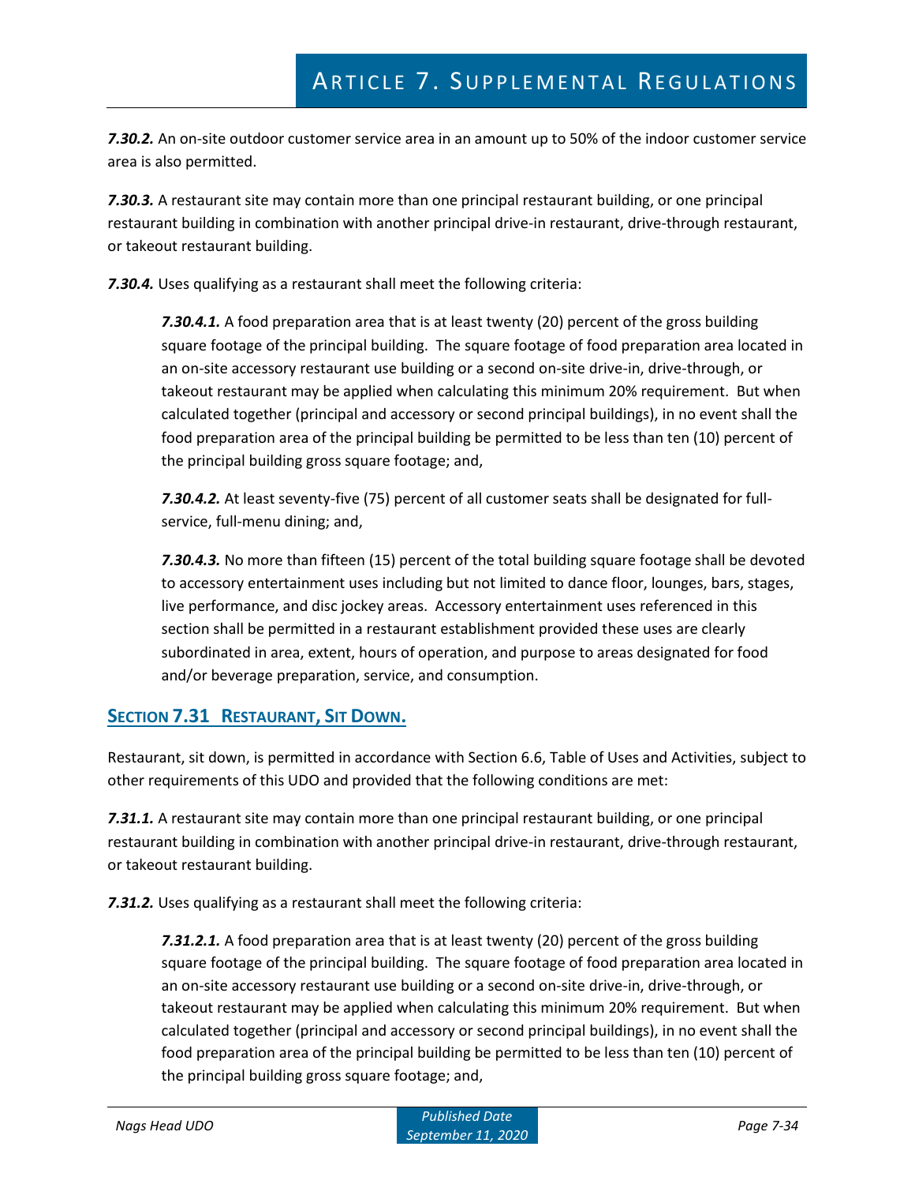***7.30.2.*** An on-site outdoor customer service area in an amount up to 50% of the indoor customer service area is also permitted.

***7.30.3.*** A restaurant site may contain more than one principal restaurant building, or one principal restaurant building in combination with another principal drive-in restaurant, drive-through restaurant, or takeout restaurant building.

***7.30.4.*** Uses qualifying as a restaurant shall meet the following criteria:

> ***7.30.4.1.*** A food preparation area that is at least twenty (20) percent of the gross building square footage of the principal building. The square footage of food preparation area located in an on-site accessory restaurant use building or a second on-site drive-in, drive-through, or takeout restaurant may be applied when calculating this minimum 20% requirement. But when calculated together (principal and accessory or second principal buildings), in no event shall the food preparation area of the principal building be permitted to be less than ten (10) percent of the principal building gross square footage; and,
>
> ***7.30.4.2.*** At least seventy-five (75) percent of all customer seats shall be designated for full-service, full-menu dining; and,
>
> ***7.30.4.3.*** No more than fifteen (15) percent of the total building square footage shall be devoted to accessory entertainment uses including but not limited to dance floor, lounges, bars, stages, live performance, and disc jockey areas. Accessory entertainment uses referenced in this section shall be permitted in a restaurant establishment provided these uses are clearly subordinated in area, extent, hours of operation, and purpose to areas designated for food and/or beverage preparation, service, and consumption.

## SECTION 7.31 RESTAURANT, SIT DOWN.

Restaurant, sit down, is permitted in accordance with Section 6.6, Table of Uses and Activities, subject to other requirements of this UDO and provided that the following conditions are met:

***7.31.1.*** A restaurant site may contain more than one principal restaurant building, or one principal restaurant building in combination with another principal drive-in restaurant, drive-through restaurant, or takeout restaurant building.

***7.31.2.*** Uses qualifying as a restaurant shall meet the following criteria:

> ***7.31.2.1.*** A food preparation area that is at least twenty (20) percent of the gross building square footage of the principal building. The square footage of food preparation area located in an on-site accessory restaurant use building or a second on-site drive-in, drive-through, or takeout restaurant may be applied when calculating this minimum 20% requirement. But when calculated together (principal and accessory or second principal buildings), in no event shall the food preparation area of the principal building be permitted to be less than ten (10) percent of the principal building gross square footage; and,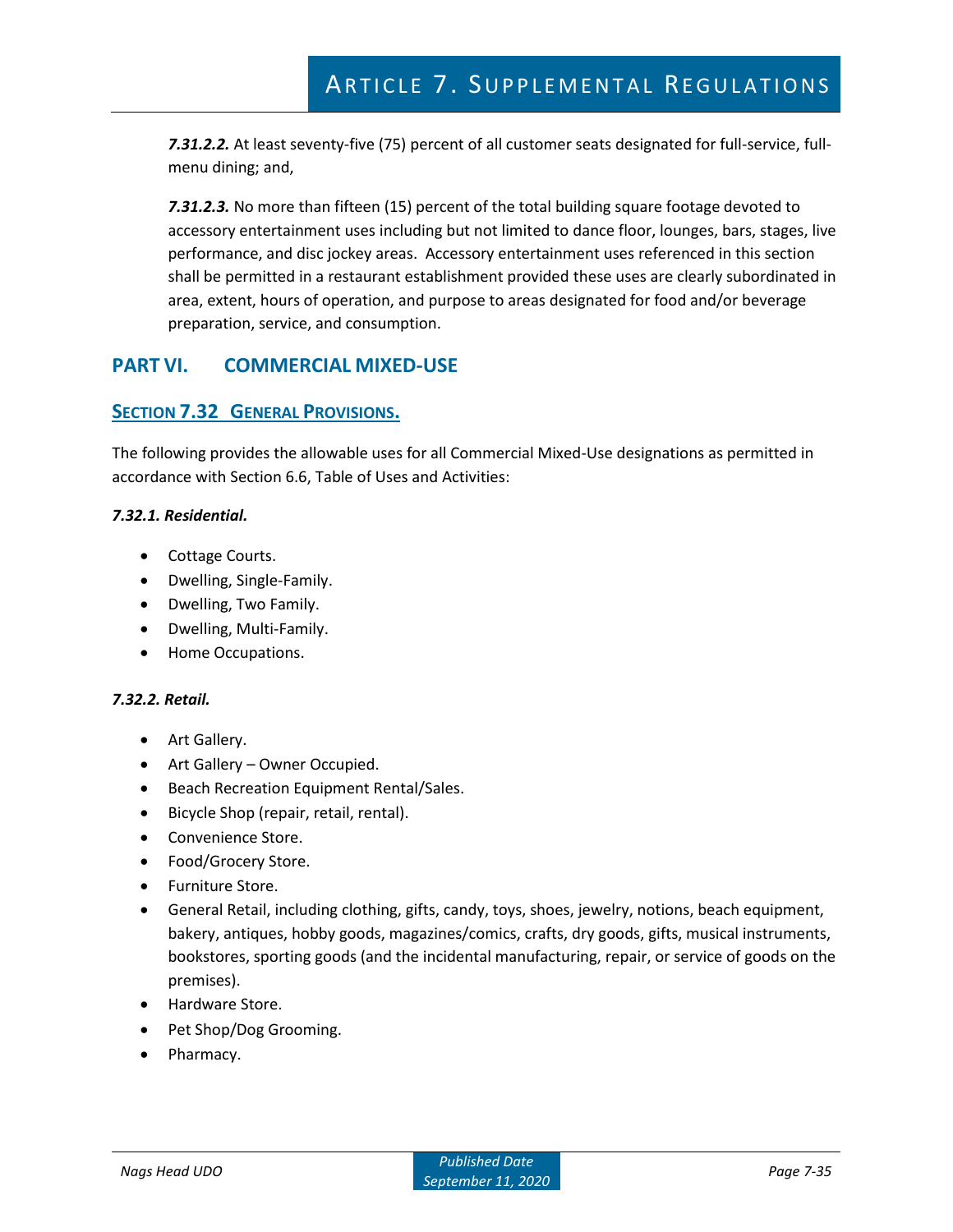***7.31.2.2.*** At least seventy-five (75) percent of all customer seats designated for full-service, full-menu dining; and,

***7.31.2.3.*** No more than fifteen (15) percent of the total building square footage devoted to accessory entertainment uses including but not limited to dance floor, lounges, bars, stages, live performance, and disc jockey areas. Accessory entertainment uses referenced in this section shall be permitted in a restaurant establishment provided these uses are clearly subordinated in area, extent, hours of operation, and purpose to areas designated for food and/or beverage preparation, service, and consumption.

## PART VI. COMMERCIAL MIXED-USE

### SECTION 7.32 GENERAL PROVISIONS.

The following provides the allowable uses for all Commercial Mixed-Use designations as permitted in accordance with Section 6.6, Table of Uses and Activities:

***7.32.1. Residential.***

- Cottage Courts.
- Dwelling, Single-Family.
- Dwelling, Two Family.
- Dwelling, Multi-Family.
- Home Occupations.

***7.32.2. Retail.***

- Art Gallery.
- Art Gallery – Owner Occupied.
- Beach Recreation Equipment Rental/Sales.
- Bicycle Shop (repair, retail, rental).
- Convenience Store.
- Food/Grocery Store.
- Furniture Store.
- General Retail, including clothing, gifts, candy, toys, shoes, jewelry, notions, beach equipment, bakery, antiques, hobby goods, magazines/comics, crafts, dry goods, gifts, musical instruments, bookstores, sporting goods (and the incidental manufacturing, repair, or service of goods on the premises).
- Hardware Store.
- Pet Shop/Dog Grooming.
- Pharmacy.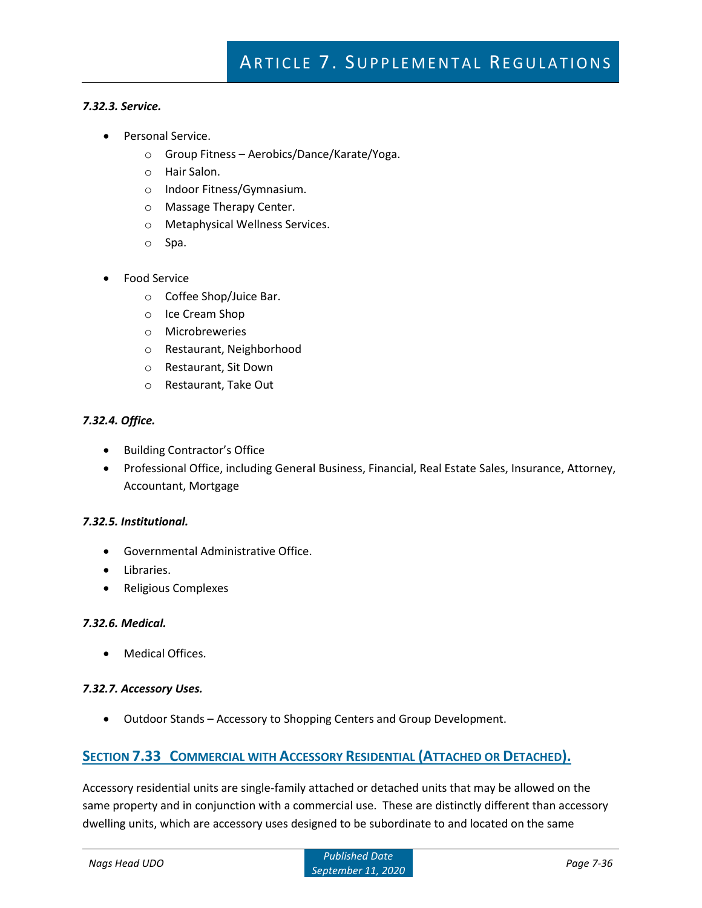***7.32.3. Service.***

- Personal Service.
    - Group Fitness – Aerobics/Dance/Karate/Yoga.
    - Hair Salon.
    - Indoor Fitness/Gymnasium.
    - Massage Therapy Center.
    - Metaphysical Wellness Services.
    - Spa.

- Food Service
    - Coffee Shop/Juice Bar.
    - Ice Cream Shop
    - Microbreweries
    - Restaurant, Neighborhood
    - Restaurant, Sit Down
    - Restaurant, Take Out

***7.32.4. Office.***

- Building Contractor's Office
- Professional Office, including General Business, Financial, Real Estate Sales, Insurance, Attorney, Accountant, Mortgage

***7.32.5. Institutional.***

- Governmental Administrative Office.
- Libraries.
- Religious Complexes

***7.32.6. Medical.***

- Medical Offices.

***7.32.7. Accessory Uses.***

- Outdoor Stands – Accessory to Shopping Centers and Group Development.

## SECTION 7.33 COMMERCIAL WITH ACCESSORY RESIDENTIAL (ATTACHED OR DETACHED).

Accessory residential units are single-family attached or detached units that may be allowed on the same property and in conjunction with a commercial use. These are distinctly different than accessory dwelling units, which are accessory uses designed to be subordinate to and located on the same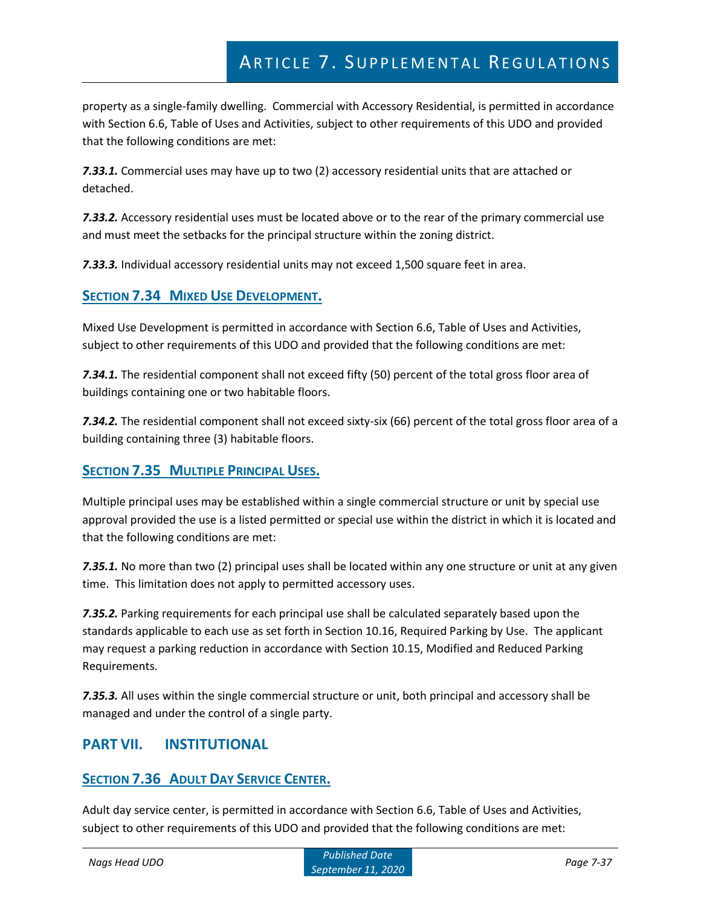property as a single-family dwelling. Commercial with Accessory Residential, is permitted in accordance with Section 6.6, Table of Uses and Activities, subject to other requirements of this UDO and provided that the following conditions are met:

***7.33.1.*** Commercial uses may have up to two (2) accessory residential units that are attached or detached.

***7.33.2.*** Accessory residential uses must be located above or to the rear of the primary commercial use and must meet the setbacks for the principal structure within the zoning district.

***7.33.3.*** Individual accessory residential units may not exceed 1,500 square feet in area.

## SECTION 7.34 MIXED USE DEVELOPMENT.

Mixed Use Development is permitted in accordance with Section 6.6, Table of Uses and Activities, subject to other requirements of this UDO and provided that the following conditions are met:

***7.34.1.*** The residential component shall not exceed fifty (50) percent of the total gross floor area of buildings containing one or two habitable floors.

***7.34.2.*** The residential component shall not exceed sixty-six (66) percent of the total gross floor area of a building containing three (3) habitable floors.

## SECTION 7.35 MULTIPLE PRINCIPAL USES.

Multiple principal uses may be established within a single commercial structure or unit by special use approval provided the use is a listed permitted or special use within the district in which it is located and that the following conditions are met:

***7.35.1.*** No more than two (2) principal uses shall be located within any one structure or unit at any given time. This limitation does not apply to permitted accessory uses.

***7.35.2.*** Parking requirements for each principal use shall be calculated separately based upon the standards applicable to each use as set forth in Section 10.16, Required Parking by Use. The applicant may request a parking reduction in accordance with Section 10.15, Modified and Reduced Parking Requirements.

***7.35.3.*** All uses within the single commercial structure or unit, both principal and accessory shall be managed and under the control of a single party.

# PART VII. INSTITUTIONAL

## SECTION 7.36 ADULT DAY SERVICE CENTER.

Adult day service center, is permitted in accordance with Section 6.6, Table of Uses and Activities, subject to other requirements of this UDO and provided that the following conditions are met: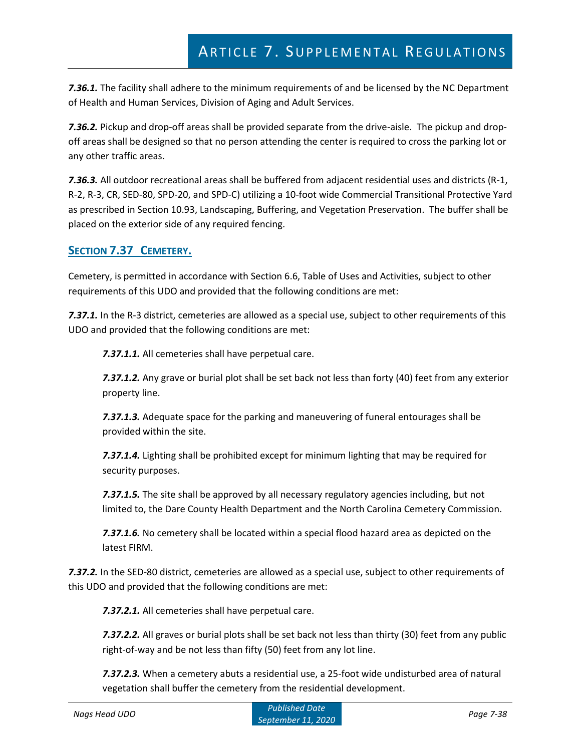***7.36.1.*** The facility shall adhere to the minimum requirements of and be licensed by the NC Department of Health and Human Services, Division of Aging and Adult Services.

***7.36.2.*** Pickup and drop-off areas shall be provided separate from the drive-aisle. The pickup and drop-off areas shall be designed so that no person attending the center is required to cross the parking lot or any other traffic areas.

***7.36.3.*** All outdoor recreational areas shall be buffered from adjacent residential uses and districts (R-1, R-2, R-3, CR, SED-80, SPD-20, and SPD-C) utilizing a 10-foot wide Commercial Transitional Protective Yard as prescribed in Section 10.93, Landscaping, Buffering, and Vegetation Preservation. The buffer shall be placed on the exterior side of any required fencing.

## SECTION 7.37 CEMETERY.

Cemetery, is permitted in accordance with Section 6.6, Table of Uses and Activities, subject to other requirements of this UDO and provided that the following conditions are met:

***7.37.1.*** In the R-3 district, cemeteries are allowed as a special use, subject to other requirements of this UDO and provided that the following conditions are met:

***7.37.1.1.*** All cemeteries shall have perpetual care.

***7.37.1.2.*** Any grave or burial plot shall be set back not less than forty (40) feet from any exterior property line.

***7.37.1.3.*** Adequate space for the parking and maneuvering of funeral entourages shall be provided within the site.

***7.37.1.4.*** Lighting shall be prohibited except for minimum lighting that may be required for security purposes.

***7.37.1.5.*** The site shall be approved by all necessary regulatory agencies including, but not limited to, the Dare County Health Department and the North Carolina Cemetery Commission.

***7.37.1.6.*** No cemetery shall be located within a special flood hazard area as depicted on the latest FIRM.

***7.37.2.*** In the SED-80 district, cemeteries are allowed as a special use, subject to other requirements of this UDO and provided that the following conditions are met:

***7.37.2.1.*** All cemeteries shall have perpetual care.

***7.37.2.2.*** All graves or burial plots shall be set back not less than thirty (30) feet from any public right-of-way and be not less than fifty (50) feet from any lot line.

***7.37.2.3.*** When a cemetery abuts a residential use, a 25-foot wide undisturbed area of natural vegetation shall buffer the cemetery from the residential development.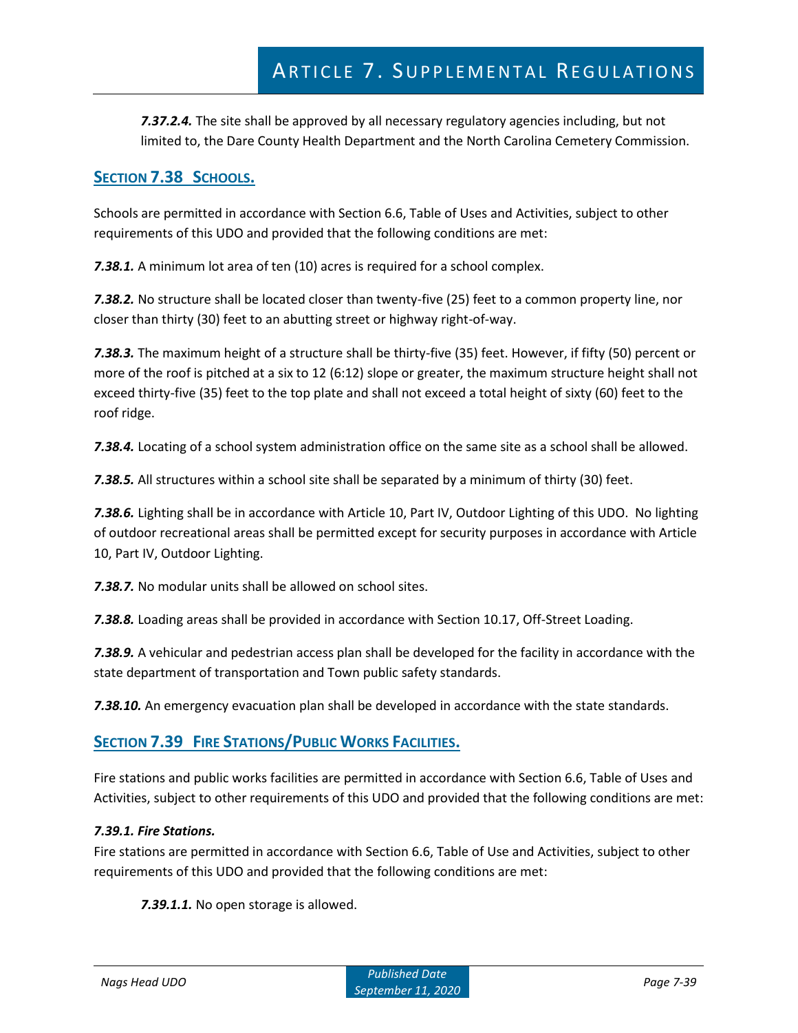***7.37.2.4.*** The site shall be approved by all necessary regulatory agencies including, but not limited to, the Dare County Health Department and the North Carolina Cemetery Commission.

## SECTION 7.38 SCHOOLS.

Schools are permitted in accordance with Section 6.6, Table of Uses and Activities, subject to other requirements of this UDO and provided that the following conditions are met:

***7.38.1.*** A minimum lot area of ten (10) acres is required for a school complex.

***7.38.2.*** No structure shall be located closer than twenty-five (25) feet to a common property line, nor closer than thirty (30) feet to an abutting street or highway right-of-way.

***7.38.3.*** The maximum height of a structure shall be thirty-five (35) feet. However, if fifty (50) percent or more of the roof is pitched at a six to 12 (6:12) slope or greater, the maximum structure height shall not exceed thirty-five (35) feet to the top plate and shall not exceed a total height of sixty (60) feet to the roof ridge.

***7.38.4.*** Locating of a school system administration office on the same site as a school shall be allowed.

***7.38.5.*** All structures within a school site shall be separated by a minimum of thirty (30) feet.

***7.38.6.*** Lighting shall be in accordance with Article 10, Part IV, Outdoor Lighting of this UDO. No lighting of outdoor recreational areas shall be permitted except for security purposes in accordance with Article 10, Part IV, Outdoor Lighting.

***7.38.7.*** No modular units shall be allowed on school sites.

***7.38.8.*** Loading areas shall be provided in accordance with Section 10.17, Off-Street Loading.

***7.38.9.*** A vehicular and pedestrian access plan shall be developed for the facility in accordance with the state department of transportation and Town public safety standards.

***7.38.10.*** An emergency evacuation plan shall be developed in accordance with the state standards.

## SECTION 7.39 FIRE STATIONS/PUBLIC WORKS FACILITIES.

Fire stations and public works facilities are permitted in accordance with Section 6.6, Table of Uses and Activities, subject to other requirements of this UDO and provided that the following conditions are met:

***7.39.1. Fire Stations.***

Fire stations are permitted in accordance with Section 6.6, Table of Use and Activities, subject to other requirements of this UDO and provided that the following conditions are met:

***7.39.1.1.*** No open storage is allowed.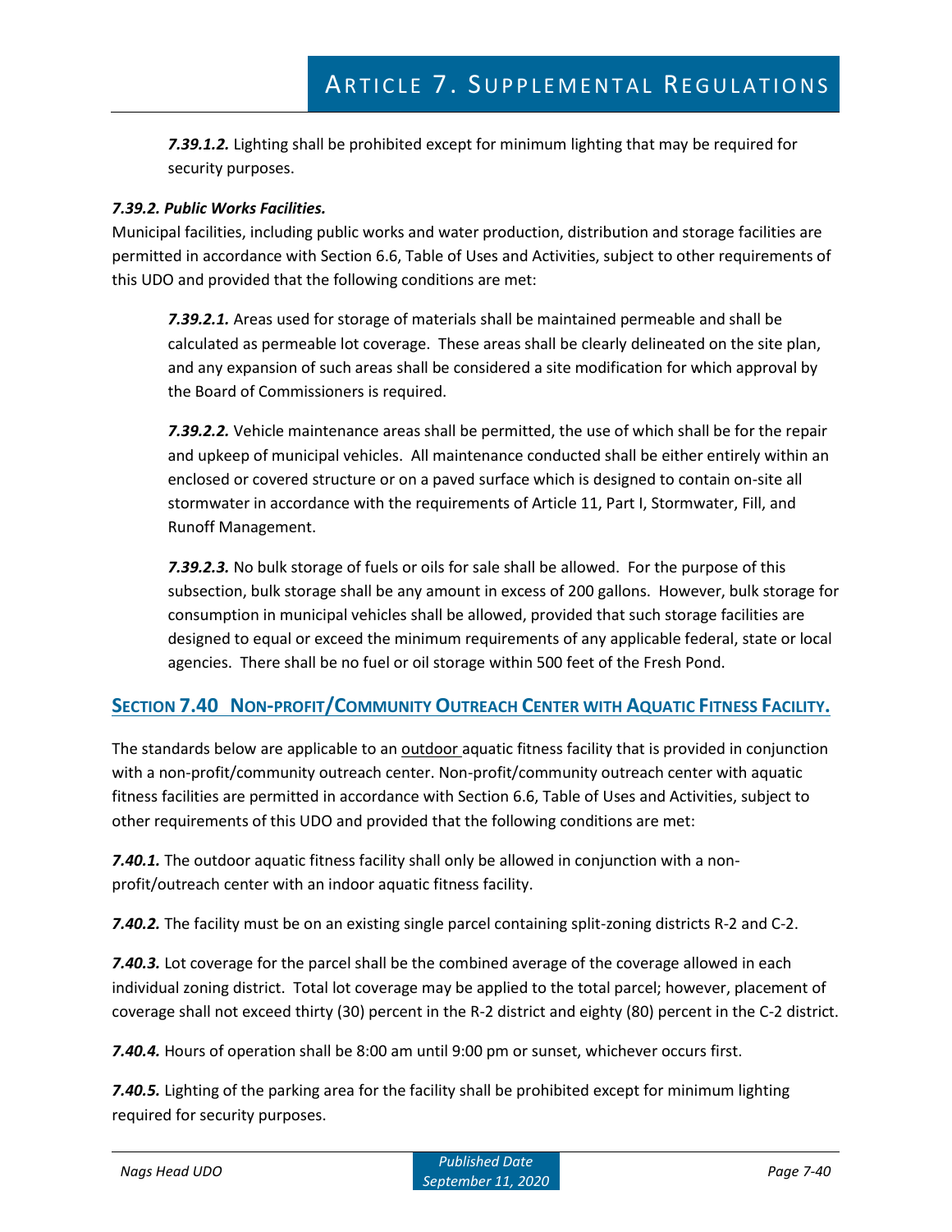*7.39.1.2.* Lighting shall be prohibited except for minimum lighting that may be required for security purposes.

### *7.39.2. Public Works Facilities.*

Municipal facilities, including public works and water production, distribution and storage facilities are permitted in accordance with Section 6.6, Table of Uses and Activities, subject to other requirements of this UDO and provided that the following conditions are met:

*7.39.2.1.* Areas used for storage of materials shall be maintained permeable and shall be calculated as permeable lot coverage. These areas shall be clearly delineated on the site plan, and any expansion of such areas shall be considered a site modification for which approval by the Board of Commissioners is required.

*7.39.2.2.* Vehicle maintenance areas shall be permitted, the use of which shall be for the repair and upkeep of municipal vehicles. All maintenance conducted shall be either entirely within an enclosed or covered structure or on a paved surface which is designed to contain on-site all stormwater in accordance with the requirements of Article 11, Part I, Stormwater, Fill, and Runoff Management.

*7.39.2.3.* No bulk storage of fuels or oils for sale shall be allowed. For the purpose of this subsection, bulk storage shall be any amount in excess of 200 gallons. However, bulk storage for consumption in municipal vehicles shall be allowed, provided that such storage facilities are designed to equal or exceed the minimum requirements of any applicable federal, state or local agencies. There shall be no fuel or oil storage within 500 feet of the Fresh Pond.

## SECTION 7.40 NON-PROFIT/COMMUNITY OUTREACH CENTER WITH AQUATIC FITNESS FACILITY.

The standards below are applicable to an outdoor aquatic fitness facility that is provided in conjunction with a non-profit/community outreach center. Non-profit/community outreach center with aquatic fitness facilities are permitted in accordance with Section 6.6, Table of Uses and Activities, subject to other requirements of this UDO and provided that the following conditions are met:

*7.40.1.* The outdoor aquatic fitness facility shall only be allowed in conjunction with a non-profit/outreach center with an indoor aquatic fitness facility.

*7.40.2.* The facility must be on an existing single parcel containing split-zoning districts R-2 and C-2.

*7.40.3.* Lot coverage for the parcel shall be the combined average of the coverage allowed in each individual zoning district. Total lot coverage may be applied to the total parcel; however, placement of coverage shall not exceed thirty (30) percent in the R-2 district and eighty (80) percent in the C-2 district.

*7.40.4.* Hours of operation shall be 8:00 am until 9:00 pm or sunset, whichever occurs first.

*7.40.5.* Lighting of the parking area for the facility shall be prohibited except for minimum lighting required for security purposes.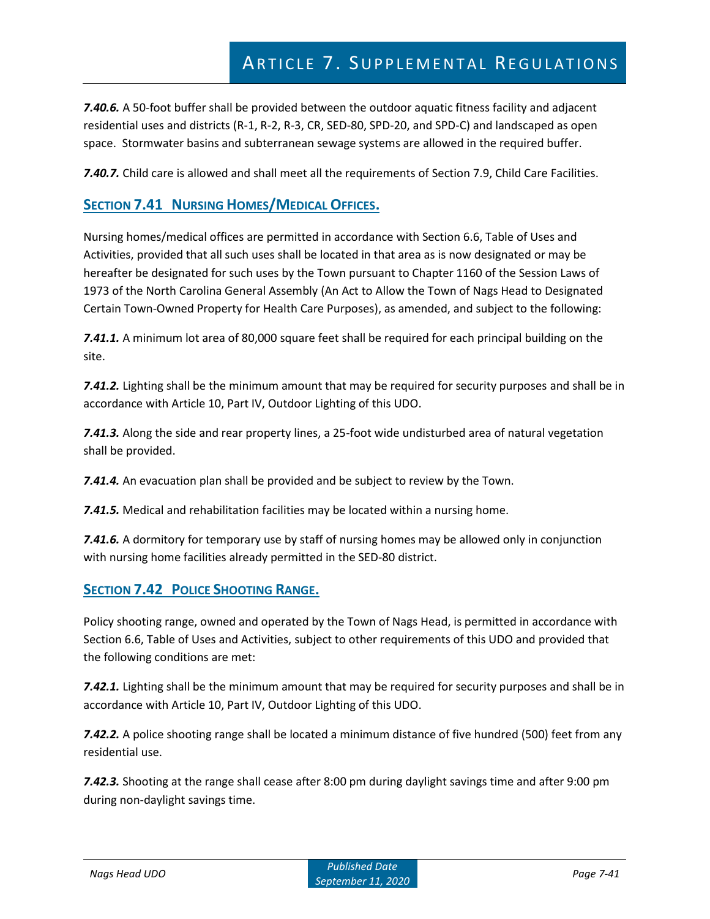***7.40.6.*** A 50-foot buffer shall be provided between the outdoor aquatic fitness facility and adjacent residential uses and districts (R-1, R-2, R-3, CR, SED-80, SPD-20, and SPD-C) and landscaped as open space. Stormwater basins and subterranean sewage systems are allowed in the required buffer.

***7.40.7.*** Child care is allowed and shall meet all the requirements of Section 7.9, Child Care Facilities.

## SECTION 7.41 NURSING HOMES/MEDICAL OFFICES.

Nursing homes/medical offices are permitted in accordance with Section 6.6, Table of Uses and Activities, provided that all such uses shall be located in that area as is now designated or may be hereafter be designated for such uses by the Town pursuant to Chapter 1160 of the Session Laws of 1973 of the North Carolina General Assembly (An Act to Allow the Town of Nags Head to Designated Certain Town-Owned Property for Health Care Purposes), as amended, and subject to the following:

***7.41.1.*** A minimum lot area of 80,000 square feet shall be required for each principal building on the site.

***7.41.2.*** Lighting shall be the minimum amount that may be required for security purposes and shall be in accordance with Article 10, Part IV, Outdoor Lighting of this UDO.

***7.41.3.*** Along the side and rear property lines, a 25-foot wide undisturbed area of natural vegetation shall be provided.

***7.41.4.*** An evacuation plan shall be provided and be subject to review by the Town.

***7.41.5.*** Medical and rehabilitation facilities may be located within a nursing home.

***7.41.6.*** A dormitory for temporary use by staff of nursing homes may be allowed only in conjunction with nursing home facilities already permitted in the SED-80 district.

## SECTION 7.42 POLICE SHOOTING RANGE.

Policy shooting range, owned and operated by the Town of Nags Head, is permitted in accordance with Section 6.6, Table of Uses and Activities, subject to other requirements of this UDO and provided that the following conditions are met:

***7.42.1.*** Lighting shall be the minimum amount that may be required for security purposes and shall be in accordance with Article 10, Part IV, Outdoor Lighting of this UDO.

***7.42.2.*** A police shooting range shall be located a minimum distance of five hundred (500) feet from any residential use.

***7.42.3.*** Shooting at the range shall cease after 8:00 pm during daylight savings time and after 9:00 pm during non-daylight savings time.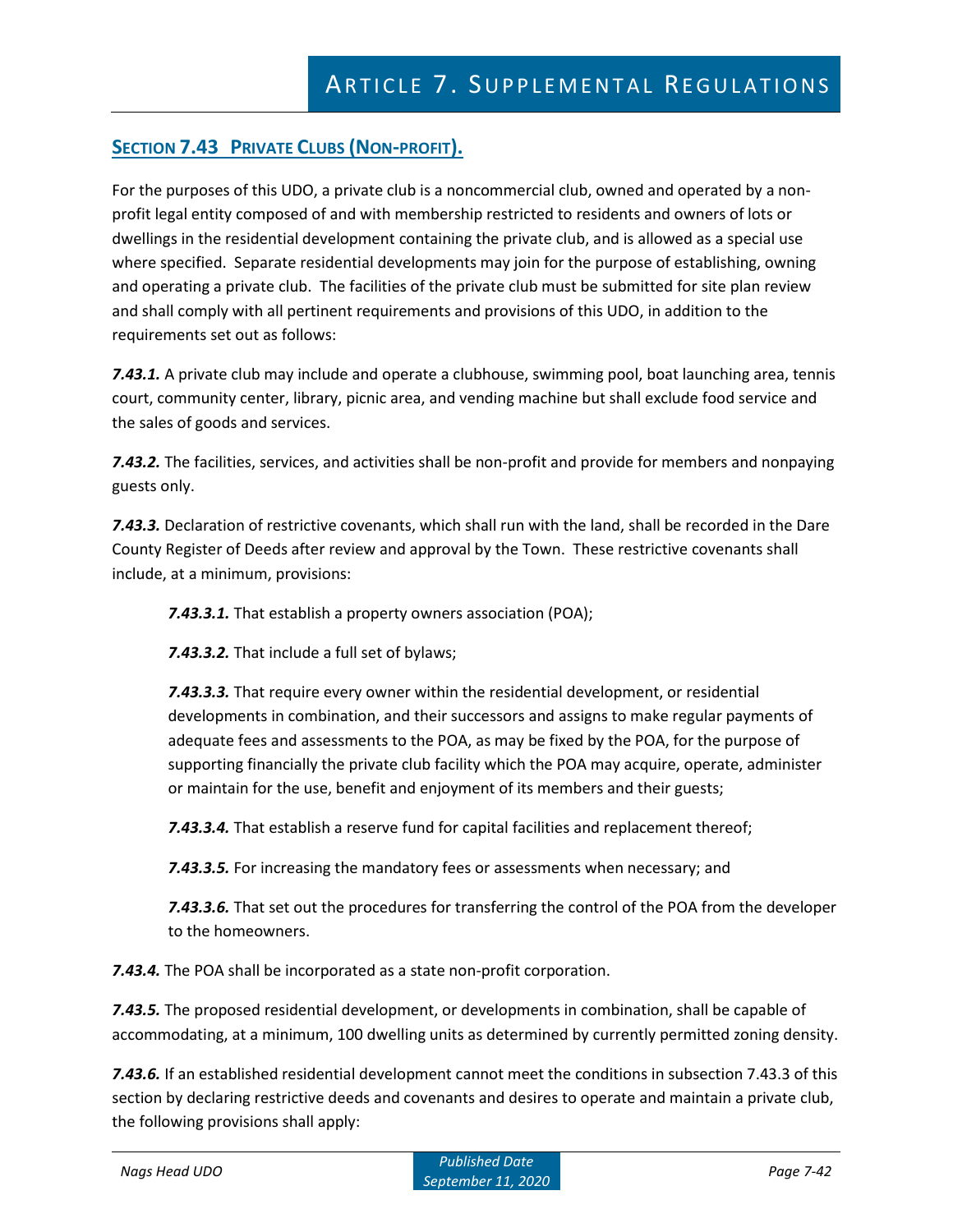## Section 7.43 Private Clubs (Non-profit).

For the purposes of this UDO, a private club is a noncommercial club, owned and operated by a non-profit legal entity composed of and with membership restricted to residents and owners of lots or dwellings in the residential development containing the private club, and is allowed as a special use where specified. Separate residential developments may join for the purpose of establishing, owning and operating a private club. The facilities of the private club must be submitted for site plan review and shall comply with all pertinent requirements and provisions of this UDO, in addition to the requirements set out as follows:

***7.43.1.*** A private club may include and operate a clubhouse, swimming pool, boat launching area, tennis court, community center, library, picnic area, and vending machine but shall exclude food service and the sales of goods and services.

***7.43.2.*** The facilities, services, and activities shall be non-profit and provide for members and nonpaying guests only.

***7.43.3.*** Declaration of restrictive covenants, which shall run with the land, shall be recorded in the Dare County Register of Deeds after review and approval by the Town. These restrictive covenants shall include, at a minimum, provisions:

> ***7.43.3.1.*** That establish a property owners association (POA);
>
> ***7.43.3.2.*** That include a full set of bylaws;
>
> ***7.43.3.3.*** That require every owner within the residential development, or residential developments in combination, and their successors and assigns to make regular payments of adequate fees and assessments to the POA, as may be fixed by the POA, for the purpose of supporting financially the private club facility which the POA may acquire, operate, administer or maintain for the use, benefit and enjoyment of its members and their guests;
>
> ***7.43.3.4.*** That establish a reserve fund for capital facilities and replacement thereof;
>
> ***7.43.3.5.*** For increasing the mandatory fees or assessments when necessary; and
>
> ***7.43.3.6.*** That set out the procedures for transferring the control of the POA from the developer to the homeowners.

***7.43.4.*** The POA shall be incorporated as a state non-profit corporation.

***7.43.5.*** The proposed residential development, or developments in combination, shall be capable of accommodating, at a minimum, 100 dwelling units as determined by currently permitted zoning density.

***7.43.6.*** If an established residential development cannot meet the conditions in subsection 7.43.3 of this section by declaring restrictive deeds and covenants and desires to operate and maintain a private club, the following provisions shall apply: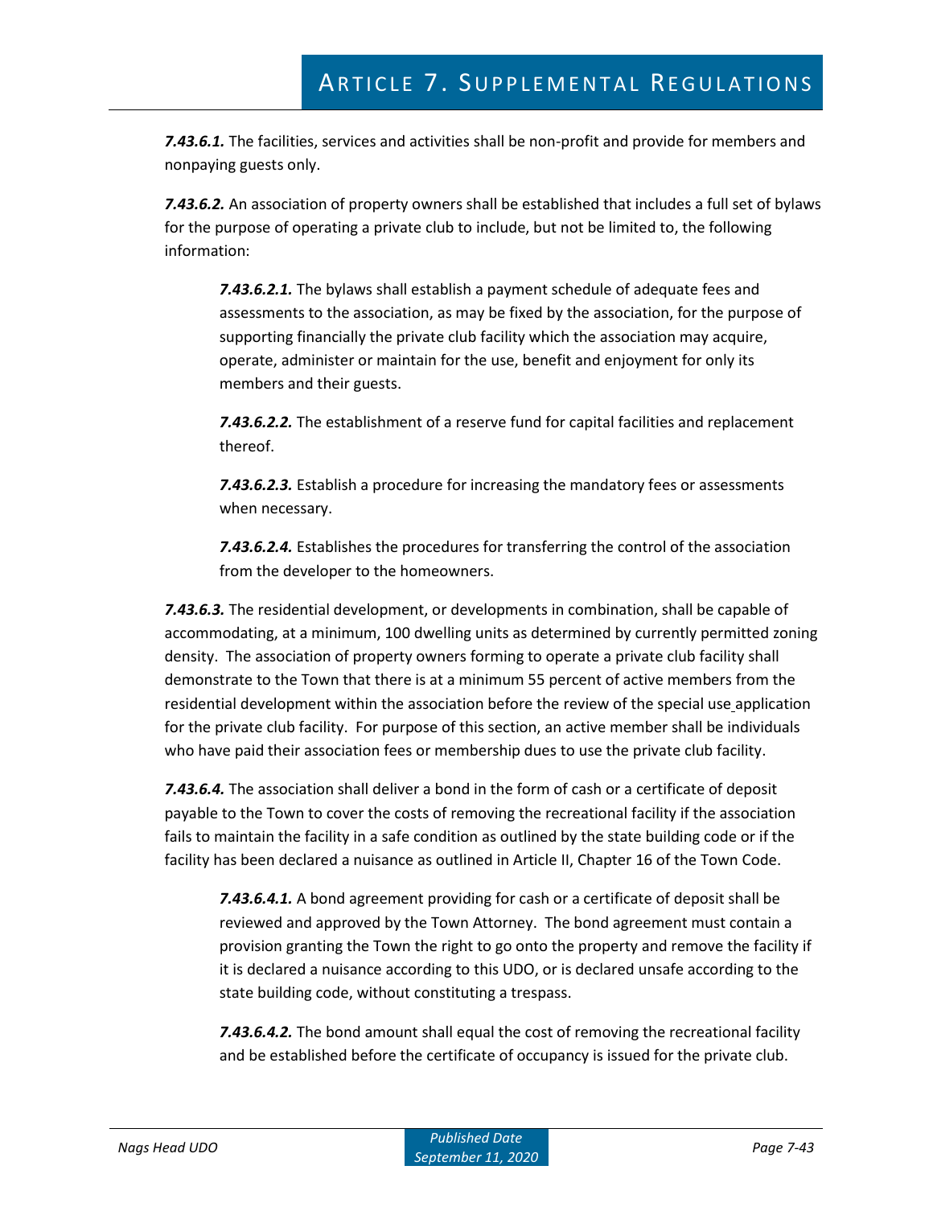***7.43.6.1.*** The facilities, services and activities shall be non-profit and provide for members and nonpaying guests only.

***7.43.6.2.*** An association of property owners shall be established that includes a full set of bylaws for the purpose of operating a private club to include, but not be limited to, the following information:

> ***7.43.6.2.1.*** The bylaws shall establish a payment schedule of adequate fees and assessments to the association, as may be fixed by the association, for the purpose of supporting financially the private club facility which the association may acquire, operate, administer or maintain for the use, benefit and enjoyment for only its members and their guests.
>
> ***7.43.6.2.2.*** The establishment of a reserve fund for capital facilities and replacement thereof.
>
> ***7.43.6.2.3.*** Establish a procedure for increasing the mandatory fees or assessments when necessary.
>
> ***7.43.6.2.4.*** Establishes the procedures for transferring the control of the association from the developer to the homeowners.

***7.43.6.3.*** The residential development, or developments in combination, shall be capable of accommodating, at a minimum, 100 dwelling units as determined by currently permitted zoning density. The association of property owners forming to operate a private club facility shall demonstrate to the Town that there is at a minimum 55 percent of active members from the residential development within the association before the review of the special use application for the private club facility. For purpose of this section, an active member shall be individuals who have paid their association fees or membership dues to use the private club facility.

***7.43.6.4.*** The association shall deliver a bond in the form of cash or a certificate of deposit payable to the Town to cover the costs of removing the recreational facility if the association fails to maintain the facility in a safe condition as outlined by the state building code or if the facility has been declared a nuisance as outlined in Article II, Chapter 16 of the Town Code.

> ***7.43.6.4.1.*** A bond agreement providing for cash or a certificate of deposit shall be reviewed and approved by the Town Attorney. The bond agreement must contain a provision granting the Town the right to go onto the property and remove the facility if it is declared a nuisance according to this UDO, or is declared unsafe according to the state building code, without constituting a trespass.
>
> ***7.43.6.4.2.*** The bond amount shall equal the cost of removing the recreational facility and be established before the certificate of occupancy is issued for the private club.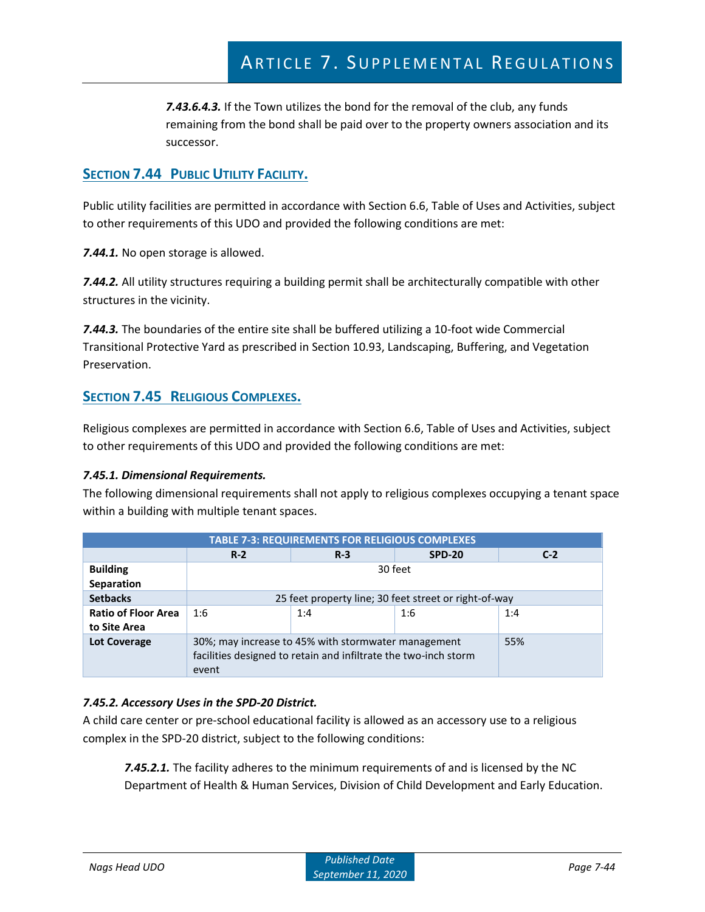*7.43.6.4.3.* If the Town utilizes the bond for the removal of the club, any funds remaining from the bond shall be paid over to the property owners association and its successor.

## Section 7.44 Public Utility Facility.

Public utility facilities are permitted in accordance with Section 6.6, Table of Uses and Activities, subject to other requirements of this UDO and provided the following conditions are met:

*7.44.1.* No open storage is allowed.

*7.44.2.* All utility structures requiring a building permit shall be architecturally compatible with other structures in the vicinity.

*7.44.3.* The boundaries of the entire site shall be buffered utilizing a 10-foot wide Commercial Transitional Protective Yard as prescribed in Section 10.93, Landscaping, Buffering, and Vegetation Preservation.

## Section 7.45 Religious Complexes.

Religious complexes are permitted in accordance with Section 6.6, Table of Uses and Activities, subject to other requirements of this UDO and provided the following conditions are met:

### *7.45.1. Dimensional Requirements.*

The following dimensional requirements shall not apply to religious complexes occupying a tenant space within a building with multiple tenant spaces.

**TABLE 7-3: REQUIREMENTS FOR RELIGIOUS COMPLEXES**

| | R-2 | R-3 | SPD-20 | C-2 |
|---|---|---|---|---|
| **Building Separation** | 30 feet | | | |
| **Setbacks** | 25 feet property line; 30 feet street or right-of-way | | | |
| **Ratio of Floor Area to Site Area** | 1:6 | 1:4 | 1:6 | 1:4 |
| **Lot Coverage** | 30%; may increase to 45% with stormwater management facilities designed to retain and infiltrate the two-inch storm event | | | 55% |

### *7.45.2. Accessory Uses in the SPD-20 District.*

A child care center or pre-school educational facility is allowed as an accessory use to a religious complex in the SPD-20 district, subject to the following conditions:

*7.45.2.1.* The facility adheres to the minimum requirements of and is licensed by the NC Department of Health & Human Services, Division of Child Development and Early Education.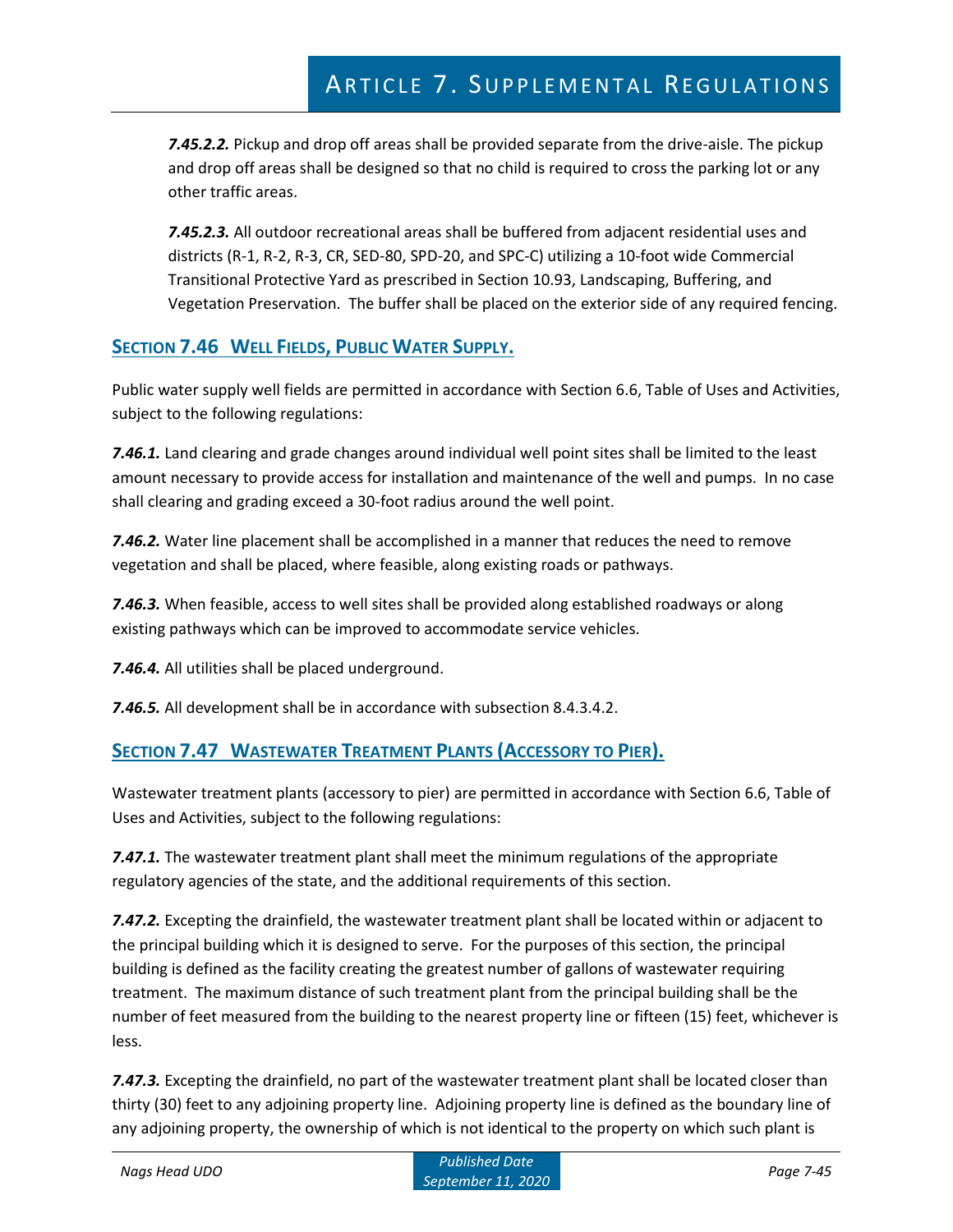***7.45.2.2.*** Pickup and drop off areas shall be provided separate from the drive-aisle. The pickup and drop off areas shall be designed so that no child is required to cross the parking lot or any other traffic areas.

***7.45.2.3.*** All outdoor recreational areas shall be buffered from adjacent residential uses and districts (R-1, R-2, R-3, CR, SED-80, SPD-20, and SPC-C) utilizing a 10-foot wide Commercial Transitional Protective Yard as prescribed in Section 10.93, Landscaping, Buffering, and Vegetation Preservation. The buffer shall be placed on the exterior side of any required fencing.

## SECTION 7.46 WELL FIELDS, PUBLIC WATER SUPPLY.

Public water supply well fields are permitted in accordance with Section 6.6, Table of Uses and Activities, subject to the following regulations:

***7.46.1.*** Land clearing and grade changes around individual well point sites shall be limited to the least amount necessary to provide access for installation and maintenance of the well and pumps. In no case shall clearing and grading exceed a 30-foot radius around the well point.

***7.46.2.*** Water line placement shall be accomplished in a manner that reduces the need to remove vegetation and shall be placed, where feasible, along existing roads or pathways.

***7.46.3.*** When feasible, access to well sites shall be provided along established roadways or along existing pathways which can be improved to accommodate service vehicles.

***7.46.4.*** All utilities shall be placed underground.

***7.46.5.*** All development shall be in accordance with subsection 8.4.3.4.2.

## SECTION 7.47 WASTEWATER TREATMENT PLANTS (ACCESSORY TO PIER).

Wastewater treatment plants (accessory to pier) are permitted in accordance with Section 6.6, Table of Uses and Activities, subject to the following regulations:

***7.47.1.*** The wastewater treatment plant shall meet the minimum regulations of the appropriate regulatory agencies of the state, and the additional requirements of this section.

***7.47.2.*** Excepting the drainfield, the wastewater treatment plant shall be located within or adjacent to the principal building which it is designed to serve. For the purposes of this section, the principal building is defined as the facility creating the greatest number of gallons of wastewater requiring treatment. The maximum distance of such treatment plant from the principal building shall be the number of feet measured from the building to the nearest property line or fifteen (15) feet, whichever is less.

***7.47.3.*** Excepting the drainfield, no part of the wastewater treatment plant shall be located closer than thirty (30) feet to any adjoining property line. Adjoining property line is defined as the boundary line of any adjoining property, the ownership of which is not identical to the property on which such plant is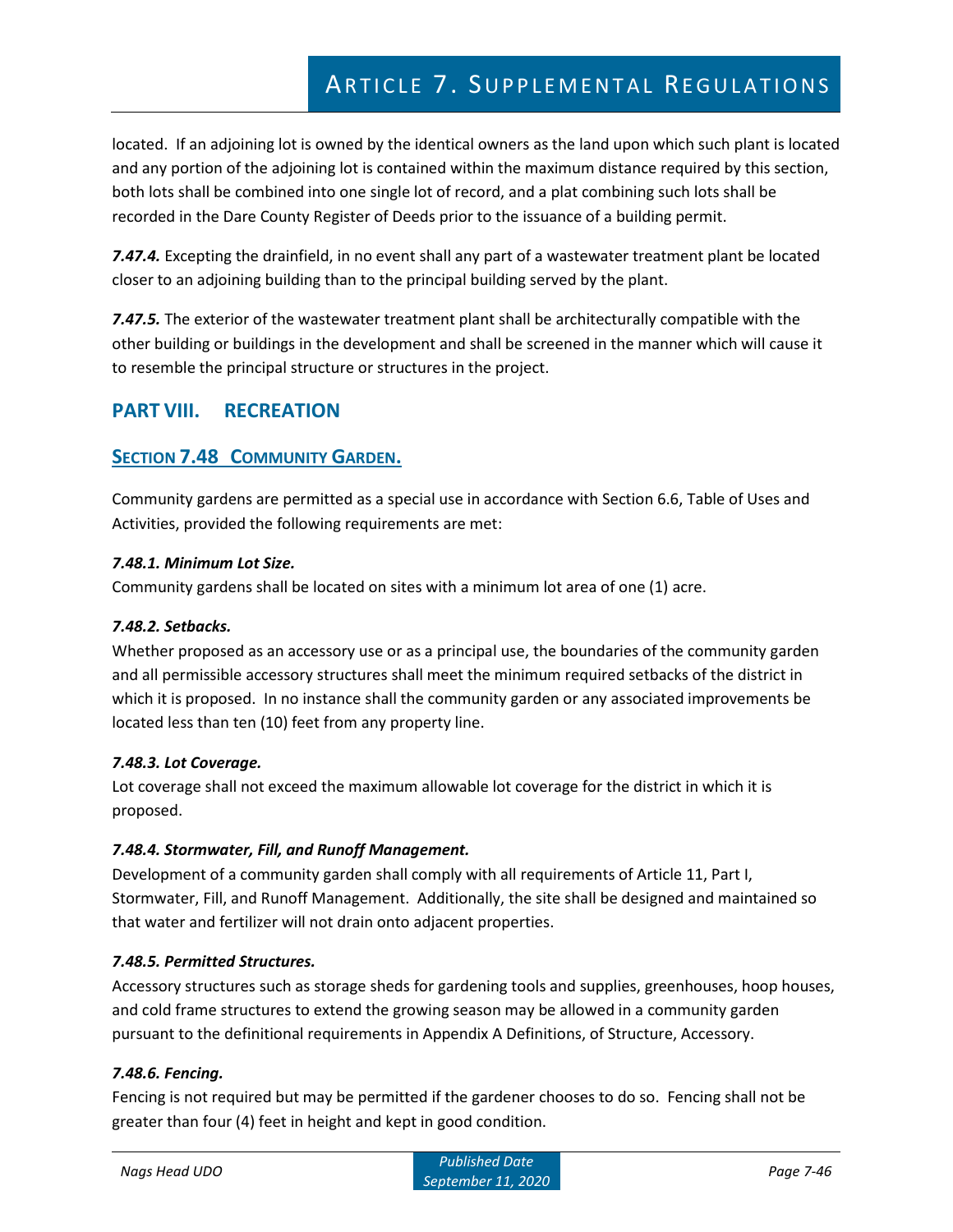located. If an adjoining lot is owned by the identical owners as the land upon which such plant is located and any portion of the adjoining lot is contained within the maximum distance required by this section, both lots shall be combined into one single lot of record, and a plat combining such lots shall be recorded in the Dare County Register of Deeds prior to the issuance of a building permit.

***7.47.4.*** Excepting the drainfield, in no event shall any part of a wastewater treatment plant be located closer to an adjoining building than to the principal building served by the plant.

***7.47.5.*** The exterior of the wastewater treatment plant shall be architecturally compatible with the other building or buildings in the development and shall be screened in the manner which will cause it to resemble the principal structure or structures in the project.

## PART VIII. RECREATION

### SECTION 7.48 COMMUNITY GARDEN.

Community gardens are permitted as a special use in accordance with Section 6.6, Table of Uses and Activities, provided the following requirements are met:

***7.48.1. Minimum Lot Size.***
Community gardens shall be located on sites with a minimum lot area of one (1) acre.

***7.48.2. Setbacks.***
Whether proposed as an accessory use or as a principal use, the boundaries of the community garden and all permissible accessory structures shall meet the minimum required setbacks of the district in which it is proposed. In no instance shall the community garden or any associated improvements be located less than ten (10) feet from any property line.

***7.48.3. Lot Coverage.***
Lot coverage shall not exceed the maximum allowable lot coverage for the district in which it is proposed.

***7.48.4. Stormwater, Fill, and Runoff Management.***
Development of a community garden shall comply with all requirements of Article 11, Part I, Stormwater, Fill, and Runoff Management. Additionally, the site shall be designed and maintained so that water and fertilizer will not drain onto adjacent properties.

***7.48.5. Permitted Structures.***
Accessory structures such as storage sheds for gardening tools and supplies, greenhouses, hoop houses, and cold frame structures to extend the growing season may be allowed in a community garden pursuant to the definitional requirements in Appendix A Definitions, of Structure, Accessory.

***7.48.6. Fencing.***
Fencing is not required but may be permitted if the gardener chooses to do so. Fencing shall not be greater than four (4) feet in height and kept in good condition.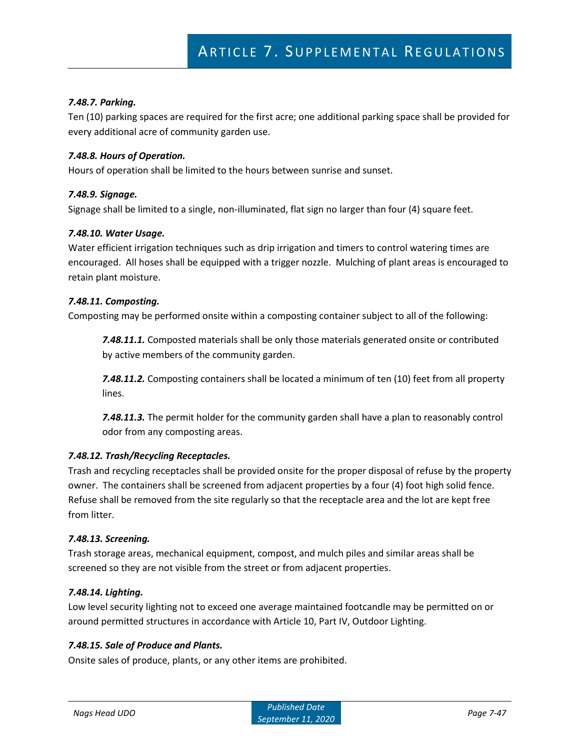#### *7.48.7. Parking.*

Ten (10) parking spaces are required for the first acre; one additional parking space shall be provided for every additional acre of community garden use.

#### *7.48.8. Hours of Operation.*

Hours of operation shall be limited to the hours between sunrise and sunset.

#### *7.48.9. Signage.*

Signage shall be limited to a single, non-illuminated, flat sign no larger than four (4) square feet.

#### *7.48.10. Water Usage.*

Water efficient irrigation techniques such as drip irrigation and timers to control watering times are encouraged. All hoses shall be equipped with a trigger nozzle. Mulching of plant areas is encouraged to retain plant moisture.

#### *7.48.11. Composting.*

Composting may be performed onsite within a composting container subject to all of the following:

> ***7.48.11.1.*** Composted materials shall be only those materials generated onsite or contributed by active members of the community garden.
>
> ***7.48.11.2.*** Composting containers shall be located a minimum of ten (10) feet from all property lines.
>
> ***7.48.11.3.*** The permit holder for the community garden shall have a plan to reasonably control odor from any composting areas.

#### *7.48.12. Trash/Recycling Receptacles.*

Trash and recycling receptacles shall be provided onsite for the proper disposal of refuse by the property owner. The containers shall be screened from adjacent properties by a four (4) foot high solid fence. Refuse shall be removed from the site regularly so that the receptacle area and the lot are kept free from litter.

#### *7.48.13. Screening.*

Trash storage areas, mechanical equipment, compost, and mulch piles and similar areas shall be screened so they are not visible from the street or from adjacent properties.

#### *7.48.14. Lighting.*

Low level security lighting not to exceed one average maintained footcandle may be permitted on or around permitted structures in accordance with Article 10, Part IV, Outdoor Lighting.

#### *7.48.15. Sale of Produce and Plants.*

Onsite sales of produce, plants, or any other items are prohibited.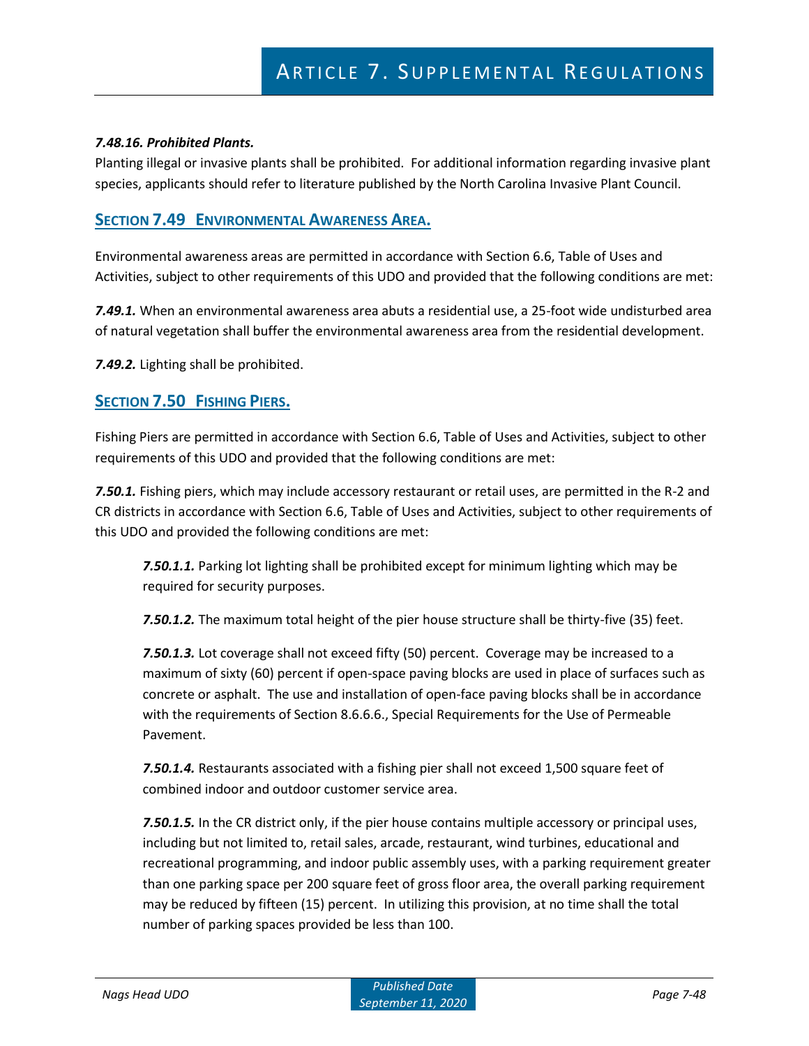***7.48.16. Prohibited Plants.***

Planting illegal or invasive plants shall be prohibited. For additional information regarding invasive plant species, applicants should refer to literature published by the North Carolina Invasive Plant Council.

## SECTION 7.49 ENVIRONMENTAL AWARENESS AREA.

Environmental awareness areas are permitted in accordance with Section 6.6, Table of Uses and Activities, subject to other requirements of this UDO and provided that the following conditions are met:

***7.49.1.*** When an environmental awareness area abuts a residential use, a 25-foot wide undisturbed area of natural vegetation shall buffer the environmental awareness area from the residential development.

***7.49.2.*** Lighting shall be prohibited.

## SECTION 7.50 FISHING PIERS.

Fishing Piers are permitted in accordance with Section 6.6, Table of Uses and Activities, subject to other requirements of this UDO and provided that the following conditions are met:

***7.50.1.*** Fishing piers, which may include accessory restaurant or retail uses, are permitted in the R-2 and CR districts in accordance with Section 6.6, Table of Uses and Activities, subject to other requirements of this UDO and provided the following conditions are met:

> ***7.50.1.1.*** Parking lot lighting shall be prohibited except for minimum lighting which may be required for security purposes.
>
> ***7.50.1.2.*** The maximum total height of the pier house structure shall be thirty-five (35) feet.
>
> ***7.50.1.3.*** Lot coverage shall not exceed fifty (50) percent. Coverage may be increased to a maximum of sixty (60) percent if open-space paving blocks are used in place of surfaces such as concrete or asphalt. The use and installation of open-face paving blocks shall be in accordance with the requirements of Section 8.6.6.6., Special Requirements for the Use of Permeable Pavement.
>
> ***7.50.1.4.*** Restaurants associated with a fishing pier shall not exceed 1,500 square feet of combined indoor and outdoor customer service area.
>
> ***7.50.1.5.*** In the CR district only, if the pier house contains multiple accessory or principal uses, including but not limited to, retail sales, arcade, restaurant, wind turbines, educational and recreational programming, and indoor public assembly uses, with a parking requirement greater than one parking space per 200 square feet of gross floor area, the overall parking requirement may be reduced by fifteen (15) percent. In utilizing this provision, at no time shall the total number of parking spaces provided be less than 100.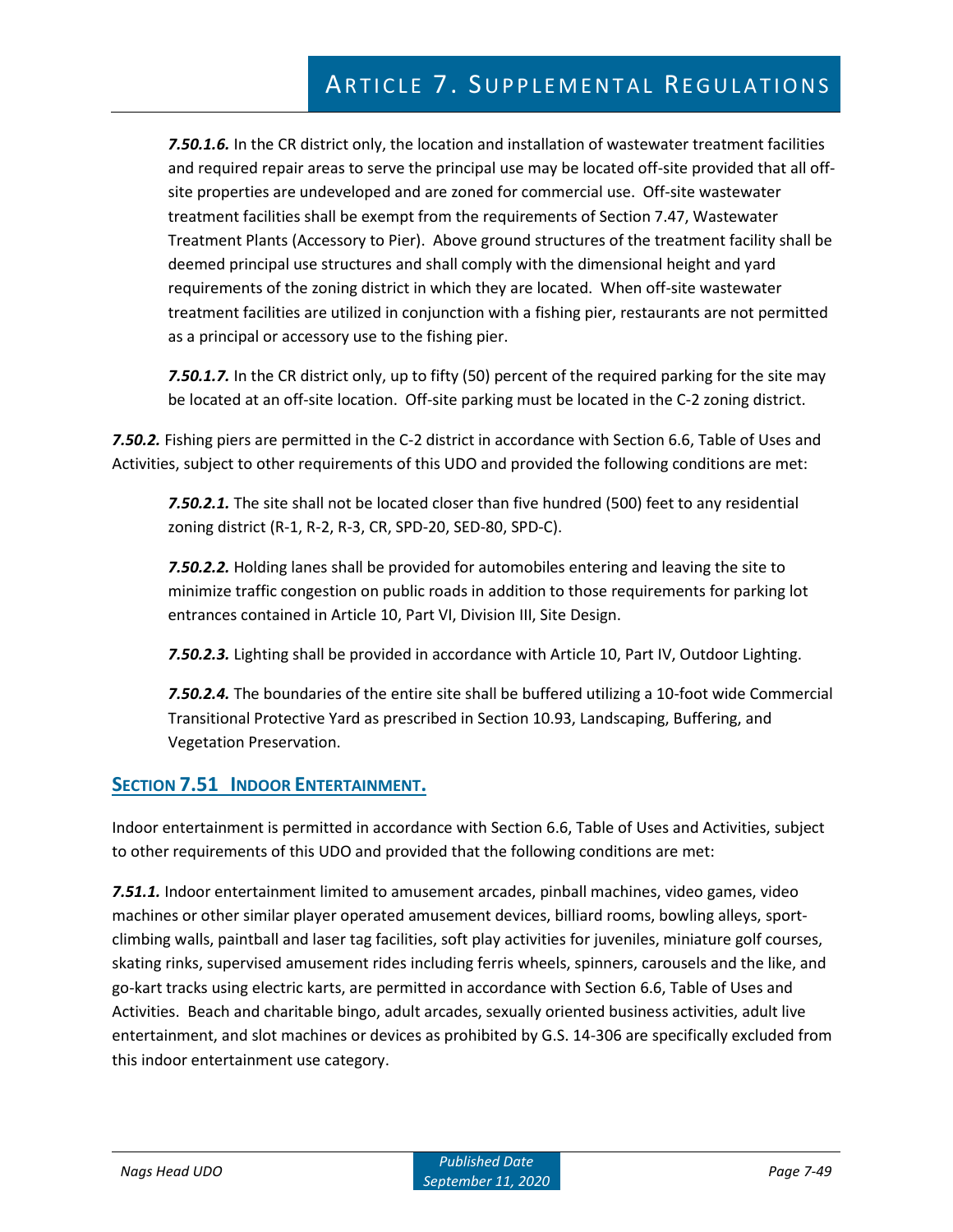***7.50.1.6.*** In the CR district only, the location and installation of wastewater treatment facilities and required repair areas to serve the principal use may be located off-site provided that all off-site properties are undeveloped and are zoned for commercial use. Off-site wastewater treatment facilities shall be exempt from the requirements of Section 7.47, Wastewater Treatment Plants (Accessory to Pier). Above ground structures of the treatment facility shall be deemed principal use structures and shall comply with the dimensional height and yard requirements of the zoning district in which they are located. When off-site wastewater treatment facilities are utilized in conjunction with a fishing pier, restaurants are not permitted as a principal or accessory use to the fishing pier.

***7.50.1.7.*** In the CR district only, up to fifty (50) percent of the required parking for the site may be located at an off-site location. Off-site parking must be located in the C-2 zoning district.

***7.50.2.*** Fishing piers are permitted in the C-2 district in accordance with Section 6.6, Table of Uses and Activities, subject to other requirements of this UDO and provided the following conditions are met:

***7.50.2.1.*** The site shall not be located closer than five hundred (500) feet to any residential zoning district (R-1, R-2, R-3, CR, SPD-20, SED-80, SPD-C).

***7.50.2.2.*** Holding lanes shall be provided for automobiles entering and leaving the site to minimize traffic congestion on public roads in addition to those requirements for parking lot entrances contained in Article 10, Part VI, Division III, Site Design.

***7.50.2.3.*** Lighting shall be provided in accordance with Article 10, Part IV, Outdoor Lighting.

***7.50.2.4.*** The boundaries of the entire site shall be buffered utilizing a 10-foot wide Commercial Transitional Protective Yard as prescribed in Section 10.93, Landscaping, Buffering, and Vegetation Preservation.

## SECTION 7.51 INDOOR ENTERTAINMENT.

Indoor entertainment is permitted in accordance with Section 6.6, Table of Uses and Activities, subject to other requirements of this UDO and provided that the following conditions are met:

***7.51.1.*** Indoor entertainment limited to amusement arcades, pinball machines, video games, video machines or other similar player operated amusement devices, billiard rooms, bowling alleys, sport-climbing walls, paintball and laser tag facilities, soft play activities for juveniles, miniature golf courses, skating rinks, supervised amusement rides including ferris wheels, spinners, carousels and the like, and go-kart tracks using electric karts, are permitted in accordance with Section 6.6, Table of Uses and Activities. Beach and charitable bingo, adult arcades, sexually oriented business activities, adult live entertainment, and slot machines or devices as prohibited by G.S. 14-306 are specifically excluded from this indoor entertainment use category.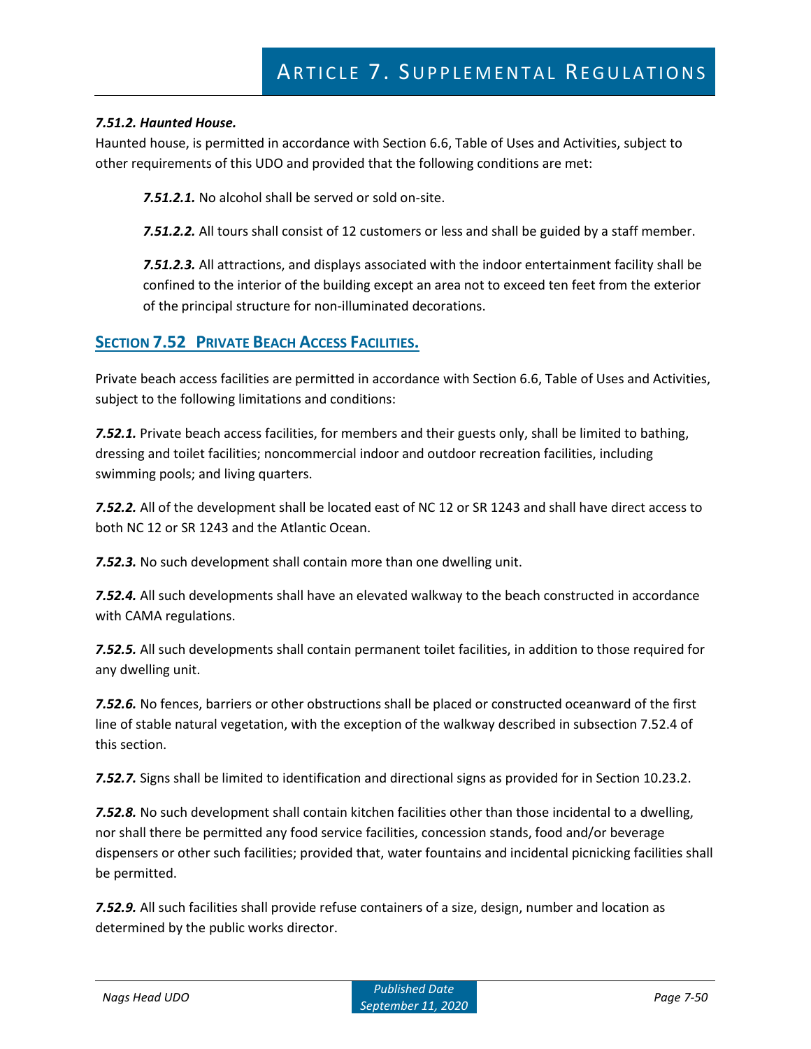***7.51.2. Haunted House.***

Haunted house, is permitted in accordance with Section 6.6, Table of Uses and Activities, subject to other requirements of this UDO and provided that the following conditions are met:

> ***7.51.2.1.*** No alcohol shall be served or sold on-site.
>
> ***7.51.2.2.*** All tours shall consist of 12 customers or less and shall be guided by a staff member.
>
> ***7.51.2.3.*** All attractions, and displays associated with the indoor entertainment facility shall be confined to the interior of the building except an area not to exceed ten feet from the exterior of the principal structure for non-illuminated decorations.

## SECTION 7.52 PRIVATE BEACH ACCESS FACILITIES.

Private beach access facilities are permitted in accordance with Section 6.6, Table of Uses and Activities, subject to the following limitations and conditions:

***7.52.1.*** Private beach access facilities, for members and their guests only, shall be limited to bathing, dressing and toilet facilities; noncommercial indoor and outdoor recreation facilities, including swimming pools; and living quarters.

***7.52.2.*** All of the development shall be located east of NC 12 or SR 1243 and shall have direct access to both NC 12 or SR 1243 and the Atlantic Ocean.

***7.52.3.*** No such development shall contain more than one dwelling unit.

***7.52.4.*** All such developments shall have an elevated walkway to the beach constructed in accordance with CAMA regulations.

***7.52.5.*** All such developments shall contain permanent toilet facilities, in addition to those required for any dwelling unit.

***7.52.6.*** No fences, barriers or other obstructions shall be placed or constructed oceanward of the first line of stable natural vegetation, with the exception of the walkway described in subsection 7.52.4 of this section.

***7.52.7.*** Signs shall be limited to identification and directional signs as provided for in Section 10.23.2.

***7.52.8.*** No such development shall contain kitchen facilities other than those incidental to a dwelling, nor shall there be permitted any food service facilities, concession stands, food and/or beverage dispensers or other such facilities; provided that, water fountains and incidental picnicking facilities shall be permitted.

***7.52.9.*** All such facilities shall provide refuse containers of a size, design, number and location as determined by the public works director.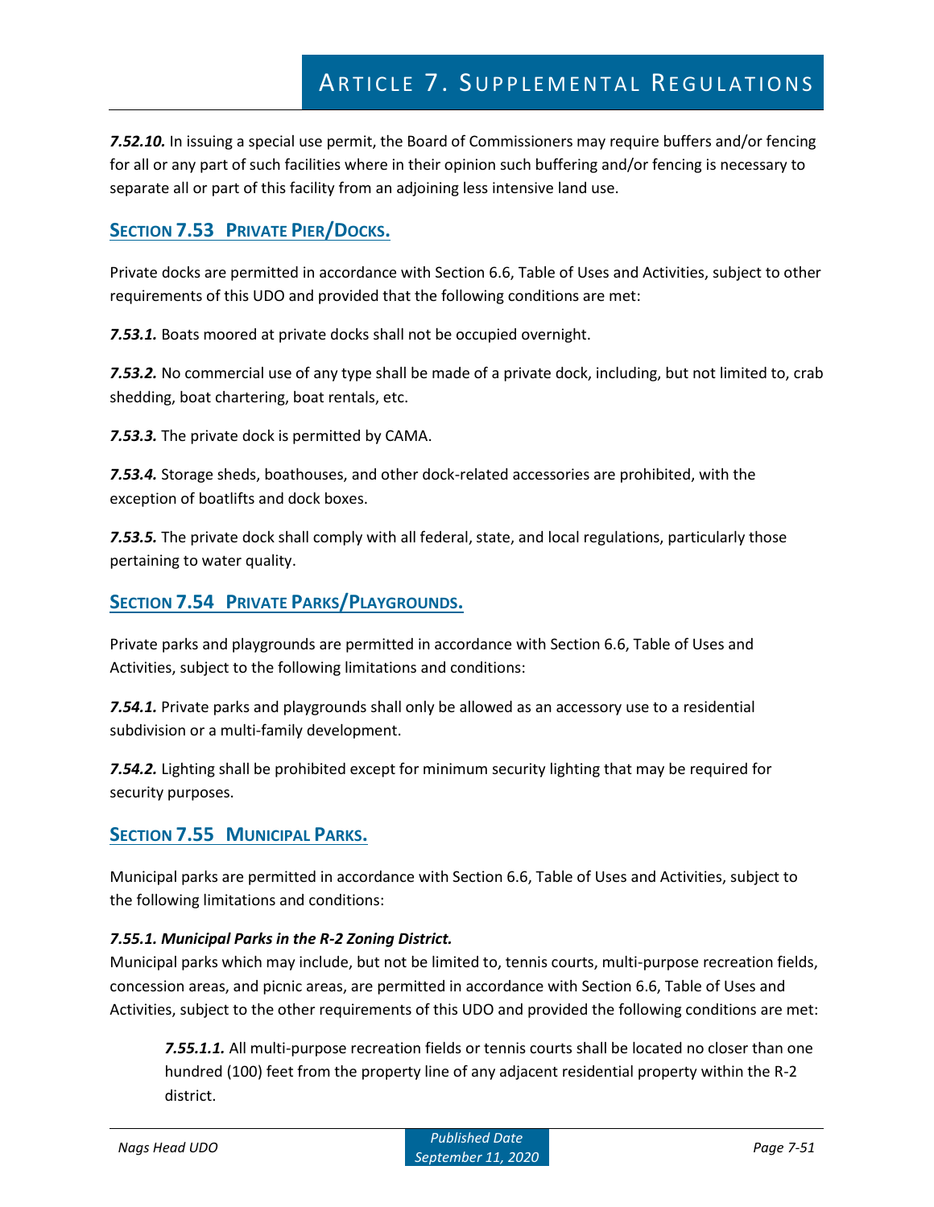***7.52.10.*** In issuing a special use permit, the Board of Commissioners may require buffers and/or fencing for all or any part of such facilities where in their opinion such buffering and/or fencing is necessary to separate all or part of this facility from an adjoining less intensive land use.

## SECTION 7.53 PRIVATE PIER/DOCKS.

Private docks are permitted in accordance with Section 6.6, Table of Uses and Activities, subject to other requirements of this UDO and provided that the following conditions are met:

***7.53.1.*** Boats moored at private docks shall not be occupied overnight.

***7.53.2.*** No commercial use of any type shall be made of a private dock, including, but not limited to, crab shedding, boat chartering, boat rentals, etc.

***7.53.3.*** The private dock is permitted by CAMA.

***7.53.4.*** Storage sheds, boathouses, and other dock-related accessories are prohibited, with the exception of boatlifts and dock boxes.

***7.53.5.*** The private dock shall comply with all federal, state, and local regulations, particularly those pertaining to water quality.

## SECTION 7.54 PRIVATE PARKS/PLAYGROUNDS.

Private parks and playgrounds are permitted in accordance with Section 6.6, Table of Uses and Activities, subject to the following limitations and conditions:

***7.54.1.*** Private parks and playgrounds shall only be allowed as an accessory use to a residential subdivision or a multi-family development.

***7.54.2.*** Lighting shall be prohibited except for minimum security lighting that may be required for security purposes.

## SECTION 7.55 MUNICIPAL PARKS.

Municipal parks are permitted in accordance with Section 6.6, Table of Uses and Activities, subject to the following limitations and conditions:

***7.55.1. Municipal Parks in the R-2 Zoning District.***
Municipal parks which may include, but not be limited to, tennis courts, multi-purpose recreation fields, concession areas, and picnic areas, are permitted in accordance with Section 6.6, Table of Uses and Activities, subject to the other requirements of this UDO and provided the following conditions are met:

> ***7.55.1.1.*** All multi-purpose recreation fields or tennis courts shall be located no closer than one hundred (100) feet from the property line of any adjacent residential property within the R-2 district.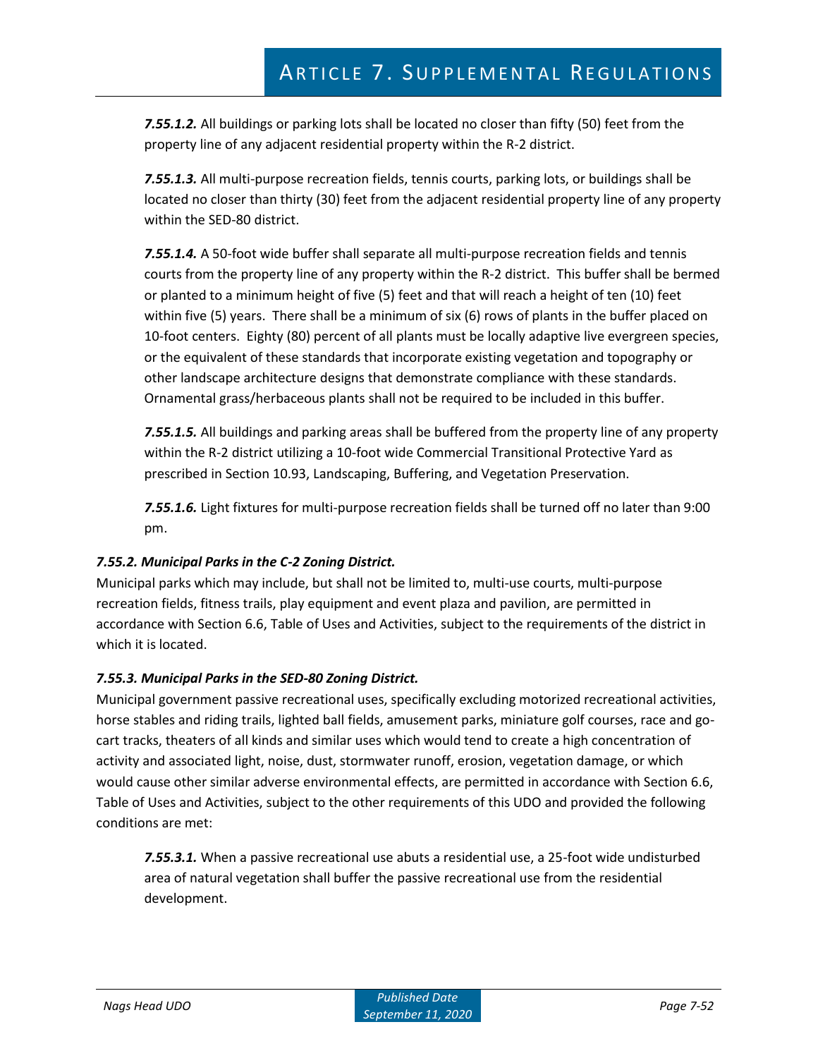***7.55.1.2.*** All buildings or parking lots shall be located no closer than fifty (50) feet from the property line of any adjacent residential property within the R-2 district.

***7.55.1.3.*** All multi-purpose recreation fields, tennis courts, parking lots, or buildings shall be located no closer than thirty (30) feet from the adjacent residential property line of any property within the SED-80 district.

***7.55.1.4.*** A 50-foot wide buffer shall separate all multi-purpose recreation fields and tennis courts from the property line of any property within the R-2 district. This buffer shall be bermed or planted to a minimum height of five (5) feet and that will reach a height of ten (10) feet within five (5) years. There shall be a minimum of six (6) rows of plants in the buffer placed on 10-foot centers. Eighty (80) percent of all plants must be locally adaptive live evergreen species, or the equivalent of these standards that incorporate existing vegetation and topography or other landscape architecture designs that demonstrate compliance with these standards. Ornamental grass/herbaceous plants shall not be required to be included in this buffer.

***7.55.1.5.*** All buildings and parking areas shall be buffered from the property line of any property within the R-2 district utilizing a 10-foot wide Commercial Transitional Protective Yard as prescribed in Section 10.93, Landscaping, Buffering, and Vegetation Preservation.

***7.55.1.6.*** Light fixtures for multi-purpose recreation fields shall be turned off no later than 9:00 pm.

***7.55.2. Municipal Parks in the C-2 Zoning District.***

Municipal parks which may include, but shall not be limited to, multi-use courts, multi-purpose recreation fields, fitness trails, play equipment and event plaza and pavilion, are permitted in accordance with Section 6.6, Table of Uses and Activities, subject to the requirements of the district in which it is located.

***7.55.3. Municipal Parks in the SED-80 Zoning District.***

Municipal government passive recreational uses, specifically excluding motorized recreational activities, horse stables and riding trails, lighted ball fields, amusement parks, miniature golf courses, race and go-cart tracks, theaters of all kinds and similar uses which would tend to create a high concentration of activity and associated light, noise, dust, stormwater runoff, erosion, vegetation damage, or which would cause other similar adverse environmental effects, are permitted in accordance with Section 6.6, Table of Uses and Activities, subject to the other requirements of this UDO and provided the following conditions are met:

***7.55.3.1.*** When a passive recreational use abuts a residential use, a 25-foot wide undisturbed area of natural vegetation shall buffer the passive recreational use from the residential development.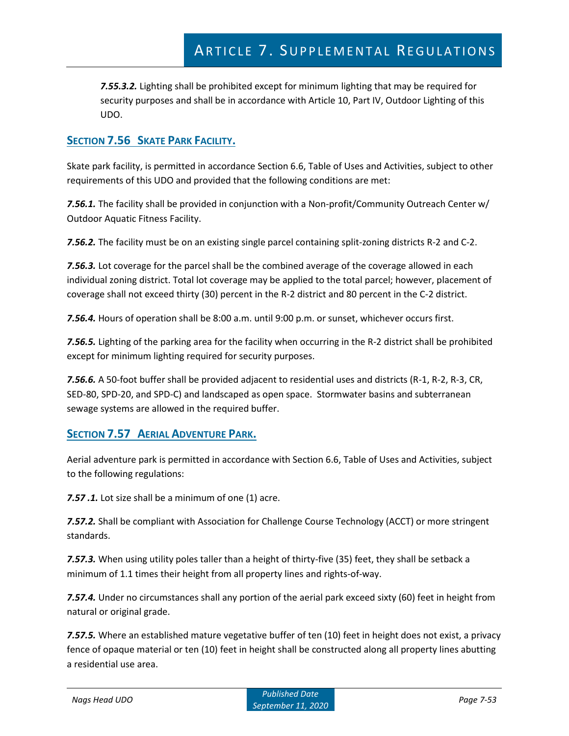***7.55.3.2.*** Lighting shall be prohibited except for minimum lighting that may be required for security purposes and shall be in accordance with Article 10, Part IV, Outdoor Lighting of this UDO.

## SECTION 7.56 SKATE PARK FACILITY.

Skate park facility, is permitted in accordance Section 6.6, Table of Uses and Activities, subject to other requirements of this UDO and provided that the following conditions are met:

***7.56.1.*** The facility shall be provided in conjunction with a Non-profit/Community Outreach Center w/ Outdoor Aquatic Fitness Facility.

***7.56.2.*** The facility must be on an existing single parcel containing split-zoning districts R-2 and C-2.

***7.56.3.*** Lot coverage for the parcel shall be the combined average of the coverage allowed in each individual zoning district. Total lot coverage may be applied to the total parcel; however, placement of coverage shall not exceed thirty (30) percent in the R-2 district and 80 percent in the C-2 district.

***7.56.4.*** Hours of operation shall be 8:00 a.m. until 9:00 p.m. or sunset, whichever occurs first.

***7.56.5.*** Lighting of the parking area for the facility when occurring in the R-2 district shall be prohibited except for minimum lighting required for security purposes.

***7.56.6.*** A 50-foot buffer shall be provided adjacent to residential uses and districts (R-1, R-2, R-3, CR, SED-80, SPD-20, and SPD-C) and landscaped as open space. Stormwater basins and subterranean sewage systems are allowed in the required buffer.

## SECTION 7.57 AERIAL ADVENTURE PARK.

Aerial adventure park is permitted in accordance with Section 6.6, Table of Uses and Activities, subject to the following regulations:

***7.57 .1.*** Lot size shall be a minimum of one (1) acre.

***7.57.2.*** Shall be compliant with Association for Challenge Course Technology (ACCT) or more stringent standards.

***7.57.3.*** When using utility poles taller than a height of thirty-five (35) feet, they shall be setback a minimum of 1.1 times their height from all property lines and rights-of-way.

***7.57.4.*** Under no circumstances shall any portion of the aerial park exceed sixty (60) feet in height from natural or original grade.

***7.57.5.*** Where an established mature vegetative buffer of ten (10) feet in height does not exist, a privacy fence of opaque material or ten (10) feet in height shall be constructed along all property lines abutting a residential use area.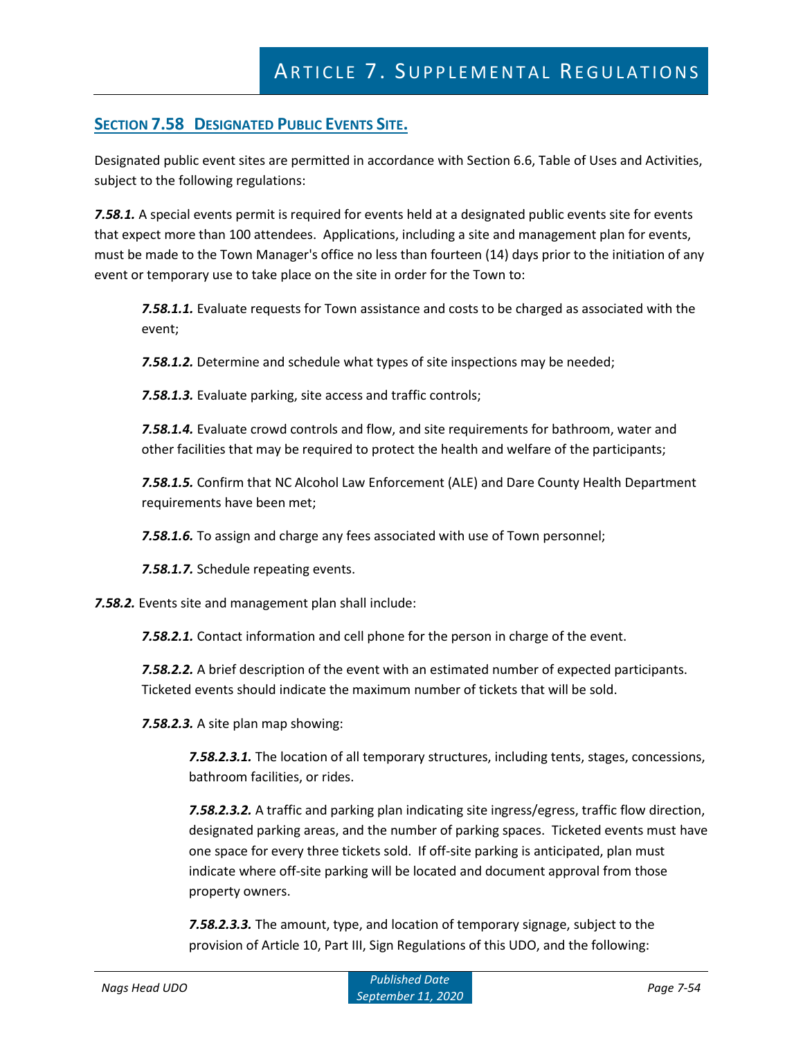## SECTION 7.58 DESIGNATED PUBLIC EVENTS SITE.

Designated public event sites are permitted in accordance with Section 6.6, Table of Uses and Activities, subject to the following regulations:

***7.58.1.*** A special events permit is required for events held at a designated public events site for events that expect more than 100 attendees. Applications, including a site and management plan for events, must be made to the Town Manager's office no less than fourteen (14) days prior to the initiation of any event or temporary use to take place on the site in order for the Town to:

> ***7.58.1.1.*** Evaluate requests for Town assistance and costs to be charged as associated with the event;
>
> ***7.58.1.2.*** Determine and schedule what types of site inspections may be needed;
>
> ***7.58.1.3.*** Evaluate parking, site access and traffic controls;
>
> ***7.58.1.4.*** Evaluate crowd controls and flow, and site requirements for bathroom, water and other facilities that may be required to protect the health and welfare of the participants;
>
> ***7.58.1.5.*** Confirm that NC Alcohol Law Enforcement (ALE) and Dare County Health Department requirements have been met;
>
> ***7.58.1.6.*** To assign and charge any fees associated with use of Town personnel;
>
> ***7.58.1.7.*** Schedule repeating events.

***7.58.2.*** Events site and management plan shall include:

> ***7.58.2.1.*** Contact information and cell phone for the person in charge of the event.
>
> ***7.58.2.2.*** A brief description of the event with an estimated number of expected participants. Ticketed events should indicate the maximum number of tickets that will be sold.
>
> ***7.58.2.3.*** A site plan map showing:
>
> > ***7.58.2.3.1.*** The location of all temporary structures, including tents, stages, concessions, bathroom facilities, or rides.
> >
> > ***7.58.2.3.2.*** A traffic and parking plan indicating site ingress/egress, traffic flow direction, designated parking areas, and the number of parking spaces. Ticketed events must have one space for every three tickets sold. If off-site parking is anticipated, plan must indicate where off-site parking will be located and document approval from those property owners.
> >
> > ***7.58.2.3.3.*** The amount, type, and location of temporary signage, subject to the provision of Article 10, Part III, Sign Regulations of this UDO, and the following: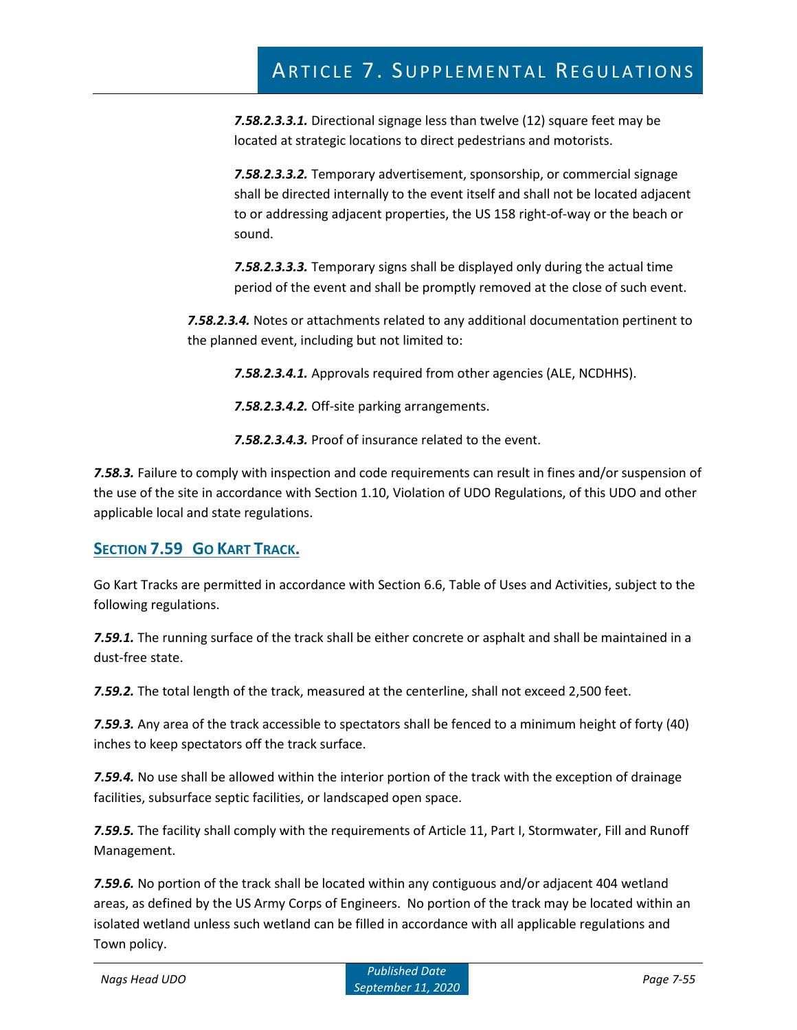***7.58.2.3.3.1.*** Directional signage less than twelve (12) square feet may be located at strategic locations to direct pedestrians and motorists.

***7.58.2.3.3.2.*** Temporary advertisement, sponsorship, or commercial signage shall be directed internally to the event itself and shall not be located adjacent to or addressing adjacent properties, the US 158 right-of-way or the beach or sound.

***7.58.2.3.3.3.*** Temporary signs shall be displayed only during the actual time period of the event and shall be promptly removed at the close of such event.

***7.58.2.3.4.*** Notes or attachments related to any additional documentation pertinent to the planned event, including but not limited to:

***7.58.2.3.4.1.*** Approvals required from other agencies (ALE, NCDHHS).

***7.58.2.3.4.2.*** Off-site parking arrangements.

***7.58.2.3.4.3.*** Proof of insurance related to the event.

***7.58.3.*** Failure to comply with inspection and code requirements can result in fines and/or suspension of the use of the site in accordance with Section 1.10, Violation of UDO Regulations, of this UDO and other applicable local and state regulations.

## SECTION 7.59 GO KART TRACK.

Go Kart Tracks are permitted in accordance with Section 6.6, Table of Uses and Activities, subject to the following regulations.

***7.59.1.*** The running surface of the track shall be either concrete or asphalt and shall be maintained in a dust-free state.

***7.59.2.*** The total length of the track, measured at the centerline, shall not exceed 2,500 feet.

***7.59.3.*** Any area of the track accessible to spectators shall be fenced to a minimum height of forty (40) inches to keep spectators off the track surface.

***7.59.4.*** No use shall be allowed within the interior portion of the track with the exception of drainage facilities, subsurface septic facilities, or landscaped open space.

***7.59.5.*** The facility shall comply with the requirements of Article 11, Part I, Stormwater, Fill and Runoff Management.

***7.59.6.*** No portion of the track shall be located within any contiguous and/or adjacent 404 wetland areas, as defined by the US Army Corps of Engineers. No portion of the track may be located within an isolated wetland unless such wetland can be filled in accordance with all applicable regulations and Town policy.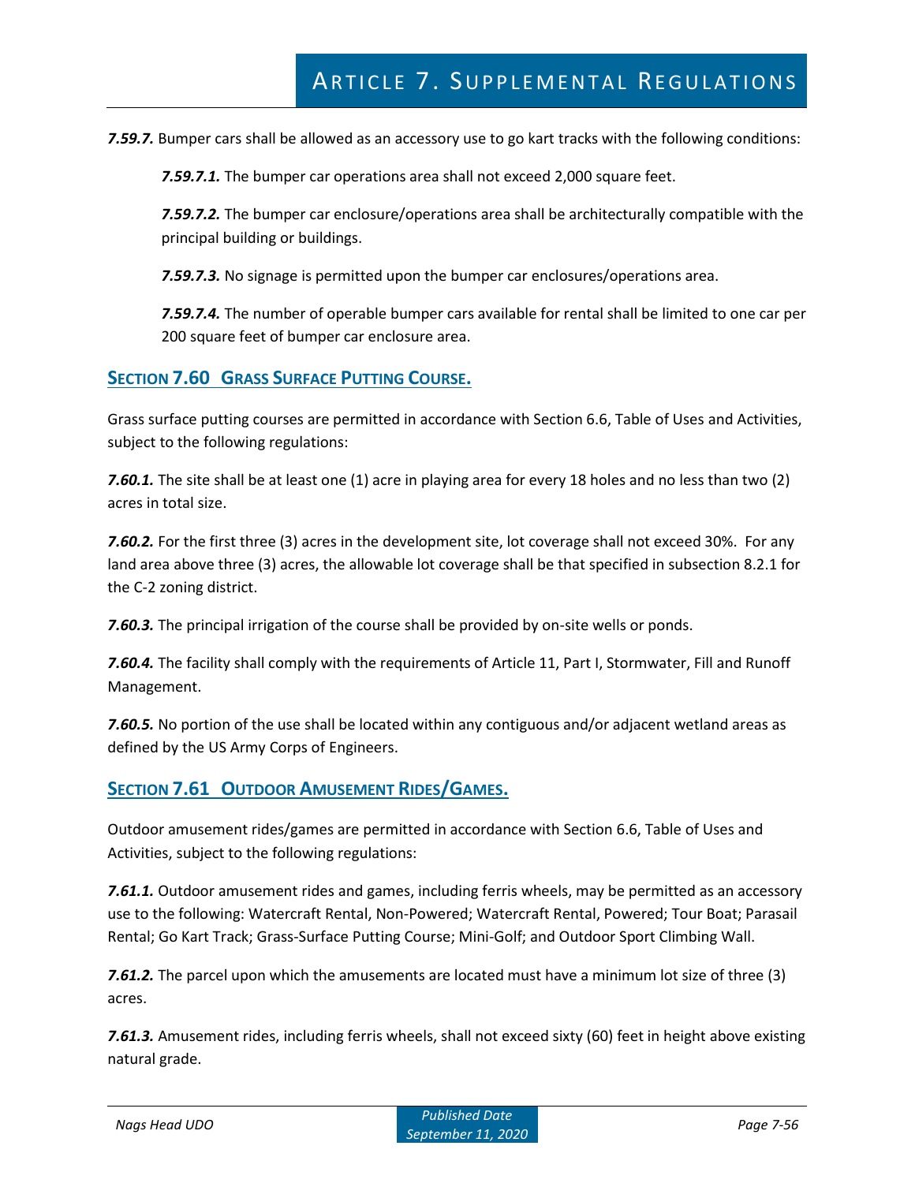***7.59.7.*** Bumper cars shall be allowed as an accessory use to go kart tracks with the following conditions:

***7.59.7.1.*** The bumper car operations area shall not exceed 2,000 square feet.

***7.59.7.2.*** The bumper car enclosure/operations area shall be architecturally compatible with the principal building or buildings.

***7.59.7.3.*** No signage is permitted upon the bumper car enclosures/operations area.

***7.59.7.4.*** The number of operable bumper cars available for rental shall be limited to one car per 200 square feet of bumper car enclosure area.

## Section 7.60 Grass Surface Putting Course.

Grass surface putting courses are permitted in accordance with Section 6.6, Table of Uses and Activities, subject to the following regulations:

***7.60.1.*** The site shall be at least one (1) acre in playing area for every 18 holes and no less than two (2) acres in total size.

***7.60.2.*** For the first three (3) acres in the development site, lot coverage shall not exceed 30%. For any land area above three (3) acres, the allowable lot coverage shall be that specified in subsection 8.2.1 for the C-2 zoning district.

***7.60.3.*** The principal irrigation of the course shall be provided by on-site wells or ponds.

***7.60.4.*** The facility shall comply with the requirements of Article 11, Part I, Stormwater, Fill and Runoff Management.

***7.60.5.*** No portion of the use shall be located within any contiguous and/or adjacent wetland areas as defined by the US Army Corps of Engineers.

## Section 7.61 Outdoor Amusement Rides/Games.

Outdoor amusement rides/games are permitted in accordance with Section 6.6, Table of Uses and Activities, subject to the following regulations:

***7.61.1.*** Outdoor amusement rides and games, including ferris wheels, may be permitted as an accessory use to the following: Watercraft Rental, Non-Powered; Watercraft Rental, Powered; Tour Boat; Parasail Rental; Go Kart Track; Grass-Surface Putting Course; Mini-Golf; and Outdoor Sport Climbing Wall.

***7.61.2.*** The parcel upon which the amusements are located must have a minimum lot size of three (3) acres.

***7.61.3.*** Amusement rides, including ferris wheels, shall not exceed sixty (60) feet in height above existing natural grade.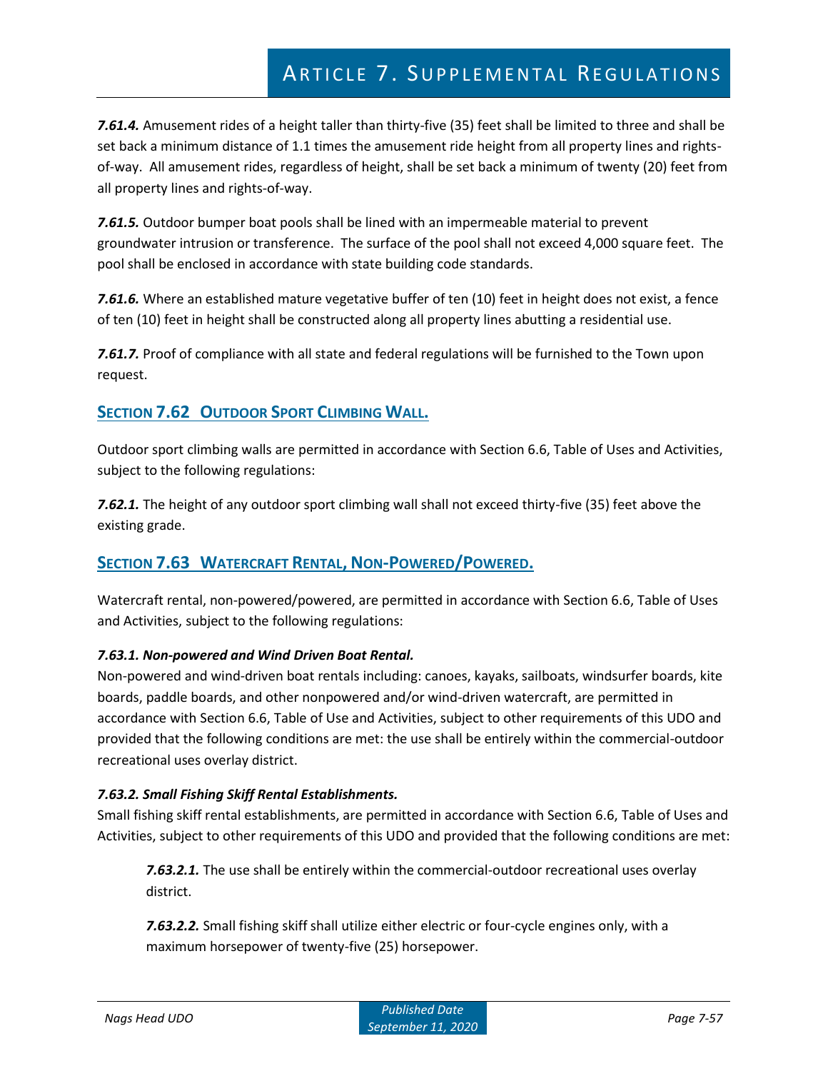***7.61.4.*** Amusement rides of a height taller than thirty-five (35) feet shall be limited to three and shall be set back a minimum distance of 1.1 times the amusement ride height from all property lines and rights-of-way. All amusement rides, regardless of height, shall be set back a minimum of twenty (20) feet from all property lines and rights-of-way.

***7.61.5.*** Outdoor bumper boat pools shall be lined with an impermeable material to prevent groundwater intrusion or transference. The surface of the pool shall not exceed 4,000 square feet. The pool shall be enclosed in accordance with state building code standards.

***7.61.6.*** Where an established mature vegetative buffer of ten (10) feet in height does not exist, a fence of ten (10) feet in height shall be constructed along all property lines abutting a residential use.

***7.61.7.*** Proof of compliance with all state and federal regulations will be furnished to the Town upon request.

## SECTION 7.62 OUTDOOR SPORT CLIMBING WALL.

Outdoor sport climbing walls are permitted in accordance with Section 6.6, Table of Uses and Activities, subject to the following regulations:

***7.62.1.*** The height of any outdoor sport climbing wall shall not exceed thirty-five (35) feet above the existing grade.

## SECTION 7.63 WATERCRAFT RENTAL, NON-POWERED/POWERED.

Watercraft rental, non-powered/powered, are permitted in accordance with Section 6.6, Table of Uses and Activities, subject to the following regulations:

***7.63.1. Non-powered and Wind Driven Boat Rental.***
Non-powered and wind-driven boat rentals including: canoes, kayaks, sailboats, windsurfer boards, kite boards, paddle boards, and other nonpowered and/or wind-driven watercraft, are permitted in accordance with Section 6.6, Table of Use and Activities, subject to other requirements of this UDO and provided that the following conditions are met: the use shall be entirely within the commercial-outdoor recreational uses overlay district.

***7.63.2. Small Fishing Skiff Rental Establishments.***
Small fishing skiff rental establishments, are permitted in accordance with Section 6.6, Table of Uses and Activities, subject to other requirements of this UDO and provided that the following conditions are met:

> ***7.63.2.1.*** The use shall be entirely within the commercial-outdoor recreational uses overlay district.
>
> ***7.63.2.2.*** Small fishing skiff shall utilize either electric or four-cycle engines only, with a maximum horsepower of twenty-five (25) horsepower.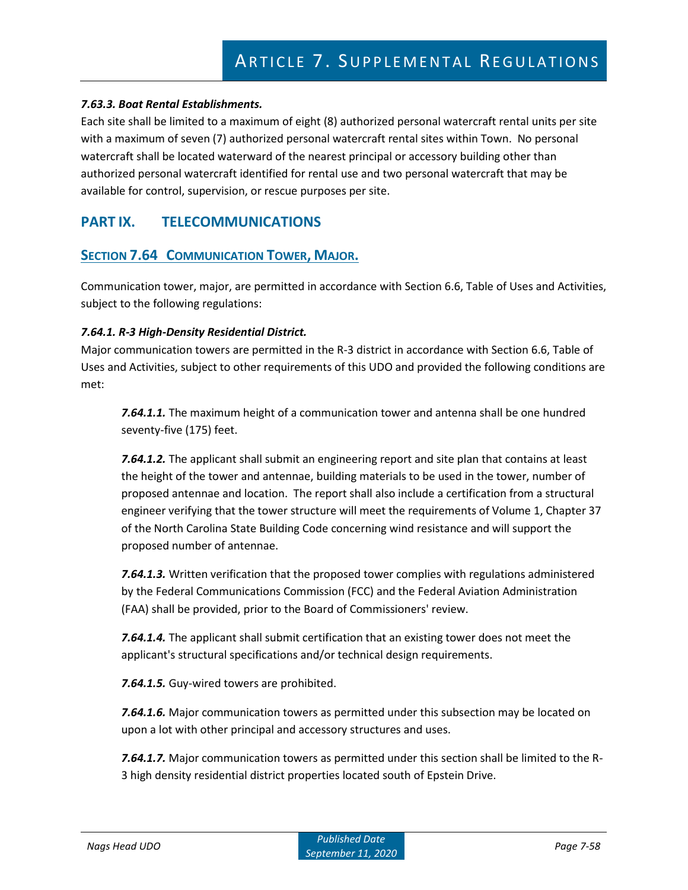#### *7.63.3. Boat Rental Establishments.*

Each site shall be limited to a maximum of eight (8) authorized personal watercraft rental units per site with a maximum of seven (7) authorized personal watercraft rental sites within Town. No personal watercraft shall be located waterward of the nearest principal or accessory building other than authorized personal watercraft identified for rental use and two personal watercraft that may be available for control, supervision, or rescue purposes per site.

## PART IX. TELECOMMUNICATIONS

### SECTION 7.64 COMMUNICATION TOWER, MAJOR.

Communication tower, major, are permitted in accordance with Section 6.6, Table of Uses and Activities, subject to the following regulations:

#### *7.64.1. R-3 High-Density Residential District.*

Major communication towers are permitted in the R-3 district in accordance with Section 6.6, Table of Uses and Activities, subject to other requirements of this UDO and provided the following conditions are met:

> ***7.64.1.1.*** The maximum height of a communication tower and antenna shall be one hundred seventy-five (175) feet.
>
> ***7.64.1.2.*** The applicant shall submit an engineering report and site plan that contains at least the height of the tower and antennae, building materials to be used in the tower, number of proposed antennae and location. The report shall also include a certification from a structural engineer verifying that the tower structure will meet the requirements of Volume 1, Chapter 37 of the North Carolina State Building Code concerning wind resistance and will support the proposed number of antennae.
>
> ***7.64.1.3.*** Written verification that the proposed tower complies with regulations administered by the Federal Communications Commission (FCC) and the Federal Aviation Administration (FAA) shall be provided, prior to the Board of Commissioners' review.
>
> ***7.64.1.4.*** The applicant shall submit certification that an existing tower does not meet the applicant's structural specifications and/or technical design requirements.
>
> ***7.64.1.5.*** Guy-wired towers are prohibited.
>
> ***7.64.1.6.*** Major communication towers as permitted under this subsection may be located on upon a lot with other principal and accessory structures and uses.
>
> ***7.64.1.7.*** Major communication towers as permitted under this section shall be limited to the R-3 high density residential district properties located south of Epstein Drive.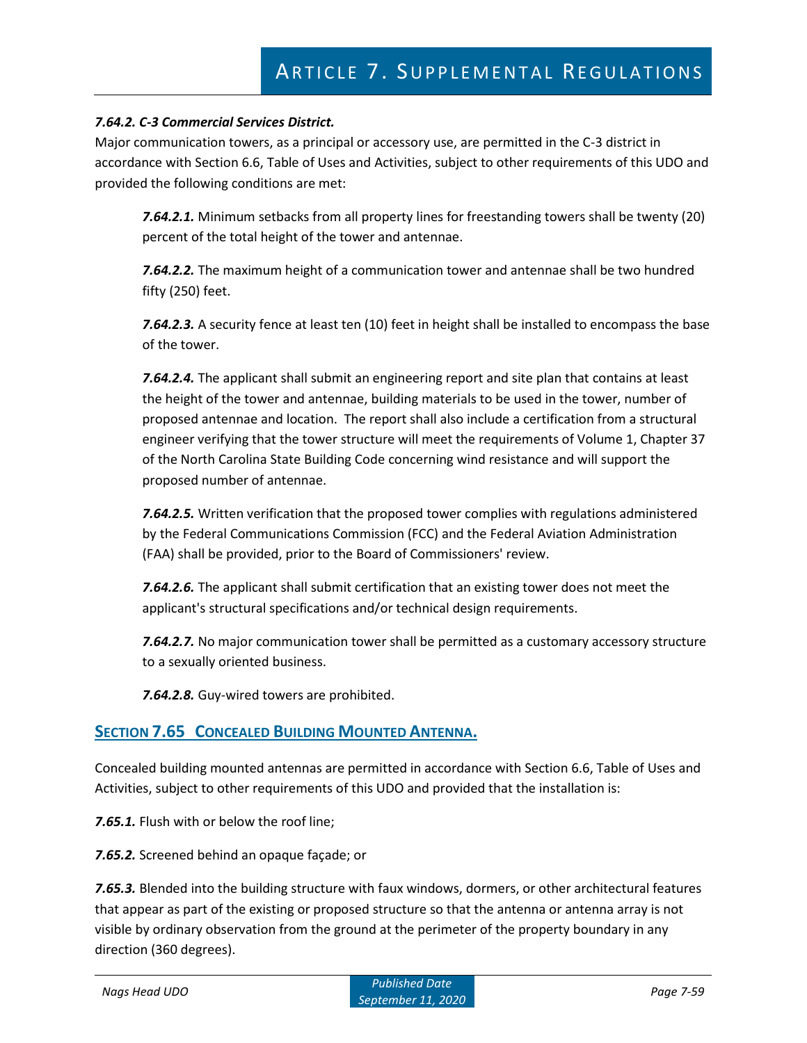#### *7.64.2. C-3 Commercial Services District.*

Major communication towers, as a principal or accessory use, are permitted in the C-3 district in accordance with Section 6.6, Table of Uses and Activities, subject to other requirements of this UDO and provided the following conditions are met:

> ***7.64.2.1.*** Minimum setbacks from all property lines for freestanding towers shall be twenty (20) percent of the total height of the tower and antennae.
>
> ***7.64.2.2.*** The maximum height of a communication tower and antennae shall be two hundred fifty (250) feet.
>
> ***7.64.2.3.*** A security fence at least ten (10) feet in height shall be installed to encompass the base of the tower.
>
> ***7.64.2.4.*** The applicant shall submit an engineering report and site plan that contains at least the height of the tower and antennae, building materials to be used in the tower, number of proposed antennae and location. The report shall also include a certification from a structural engineer verifying that the tower structure will meet the requirements of Volume 1, Chapter 37 of the North Carolina State Building Code concerning wind resistance and will support the proposed number of antennae.
>
> ***7.64.2.5.*** Written verification that the proposed tower complies with regulations administered by the Federal Communications Commission (FCC) and the Federal Aviation Administration (FAA) shall be provided, prior to the Board of Commissioners' review.
>
> ***7.64.2.6.*** The applicant shall submit certification that an existing tower does not meet the applicant's structural specifications and/or technical design requirements.
>
> ***7.64.2.7.*** No major communication tower shall be permitted as a customary accessory structure to a sexually oriented business.
>
> ***7.64.2.8.*** Guy-wired towers are prohibited.

## SECTION 7.65 CONCEALED BUILDING MOUNTED ANTENNA.

Concealed building mounted antennas are permitted in accordance with Section 6.6, Table of Uses and Activities, subject to other requirements of this UDO and provided that the installation is:

***7.65.1.*** Flush with or below the roof line;

***7.65.2.*** Screened behind an opaque façade; or

***7.65.3.*** Blended into the building structure with faux windows, dormers, or other architectural features that appear as part of the existing or proposed structure so that the antenna or antenna array is not visible by ordinary observation from the ground at the perimeter of the property boundary in any direction (360 degrees).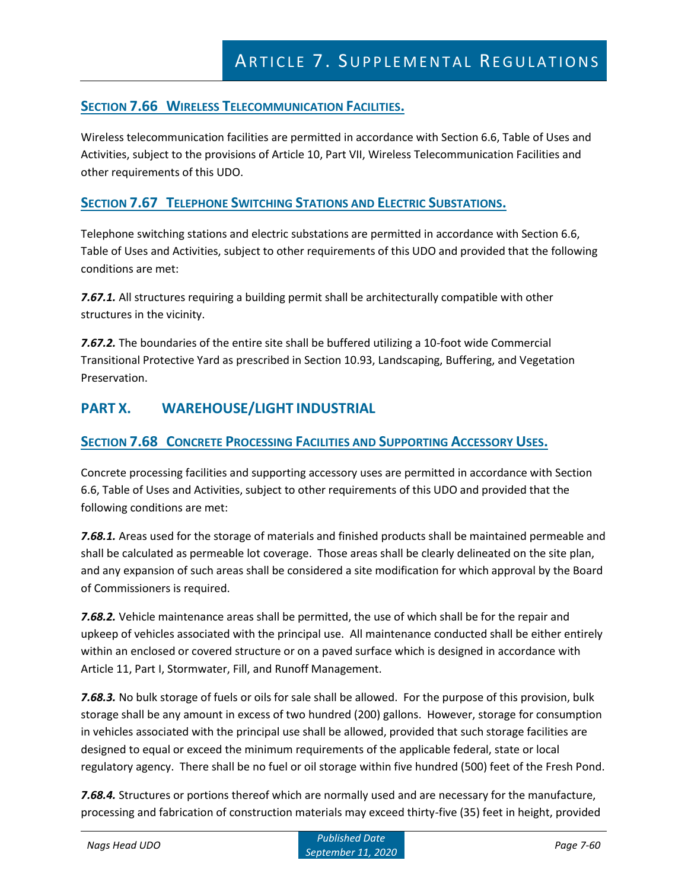## SECTION 7.66 WIRELESS TELECOMMUNICATION FACILITIES.

Wireless telecommunication facilities are permitted in accordance with Section 6.6, Table of Uses and Activities, subject to the provisions of Article 10, Part VII, Wireless Telecommunication Facilities and other requirements of this UDO.

## SECTION 7.67 TELEPHONE SWITCHING STATIONS AND ELECTRIC SUBSTATIONS.

Telephone switching stations and electric substations are permitted in accordance with Section 6.6, Table of Uses and Activities, subject to other requirements of this UDO and provided that the following conditions are met:

***7.67.1.*** All structures requiring a building permit shall be architecturally compatible with other structures in the vicinity.

***7.67.2.*** The boundaries of the entire site shall be buffered utilizing a 10-foot wide Commercial Transitional Protective Yard as prescribed in Section 10.93, Landscaping, Buffering, and Vegetation Preservation.

# PART X. WAREHOUSE/LIGHT INDUSTRIAL

## SECTION 7.68 CONCRETE PROCESSING FACILITIES AND SUPPORTING ACCESSORY USES.

Concrete processing facilities and supporting accessory uses are permitted in accordance with Section 6.6, Table of Uses and Activities, subject to other requirements of this UDO and provided that the following conditions are met:

***7.68.1.*** Areas used for the storage of materials and finished products shall be maintained permeable and shall be calculated as permeable lot coverage. Those areas shall be clearly delineated on the site plan, and any expansion of such areas shall be considered a site modification for which approval by the Board of Commissioners is required.

***7.68.2.*** Vehicle maintenance areas shall be permitted, the use of which shall be for the repair and upkeep of vehicles associated with the principal use. All maintenance conducted shall be either entirely within an enclosed or covered structure or on a paved surface which is designed in accordance with Article 11, Part I, Stormwater, Fill, and Runoff Management.

***7.68.3.*** No bulk storage of fuels or oils for sale shall be allowed. For the purpose of this provision, bulk storage shall be any amount in excess of two hundred (200) gallons. However, storage for consumption in vehicles associated with the principal use shall be allowed, provided that such storage facilities are designed to equal or exceed the minimum requirements of the applicable federal, state or local regulatory agency. There shall be no fuel or oil storage within five hundred (500) feet of the Fresh Pond.

***7.68.4.*** Structures or portions thereof which are normally used and are necessary for the manufacture, processing and fabrication of construction materials may exceed thirty-five (35) feet in height, provided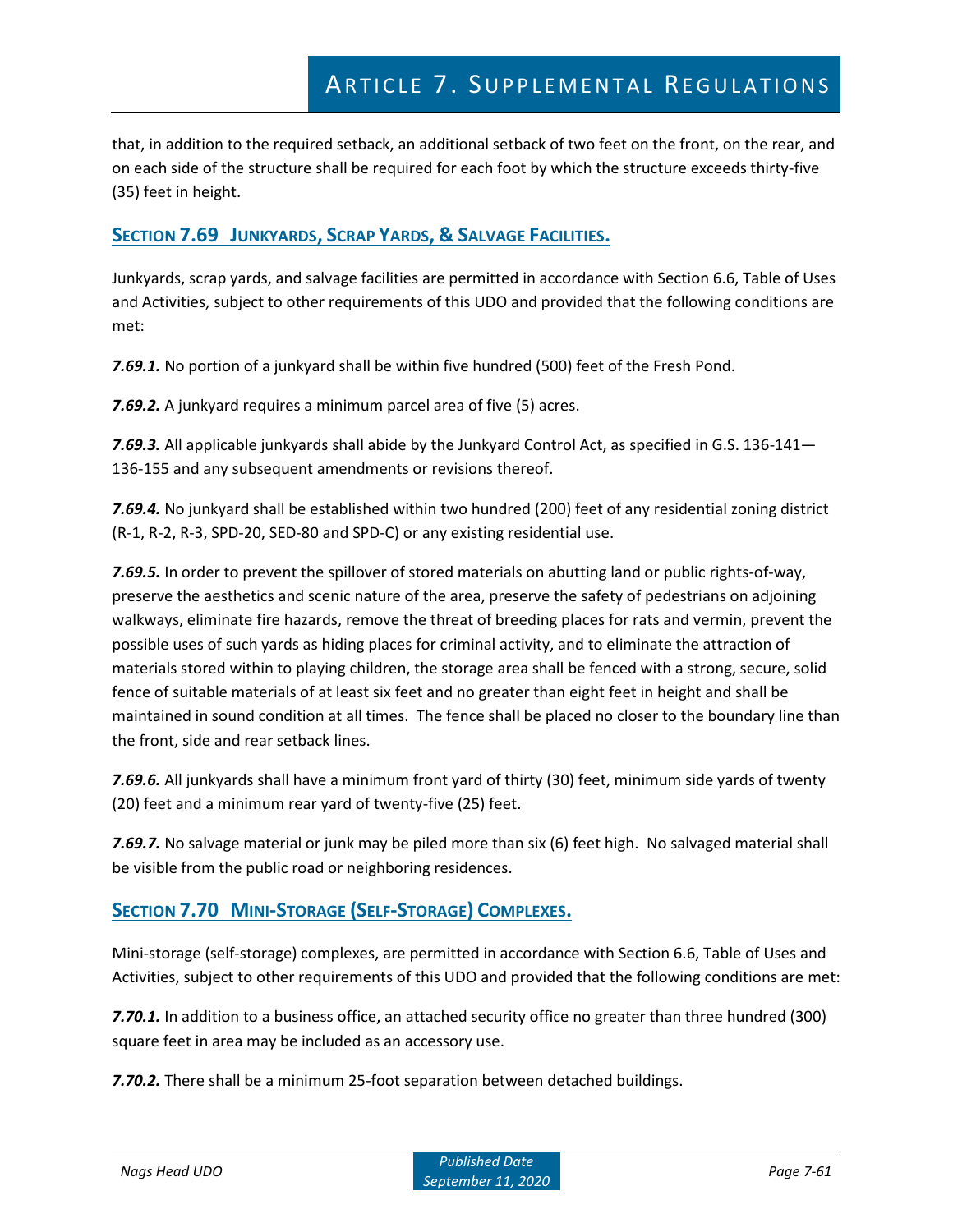that, in addition to the required setback, an additional setback of two feet on the front, on the rear, and on each side of the structure shall be required for each foot by which the structure exceeds thirty-five (35) feet in height.

## SECTION 7.69 JUNKYARDS, SCRAP YARDS, & SALVAGE FACILITIES.

Junkyards, scrap yards, and salvage facilities are permitted in accordance with Section 6.6, Table of Uses and Activities, subject to other requirements of this UDO and provided that the following conditions are met:

***7.69.1.*** No portion of a junkyard shall be within five hundred (500) feet of the Fresh Pond.

***7.69.2.*** A junkyard requires a minimum parcel area of five (5) acres.

***7.69.3.*** All applicable junkyards shall abide by the Junkyard Control Act, as specified in G.S. 136-141—136-155 and any subsequent amendments or revisions thereof.

***7.69.4.*** No junkyard shall be established within two hundred (200) feet of any residential zoning district (R-1, R-2, R-3, SPD-20, SED-80 and SPD-C) or any existing residential use.

***7.69.5.*** In order to prevent the spillover of stored materials on abutting land or public rights-of-way, preserve the aesthetics and scenic nature of the area, preserve the safety of pedestrians on adjoining walkways, eliminate fire hazards, remove the threat of breeding places for rats and vermin, prevent the possible uses of such yards as hiding places for criminal activity, and to eliminate the attraction of materials stored within to playing children, the storage area shall be fenced with a strong, secure, solid fence of suitable materials of at least six feet and no greater than eight feet in height and shall be maintained in sound condition at all times. The fence shall be placed no closer to the boundary line than the front, side and rear setback lines.

***7.69.6.*** All junkyards shall have a minimum front yard of thirty (30) feet, minimum side yards of twenty (20) feet and a minimum rear yard of twenty-five (25) feet.

***7.69.7.*** No salvage material or junk may be piled more than six (6) feet high. No salvaged material shall be visible from the public road or neighboring residences.

## SECTION 7.70 MINI-STORAGE (SELF-STORAGE) COMPLEXES.

Mini-storage (self-storage) complexes, are permitted in accordance with Section 6.6, Table of Uses and Activities, subject to other requirements of this UDO and provided that the following conditions are met:

***7.70.1.*** In addition to a business office, an attached security office no greater than three hundred (300) square feet in area may be included as an accessory use.

***7.70.2.*** There shall be a minimum 25-foot separation between detached buildings.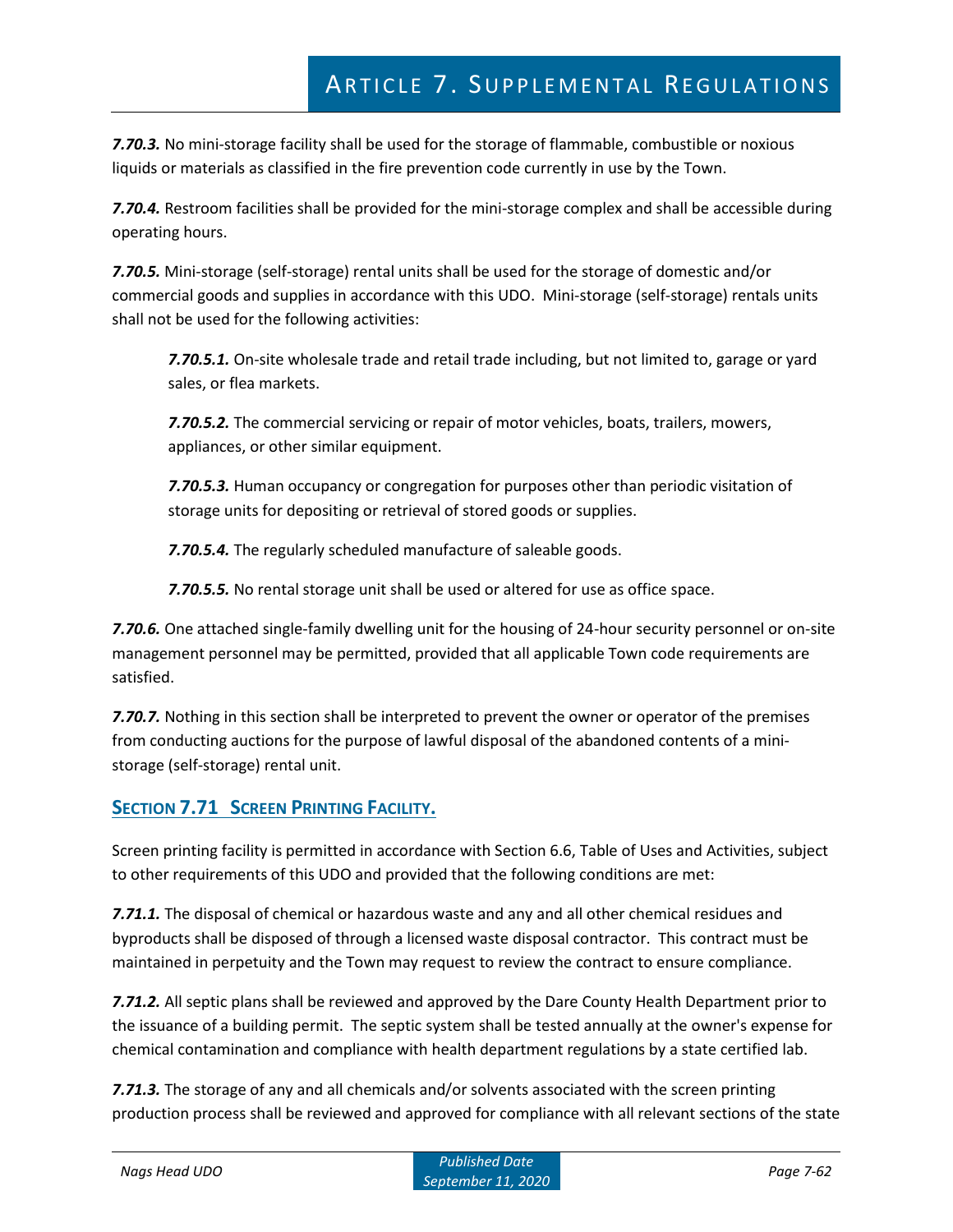***7.70.3.*** No mini-storage facility shall be used for the storage of flammable, combustible or noxious liquids or materials as classified in the fire prevention code currently in use by the Town.

***7.70.4.*** Restroom facilities shall be provided for the mini-storage complex and shall be accessible during operating hours.

***7.70.5.*** Mini-storage (self-storage) rental units shall be used for the storage of domestic and/or commercial goods and supplies in accordance with this UDO. Mini-storage (self-storage) rentals units shall not be used for the following activities:

> ***7.70.5.1.*** On-site wholesale trade and retail trade including, but not limited to, garage or yard sales, or flea markets.
>
> ***7.70.5.2.*** The commercial servicing or repair of motor vehicles, boats, trailers, mowers, appliances, or other similar equipment.
>
> ***7.70.5.3.*** Human occupancy or congregation for purposes other than periodic visitation of storage units for depositing or retrieval of stored goods or supplies.
>
> ***7.70.5.4.*** The regularly scheduled manufacture of saleable goods.
>
> ***7.70.5.5.*** No rental storage unit shall be used or altered for use as office space.

***7.70.6.*** One attached single-family dwelling unit for the housing of 24-hour security personnel or on-site management personnel may be permitted, provided that all applicable Town code requirements are satisfied.

***7.70.7.*** Nothing in this section shall be interpreted to prevent the owner or operator of the premises from conducting auctions for the purpose of lawful disposal of the abandoned contents of a mini-storage (self-storage) rental unit.

## SECTION 7.71 SCREEN PRINTING FACILITY.

Screen printing facility is permitted in accordance with Section 6.6, Table of Uses and Activities, subject to other requirements of this UDO and provided that the following conditions are met:

***7.71.1.*** The disposal of chemical or hazardous waste and any and all other chemical residues and byproducts shall be disposed of through a licensed waste disposal contractor. This contract must be maintained in perpetuity and the Town may request to review the contract to ensure compliance.

***7.71.2.*** All septic plans shall be reviewed and approved by the Dare County Health Department prior to the issuance of a building permit. The septic system shall be tested annually at the owner's expense for chemical contamination and compliance with health department regulations by a state certified lab.

***7.71.3.*** The storage of any and all chemicals and/or solvents associated with the screen printing production process shall be reviewed and approved for compliance with all relevant sections of the state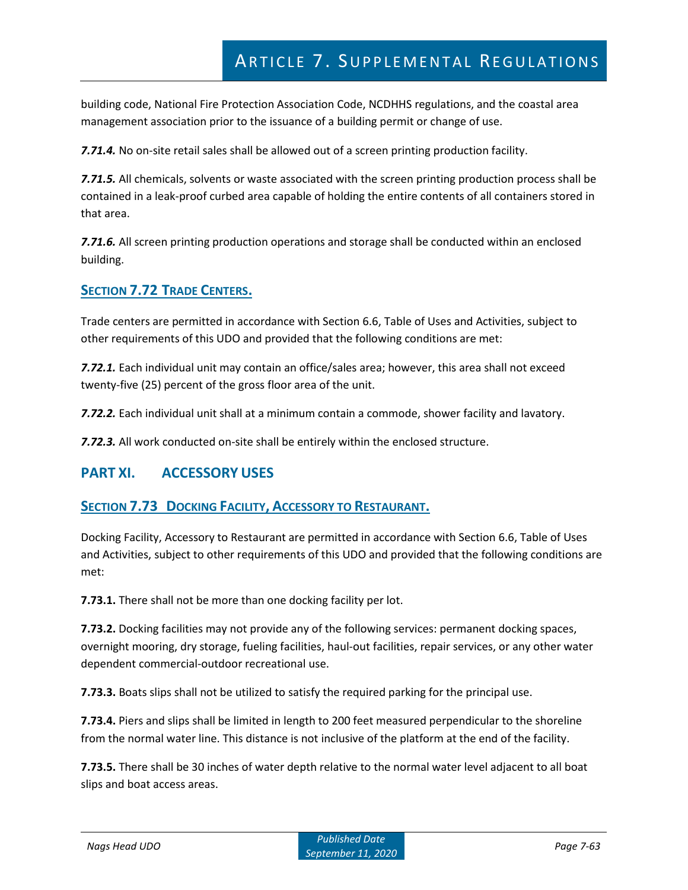building code, National Fire Protection Association Code, NCDHHS regulations, and the coastal area management association prior to the issuance of a building permit or change of use.

***7.71.4.*** No on-site retail sales shall be allowed out of a screen printing production facility.

***7.71.5.*** All chemicals, solvents or waste associated with the screen printing production process shall be contained in a leak-proof curbed area capable of holding the entire contents of all containers stored in that area.

***7.71.6.*** All screen printing production operations and storage shall be conducted within an enclosed building.

### SECTION 7.72 TRADE CENTERS.

Trade centers are permitted in accordance with Section 6.6, Table of Uses and Activities, subject to other requirements of this UDO and provided that the following conditions are met:

***7.72.1.*** Each individual unit may contain an office/sales area; however, this area shall not exceed twenty-five (25) percent of the gross floor area of the unit.

***7.72.2.*** Each individual unit shall at a minimum contain a commode, shower facility and lavatory.

***7.72.3.*** All work conducted on-site shall be entirely within the enclosed structure.

## PART XI. ACCESSORY USES

### SECTION 7.73 DOCKING FACILITY, ACCESSORY TO RESTAURANT.

Docking Facility, Accessory to Restaurant are permitted in accordance with Section 6.6, Table of Uses and Activities, subject to other requirements of this UDO and provided that the following conditions are met:

**7.73.1.** There shall not be more than one docking facility per lot.

**7.73.2.** Docking facilities may not provide any of the following services: permanent docking spaces, overnight mooring, dry storage, fueling facilities, haul-out facilities, repair services, or any other water dependent commercial-outdoor recreational use.

**7.73.3.** Boats slips shall not be utilized to satisfy the required parking for the principal use.

**7.73.4.** Piers and slips shall be limited in length to 200 feet measured perpendicular to the shoreline from the normal water line. This distance is not inclusive of the platform at the end of the facility.

**7.73.5.** There shall be 30 inches of water depth relative to the normal water level adjacent to all boat slips and boat access areas.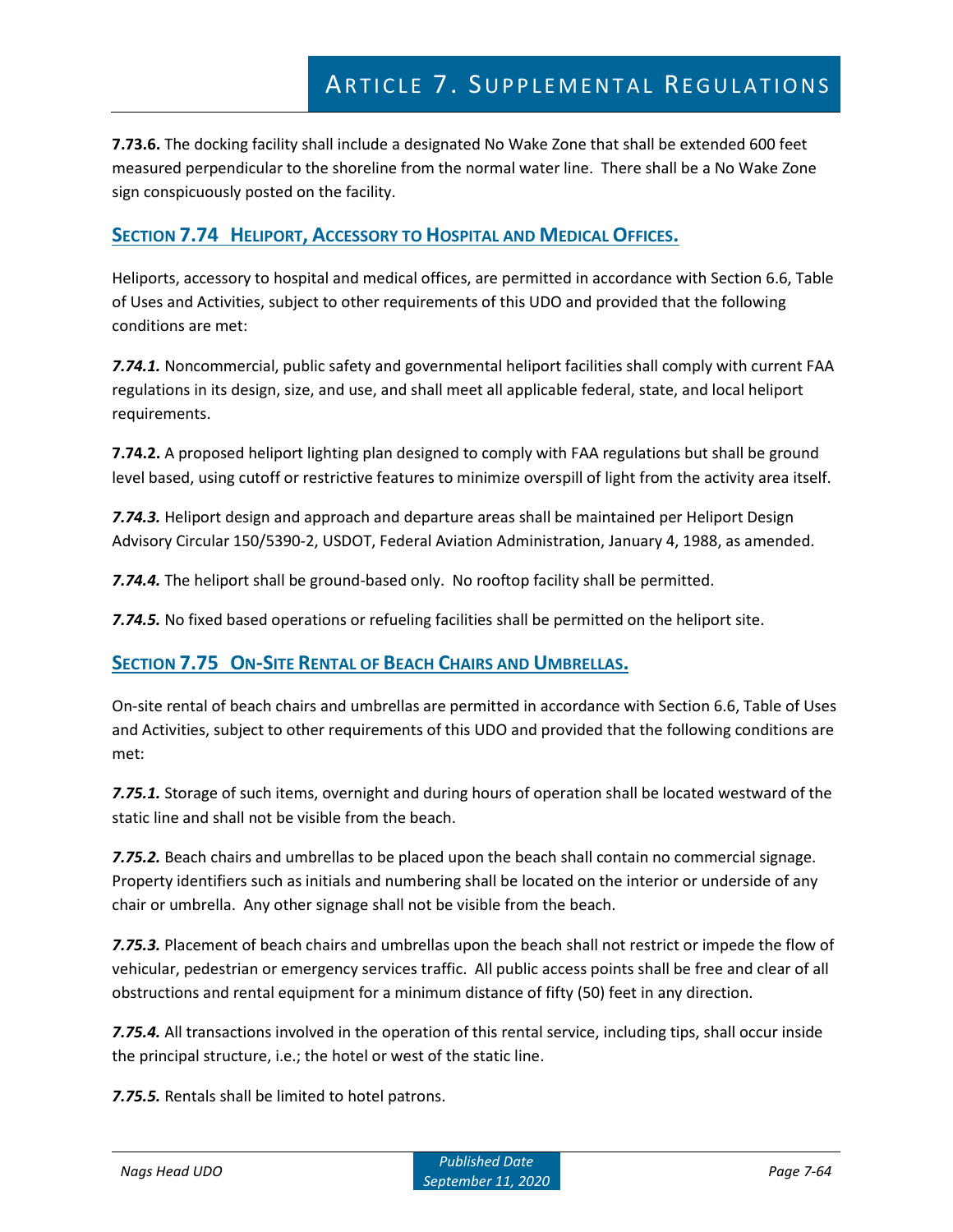**7.73.6.** The docking facility shall include a designated No Wake Zone that shall be extended 600 feet measured perpendicular to the shoreline from the normal water line. There shall be a No Wake Zone sign conspicuously posted on the facility.

## SECTION 7.74 HELIPORT, ACCESSORY TO HOSPITAL AND MEDICAL OFFICES.

Heliports, accessory to hospital and medical offices, are permitted in accordance with Section 6.6, Table of Uses and Activities, subject to other requirements of this UDO and provided that the following conditions are met:

***7.74.1.*** Noncommercial, public safety and governmental heliport facilities shall comply with current FAA regulations in its design, size, and use, and shall meet all applicable federal, state, and local heliport requirements.

**7.74.2.** A proposed heliport lighting plan designed to comply with FAA regulations but shall be ground level based, using cutoff or restrictive features to minimize overspill of light from the activity area itself.

***7.74.3.*** Heliport design and approach and departure areas shall be maintained per Heliport Design Advisory Circular 150/5390-2, USDOT, Federal Aviation Administration, January 4, 1988, as amended.

***7.74.4.*** The heliport shall be ground-based only. No rooftop facility shall be permitted.

***7.74.5.*** No fixed based operations or refueling facilities shall be permitted on the heliport site.

## SECTION 7.75 ON-SITE RENTAL OF BEACH CHAIRS AND UMBRELLAS.

On-site rental of beach chairs and umbrellas are permitted in accordance with Section 6.6, Table of Uses and Activities, subject to other requirements of this UDO and provided that the following conditions are met:

***7.75.1.*** Storage of such items, overnight and during hours of operation shall be located westward of the static line and shall not be visible from the beach.

***7.75.2.*** Beach chairs and umbrellas to be placed upon the beach shall contain no commercial signage. Property identifiers such as initials and numbering shall be located on the interior or underside of any chair or umbrella. Any other signage shall not be visible from the beach.

***7.75.3.*** Placement of beach chairs and umbrellas upon the beach shall not restrict or impede the flow of vehicular, pedestrian or emergency services traffic. All public access points shall be free and clear of all obstructions and rental equipment for a minimum distance of fifty (50) feet in any direction.

***7.75.4.*** All transactions involved in the operation of this rental service, including tips, shall occur inside the principal structure, i.e.; the hotel or west of the static line.

***7.75.5.*** Rentals shall be limited to hotel patrons.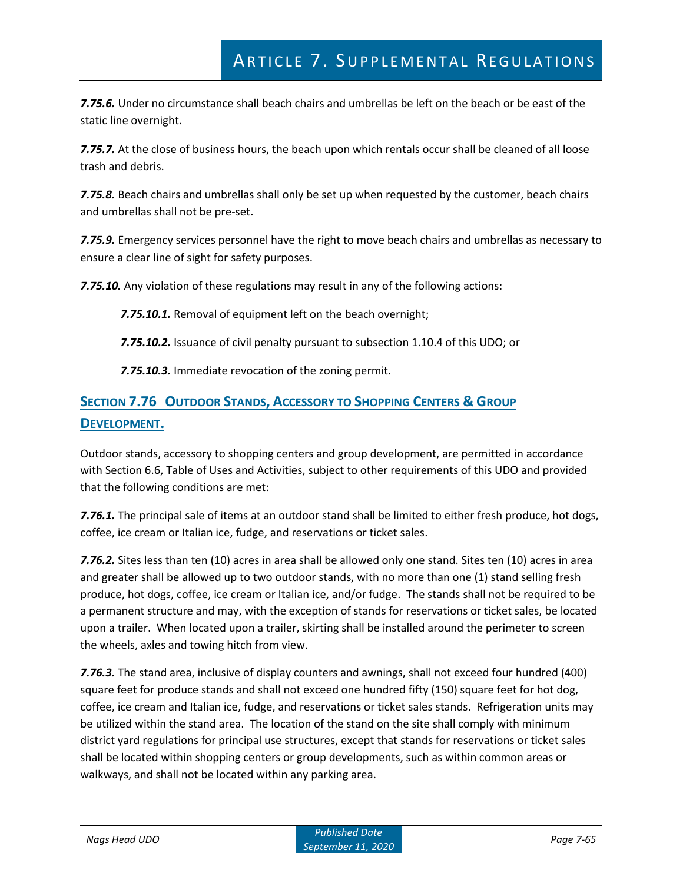***7.75.6.*** Under no circumstance shall beach chairs and umbrellas be left on the beach or be east of the static line overnight.

***7.75.7.*** At the close of business hours, the beach upon which rentals occur shall be cleaned of all loose trash and debris.

***7.75.8.*** Beach chairs and umbrellas shall only be set up when requested by the customer, beach chairs and umbrellas shall not be pre-set.

***7.75.9.*** Emergency services personnel have the right to move beach chairs and umbrellas as necessary to ensure a clear line of sight for safety purposes.

***7.75.10.*** Any violation of these regulations may result in any of the following actions:

> ***7.75.10.1.*** Removal of equipment left on the beach overnight;
>
> ***7.75.10.2.*** Issuance of civil penalty pursuant to subsection 1.10.4 of this UDO; or
>
> ***7.75.10.3.*** Immediate revocation of the zoning permit.

## SECTION 7.76 OUTDOOR STANDS, ACCESSORY TO SHOPPING CENTERS & GROUP DEVELOPMENT.

Outdoor stands, accessory to shopping centers and group development, are permitted in accordance with Section 6.6, Table of Uses and Activities, subject to other requirements of this UDO and provided that the following conditions are met:

***7.76.1.*** The principal sale of items at an outdoor stand shall be limited to either fresh produce, hot dogs, coffee, ice cream or Italian ice, fudge, and reservations or ticket sales.

***7.76.2.*** Sites less than ten (10) acres in area shall be allowed only one stand. Sites ten (10) acres in area and greater shall be allowed up to two outdoor stands, with no more than one (1) stand selling fresh produce, hot dogs, coffee, ice cream or Italian ice, and/or fudge. The stands shall not be required to be a permanent structure and may, with the exception of stands for reservations or ticket sales, be located upon a trailer. When located upon a trailer, skirting shall be installed around the perimeter to screen the wheels, axles and towing hitch from view.

***7.76.3.*** The stand area, inclusive of display counters and awnings, shall not exceed four hundred (400) square feet for produce stands and shall not exceed one hundred fifty (150) square feet for hot dog, coffee, ice cream and Italian ice, fudge, and reservations or ticket sales stands. Refrigeration units may be utilized within the stand area. The location of the stand on the site shall comply with minimum district yard regulations for principal use structures, except that stands for reservations or ticket sales shall be located within shopping centers or group developments, such as within common areas or walkways, and shall not be located within any parking area.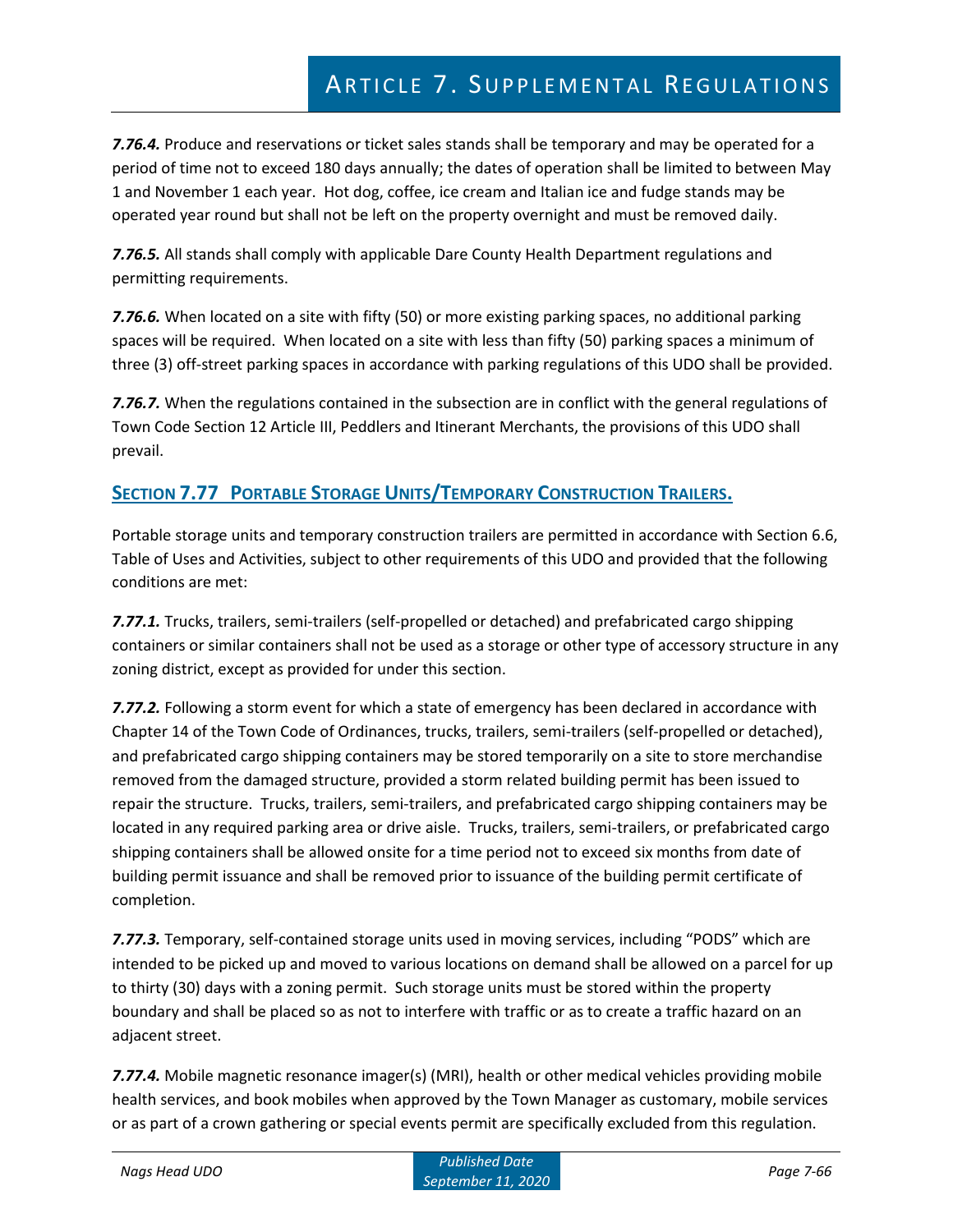***7.76.4.*** Produce and reservations or ticket sales stands shall be temporary and may be operated for a period of time not to exceed 180 days annually; the dates of operation shall be limited to between May 1 and November 1 each year. Hot dog, coffee, ice cream and Italian ice and fudge stands may be operated year round but shall not be left on the property overnight and must be removed daily.

***7.76.5.*** All stands shall comply with applicable Dare County Health Department regulations and permitting requirements.

***7.76.6.*** When located on a site with fifty (50) or more existing parking spaces, no additional parking spaces will be required. When located on a site with less than fifty (50) parking spaces a minimum of three (3) off-street parking spaces in accordance with parking regulations of this UDO shall be provided.

***7.76.7.*** When the regulations contained in the subsection are in conflict with the general regulations of Town Code Section 12 Article III, Peddlers and Itinerant Merchants, the provisions of this UDO shall prevail.

## SECTION 7.77 PORTABLE STORAGE UNITS/TEMPORARY CONSTRUCTION TRAILERS.

Portable storage units and temporary construction trailers are permitted in accordance with Section 6.6, Table of Uses and Activities, subject to other requirements of this UDO and provided that the following conditions are met:

***7.77.1.*** Trucks, trailers, semi-trailers (self-propelled or detached) and prefabricated cargo shipping containers or similar containers shall not be used as a storage or other type of accessory structure in any zoning district, except as provided for under this section.

***7.77.2.*** Following a storm event for which a state of emergency has been declared in accordance with Chapter 14 of the Town Code of Ordinances, trucks, trailers, semi-trailers (self-propelled or detached), and prefabricated cargo shipping containers may be stored temporarily on a site to store merchandise removed from the damaged structure, provided a storm related building permit has been issued to repair the structure. Trucks, trailers, semi-trailers, and prefabricated cargo shipping containers may be located in any required parking area or drive aisle. Trucks, trailers, semi-trailers, or prefabricated cargo shipping containers shall be allowed onsite for a time period not to exceed six months from date of building permit issuance and shall be removed prior to issuance of the building permit certificate of completion.

***7.77.3.*** Temporary, self-contained storage units used in moving services, including "PODS" which are intended to be picked up and moved to various locations on demand shall be allowed on a parcel for up to thirty (30) days with a zoning permit. Such storage units must be stored within the property boundary and shall be placed so as not to interfere with traffic or as to create a traffic hazard on an adjacent street.

***7.77.4.*** Mobile magnetic resonance imager(s) (MRI), health or other medical vehicles providing mobile health services, and book mobiles when approved by the Town Manager as customary, mobile services or as part of a crown gathering or special events permit are specifically excluded from this regulation.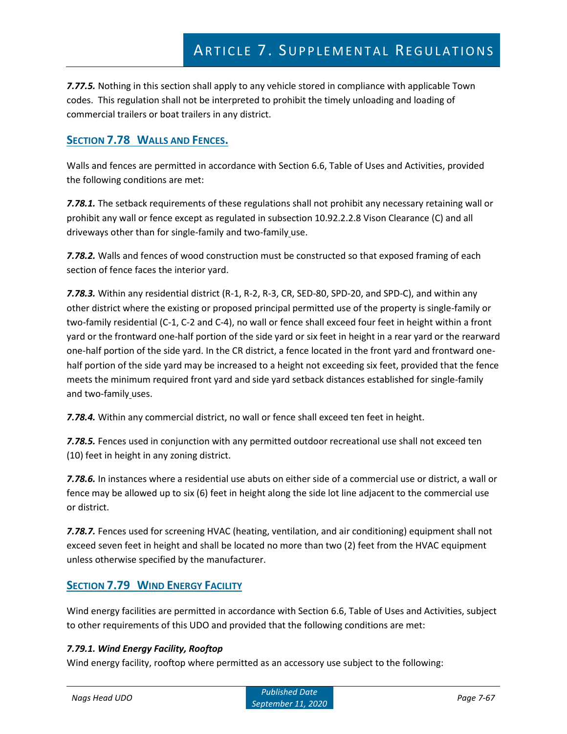***7.77.5.*** Nothing in this section shall apply to any vehicle stored in compliance with applicable Town codes. This regulation shall not be interpreted to prohibit the timely unloading and loading of commercial trailers or boat trailers in any district.

## SECTION 7.78 WALLS AND FENCES.

Walls and fences are permitted in accordance with Section 6.6, Table of Uses and Activities, provided the following conditions are met:

***7.78.1.*** The setback requirements of these regulations shall not prohibit any necessary retaining wall or prohibit any wall or fence except as regulated in subsection 10.92.2.2.8 Vison Clearance (C) and all driveways other than for single-family and two-family use.

***7.78.2.*** Walls and fences of wood construction must be constructed so that exposed framing of each section of fence faces the interior yard.

***7.78.3.*** Within any residential district (R-1, R-2, R-3, CR, SED-80, SPD-20, and SPD-C), and within any other district where the existing or proposed principal permitted use of the property is single-family or two-family residential (C-1, C-2 and C-4), no wall or fence shall exceed four feet in height within a front yard or the frontward one-half portion of the side yard or six feet in height in a rear yard or the rearward one-half portion of the side yard. In the CR district, a fence located in the front yard and frontward one-half portion of the side yard may be increased to a height not exceeding six feet, provided that the fence meets the minimum required front yard and side yard setback distances established for single-family and two-family uses.

***7.78.4.*** Within any commercial district, no wall or fence shall exceed ten feet in height.

***7.78.5.*** Fences used in conjunction with any permitted outdoor recreational use shall not exceed ten (10) feet in height in any zoning district.

***7.78.6.*** In instances where a residential use abuts on either side of a commercial use or district, a wall or fence may be allowed up to six (6) feet in height along the side lot line adjacent to the commercial use or district.

***7.78.7.*** Fences used for screening HVAC (heating, ventilation, and air conditioning) equipment shall not exceed seven feet in height and shall be located no more than two (2) feet from the HVAC equipment unless otherwise specified by the manufacturer.

## SECTION 7.79 WIND ENERGY FACILITY

Wind energy facilities are permitted in accordance with Section 6.6, Table of Uses and Activities, subject to other requirements of this UDO and provided that the following conditions are met:

#### *7.79.1. Wind Energy Facility, Rooftop*

Wind energy facility, rooftop where permitted as an accessory use subject to the following: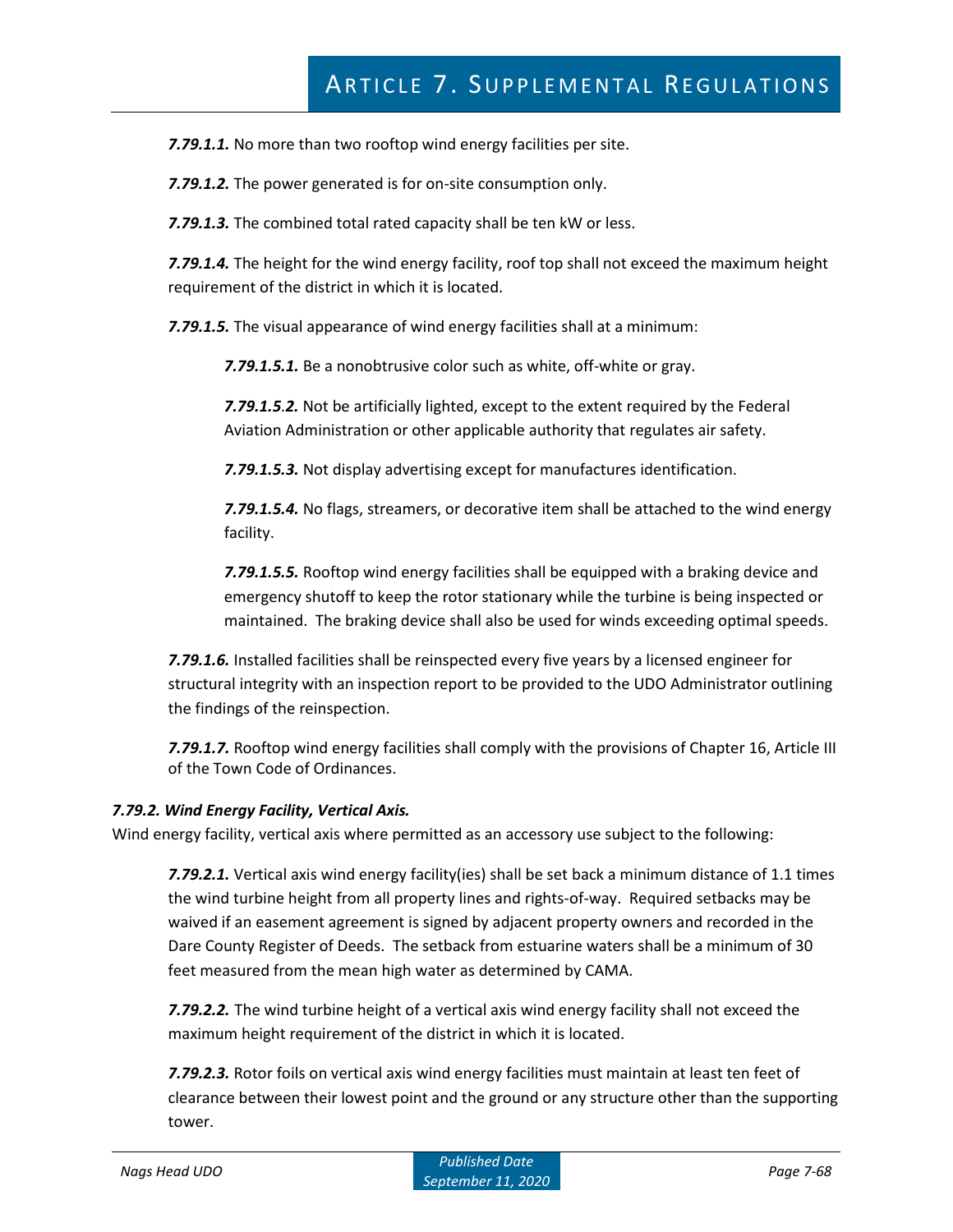***7.79.1.1.*** No more than two rooftop wind energy facilities per site.

***7.79.1.2.*** The power generated is for on-site consumption only.

***7.79.1.3.*** The combined total rated capacity shall be ten kW or less.

***7.79.1.4.*** The height for the wind energy facility, roof top shall not exceed the maximum height requirement of the district in which it is located.

***7.79.1.5.*** The visual appearance of wind energy facilities shall at a minimum:

> ***7.79.1.5.1.*** Be a nonobtrusive color such as white, off-white or gray.
>
> ***7.79.1.5.2.*** Not be artificially lighted, except to the extent required by the Federal Aviation Administration or other applicable authority that regulates air safety.
>
> ***7.79.1.5.3.*** Not display advertising except for manufactures identification.
>
> ***7.79.1.5.4.*** No flags, streamers, or decorative item shall be attached to the wind energy facility.
>
> ***7.79.1.5.5.*** Rooftop wind energy facilities shall be equipped with a braking device and emergency shutoff to keep the rotor stationary while the turbine is being inspected or maintained. The braking device shall also be used for winds exceeding optimal speeds.

***7.79.1.6.*** Installed facilities shall be reinspected every five years by a licensed engineer for structural integrity with an inspection report to be provided to the UDO Administrator outlining the findings of the reinspection.

***7.79.1.7.*** Rooftop wind energy facilities shall comply with the provisions of Chapter 16, Article III of the Town Code of Ordinances.

***7.79.2. Wind Energy Facility, Vertical Axis.***

Wind energy facility, vertical axis where permitted as an accessory use subject to the following:

***7.79.2.1.*** Vertical axis wind energy facility(ies) shall be set back a minimum distance of 1.1 times the wind turbine height from all property lines and rights-of-way. Required setbacks may be waived if an easement agreement is signed by adjacent property owners and recorded in the Dare County Register of Deeds. The setback from estuarine waters shall be a minimum of 30 feet measured from the mean high water as determined by CAMA.

***7.79.2.2.*** The wind turbine height of a vertical axis wind energy facility shall not exceed the maximum height requirement of the district in which it is located.

***7.79.2.3.*** Rotor foils on vertical axis wind energy facilities must maintain at least ten feet of clearance between their lowest point and the ground or any structure other than the supporting tower.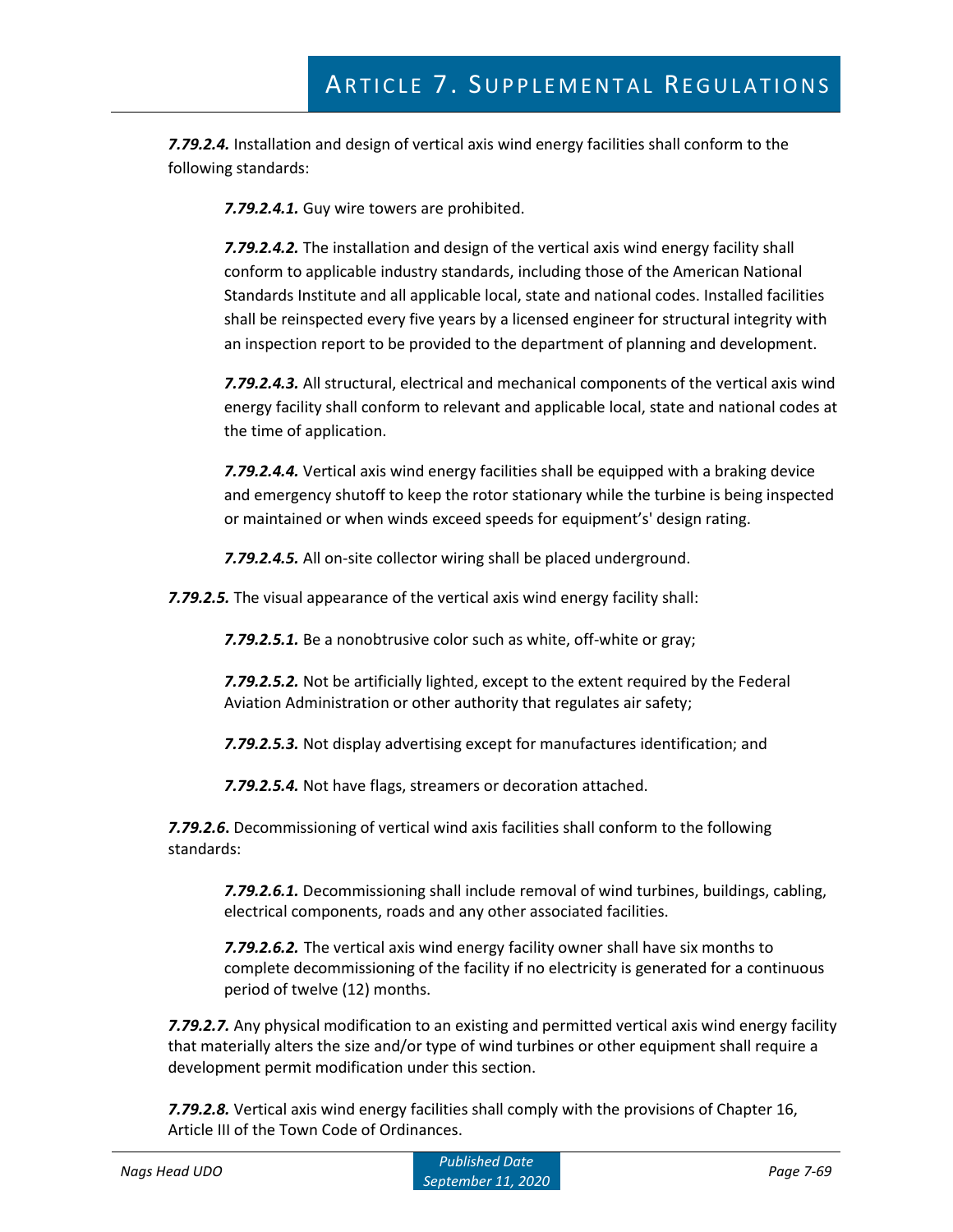***7.79.2.4.*** Installation and design of vertical axis wind energy facilities shall conform to the following standards:

> ***7.79.2.4.1.*** Guy wire towers are prohibited.
>
> ***7.79.2.4.2.*** The installation and design of the vertical axis wind energy facility shall conform to applicable industry standards, including those of the American National Standards Institute and all applicable local, state and national codes. Installed facilities shall be reinspected every five years by a licensed engineer for structural integrity with an inspection report to be provided to the department of planning and development.
>
> ***7.79.2.4.3.*** All structural, electrical and mechanical components of the vertical axis wind energy facility shall conform to relevant and applicable local, state and national codes at the time of application.
>
> ***7.79.2.4.4.*** Vertical axis wind energy facilities shall be equipped with a braking device and emergency shutoff to keep the rotor stationary while the turbine is being inspected or maintained or when winds exceed speeds for equipment's' design rating.
>
> ***7.79.2.4.5.*** All on-site collector wiring shall be placed underground.

***7.79.2.5.*** The visual appearance of the vertical axis wind energy facility shall:

> ***7.79.2.5.1.*** Be a nonobtrusive color such as white, off-white or gray;
>
> ***7.79.2.5.2.*** Not be artificially lighted, except to the extent required by the Federal Aviation Administration or other authority that regulates air safety;
>
> ***7.79.2.5.3.*** Not display advertising except for manufactures identification; and
>
> ***7.79.2.5.4.*** Not have flags, streamers or decoration attached.

***7.79.2.6*****.** Decommissioning of vertical wind axis facilities shall conform to the following standards:

> ***7.79.2.6.1.*** Decommissioning shall include removal of wind turbines, buildings, cabling, electrical components, roads and any other associated facilities.
>
> ***7.79.2.6.2.*** The vertical axis wind energy facility owner shall have six months to complete decommissioning of the facility if no electricity is generated for a continuous period of twelve (12) months.

***7.79.2.7.*** Any physical modification to an existing and permitted vertical axis wind energy facility that materially alters the size and/or type of wind turbines or other equipment shall require a development permit modification under this section.

***7.79.2.8.*** Vertical axis wind energy facilities shall comply with the provisions of Chapter 16, Article III of the Town Code of Ordinances.